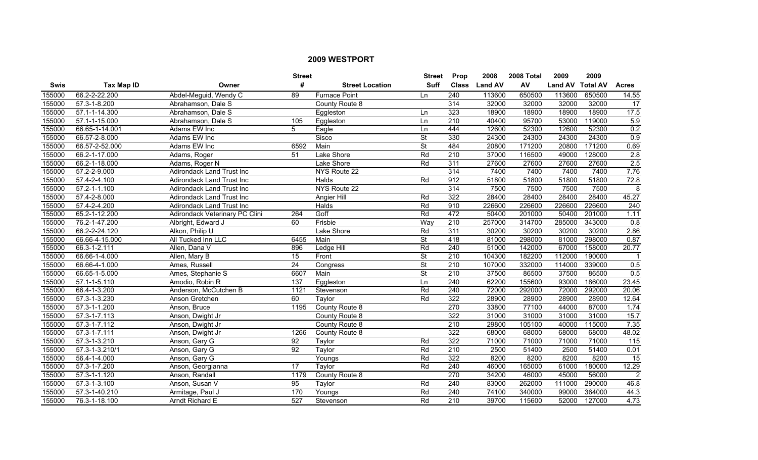# 2009 WESTPORT

| Swis | Tax Map ID | Owner | Street # | Street Location | Street Suff | Prop Class | 2008 Land AV | 2008 Total AV | 2009 Land AV | 2009 Total AV | Acres |
|---|---|---|---|---|---|---|---|---|---|---|---|
| 155000 | 66.2-2-22.200 | Abdel-Meguid, Wendy C | 89 | Furnace Point | Ln | 240 | 113600 | 650500 | 113600 | 650500 | 14.55 |
| 155000 | 57.3-1-8.200 | Abrahamson, Dale S | | County Route 8 | | 314 | 32000 | 32000 | 32000 | 32000 | 17 |
| 155000 | 57.1-1-14.300 | Abrahamson, Dale S | | Eggleston | Ln | 323 | 18900 | 18900 | 18900 | 18900 | 17.5 |
| 155000 | 57.1-1-15.000 | Abrahamson, Dale S | 105 | Eggleston | Ln | 210 | 40400 | 95700 | 53000 | 119000 | 5.9 |
| 155000 | 66.65-1-14.001 | Adams EW Inc | 5 | Eagle | Ln | 444 | 12600 | 52300 | 12600 | 52300 | 0.2 |
| 155000 | 66.57-2-8.000 | Adams EW Inc | | Sisco | St | 330 | 24300 | 24300 | 24300 | 24300 | 0.9 |
| 155000 | 66.57-2-52.000 | Adams EW Inc | 6592 | Main | St | 484 | 20800 | 171200 | 20800 | 171200 | 0.69 |
| 155000 | 66.2-1-17.000 | Adams, Roger | 51 | Lake Shore | Rd | 210 | 37000 | 116500 | 49000 | 128000 | 2.8 |
| 155000 | 66.2-1-18.000 | Adams, Roger N | | Lake Shore | Rd | 311 | 27600 | 27600 | 27600 | 27600 | 2.5 |
| 155000 | 57.2-2-9.000 | Adirondack Land Trust Inc | | NYS Route 22 | | 314 | 7400 | 7400 | 7400 | 7400 | 7.76 |
| 155000 | 57.4-2-4.100 | Adirondack Land Trust Inc | | Halds | Rd | 912 | 51800 | 51800 | 51800 | 51800 | 72.8 |
| 155000 | 57.2-1-1.100 | Adirondack Land Trust Inc | | NYS Route 22 | | 314 | 7500 | 7500 | 7500 | 7500 | 8 |
| 155000 | 57.4-2-8.000 | Adirondack Land Trust Inc | | Angier Hill | Rd | 322 | 28400 | 28400 | 28400 | 28400 | 45.27 |
| 155000 | 57.4-2-4.200 | Adirondack Land Trust Inc | | Halds | Rd | 910 | 226600 | 226600 | 226600 | 226600 | 240 |
| 155000 | 65.2-1-12.200 | Adirondack Veterinary PC Clini | 264 | Goff | Rd | 472 | 50400 | 201000 | 50400 | 201000 | 1.11 |
| 155000 | 76.2-1-47.200 | Albright, Edward J | 60 | Frisbie | Way | 210 | 257000 | 314700 | 285000 | 343000 | 0.8 |
| 155000 | 66.2-2-24.120 | Alkon, Philip U | | Lake Shore | Rd | 311 | 30200 | 30200 | 30200 | 30200 | 2.86 |
| 155000 | 66.66-4-15.000 | All Tucked Inn LLC | 6455 | Main | St | 418 | 81000 | 298000 | 81000 | 298000 | 0.87 |
| 155000 | 66.3-1-2.111 | Allen, Dana V | 896 | Ledge Hill | Rd | 240 | 51000 | 142000 | 67000 | 158000 | 20.77 |
| 155000 | 66.66-1-4.000 | Allen, Mary B | 15 | Front | St | 210 | 104300 | 182200 | 112000 | 190000 | 1 |
| 155000 | 66.66-4-1.000 | Ames, Russell | 24 | Congress | St | 210 | 107000 | 332000 | 114000 | 339000 | 0.5 |
| 155000 | 66.65-1-5.000 | Ames, Stephanie S | 6607 | Main | St | 210 | 37500 | 86500 | 37500 | 86500 | 0.5 |
| 155000 | 57.1-1-5.110 | Amodio, Robin R | 137 | Eggleston | Ln | 240 | 62200 | 155600 | 93000 | 186000 | 23.45 |
| 155000 | 66.4-1-3.200 | Anderson, McCutchen B | 1121 | Stevenson | Rd | 240 | 72000 | 292000 | 72000 | 292000 | 20.06 |
| 155000 | 57.3-1-3.230 | Anson Gretchen | 60 | Taylor | Rd | 322 | 28900 | 28900 | 28900 | 28900 | 12.64 |
| 155000 | 57.3-1-1.200 | Anson, Bruce | 1195 | County Route 8 | | 270 | 33800 | 77100 | 44000 | 87000 | 1.74 |
| 155000 | 57.3-1-7.113 | Anson, Dwight Jr | | County Route 8 | | 322 | 31000 | 31000 | 31000 | 31000 | 15.7 |
| 155000 | 57.3-1-7.112 | Anson, Dwight Jr | | County Route 8 | | 210 | 29800 | 105100 | 40000 | 115000 | 7.35 |
| 155000 | 57.3-1-7.111 | Anson, Dwight Jr | 1266 | County Route 8 | | 322 | 68000 | 68000 | 68000 | 68000 | 48.02 |
| 155000 | 57.3-1-3.210 | Anson, Gary G | 92 | Taylor | Rd | 322 | 71000 | 71000 | 71000 | 71000 | 115 |
| 155000 | 57.3-1-3.210/1 | Anson, Gary G | 92 | Taylor | Rd | 210 | 2500 | 51400 | 2500 | 51400 | 0.01 |
| 155000 | 56.4-1-4.000 | Anson, Gary G | | Youngs | Rd | 322 | 8200 | 8200 | 8200 | 8200 | 15 |
| 155000 | 57.3-1-7.200 | Anson, Georgianna | 17 | Taylor | Rd | 240 | 46000 | 165000 | 61000 | 180000 | 12.29 |
| 155000 | 57.3-1-1.120 | Anson, Randall | 1179 | County Route 8 | | 270 | 34200 | 46000 | 45000 | 56000 | 2 |
| 155000 | 57.3-1-3.100 | Anson, Susan V | 95 | Taylor | Rd | 240 | 83000 | 262000 | 111000 | 290000 | 46.8 |
| 155000 | 57.3-1-40.210 | Armitage, Paul J | 170 | Youngs | Rd | 240 | 74100 | 340000 | 99000 | 364000 | 44.3 |
| 155000 | 76.3-1-18.100 | Arndt Richard E | 527 | Stevenson | Rd | 210 | 39700 | 115600 | 52000 | 127000 | 4.73 |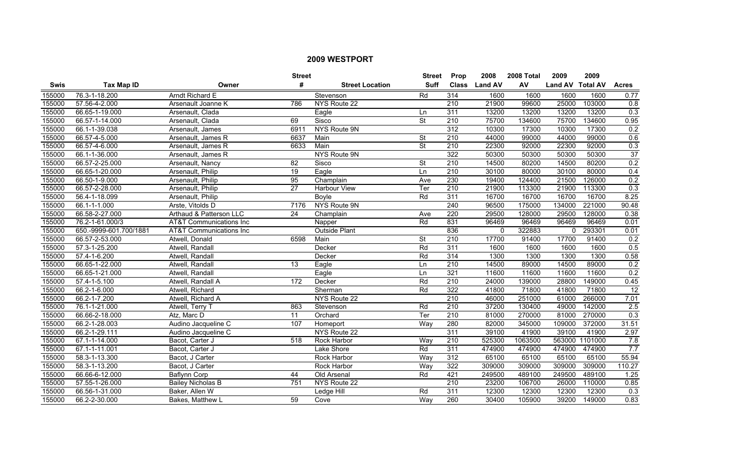## 2009 WESTPORT

| Swis | Tax Map ID | Owner | Street # | Street Location | Street Suff | Prop Class | 2008 Land AV | 2008 Total AV | 2009 Land AV | 2009 Total AV | Acres |
|---|---|---|---|---|---|---|---|---|---|---|---|
| 155000 | 76.3-1-18.200 | Arndt Richard E | | Stevenson | Rd | 314 | 1600 | 1600 | 1600 | 1600 | 0.77 |
| 155000 | 57.56-4-2.000 | Arsenault Joanne K | 786 | NYS Route 22 | | 210 | 21900 | 99600 | 25000 | 103000 | 0.8 |
| 155000 | 66.65-1-19.000 | Arsenault, Clada | | Eagle | Ln | 311 | 13200 | 13200 | 13200 | 13200 | 0.3 |
| 155000 | 66.57-1-14.000 | Arsenault, Clada | 69 | Sisco | St | 210 | 75700 | 134600 | 75700 | 134600 | 0.95 |
| 155000 | 66.1-1-39.038 | Arsenault, James | 6911 | NYS Route 9N | | 312 | 10300 | 17300 | 10300 | 17300 | 0.2 |
| 155000 | 66.57-4-5.000 | Arsenault, James R | 6637 | Main | St | 210 | 44000 | 99000 | 44000 | 99000 | 0.6 |
| 155000 | 66.57-4-6.000 | Arsenault, James R | 6633 | Main | St | 210 | 22300 | 92000 | 22300 | 92000 | 0.3 |
| 155000 | 66.1-1-36.000 | Arsenault, James R | | NYS Route 9N | | 322 | 50300 | 50300 | 50300 | 50300 | 37 |
| 155000 | 66.57-2-25.000 | Arsenault, Nancy | 82 | Sisco | St | 210 | 14500 | 80200 | 14500 | 80200 | 0.2 |
| 155000 | 66.65-1-20.000 | Arsenault, Philip | 19 | Eagle | Ln | 210 | 30100 | 80000 | 30100 | 80000 | 0.4 |
| 155000 | 66.50-1-9.000 | Arsenault, Philip | 95 | Champlain | Ave | 230 | 19400 | 124400 | 21500 | 126000 | 0.2 |
| 155000 | 66.57-2-28.000 | Arsenault, Philip | 27 | Harbour View | Ter | 210 | 21900 | 113300 | 21900 | 113300 | 0.3 |
| 155000 | 56.4-1-18.099 | Arsenault, Philip | | Boyle | Rd | 311 | 16700 | 16700 | 16700 | 16700 | 8.25 |
| 155000 | 66.1-1-1.000 | Arste, Vitolds D | 7176 | NYS Route 9N | | 240 | 96500 | 175000 | 134000 | 221000 | 90.48 |
| 155000 | 66.58-2-27.000 | Arthaud & Patterson LLC | 24 | Champlain | Ave | 220 | 29500 | 128000 | 29500 | 128000 | 0.38 |
| 155000 | 76.2-1-61.000/3 | AT&T Communications Inc | | Napper | Rd | 831 | 96469 | 96469 | 96469 | 96469 | 0.01 |
| 155000 | 650.-9999-601.700/1881 | AT&T Communications Inc | | Outside Plant | | 836 | 0 | 322883 | 0 | 293301 | 0.01 |
| 155000 | 66.57-2-53.000 | Atwell, Donald | 6598 | Main | St | 210 | 17700 | 91400 | 17700 | 91400 | 0.2 |
| 155000 | 57.3-1-25.200 | Atwell, Randall | | Decker | Rd | 311 | 1600 | 1600 | 1600 | 1600 | 0.5 |
| 155000 | 57.4-1-6.200 | Atwell, Randall | | Decker | Rd | 314 | 1300 | 1300 | 1300 | 1300 | 0.58 |
| 155000 | 66.65-1-22.000 | Atwell, Randall | 13 | Eagle | Ln | 210 | 14500 | 89000 | 14500 | 89000 | 0.2 |
| 155000 | 66.65-1-21.000 | Atwell, Randall | | Eagle | Ln | 321 | 11600 | 11600 | 11600 | 11600 | 0.2 |
| 155000 | 57.4-1-5.100 | Atwell, Randall A | 172 | Decker | Rd | 210 | 24000 | 139000 | 28800 | 149000 | 0.45 |
| 155000 | 66.2-1-6.000 | Atwell, Richard | | Sherman | Rd | 322 | 41800 | 71800 | 41800 | 71800 | 12 |
| 155000 | 66.2-1-7.200 | Atwell, Richard A | | NYS Route 22 | | 210 | 46000 | 251000 | 61000 | 266000 | 7.01 |
| 155000 | 76.1-1-21.000 | Atwell, Terry T | 863 | Stevenson | Rd | 210 | 37200 | 130400 | 49000 | 142000 | 2.5 |
| 155000 | 66.66-2-18.000 | Atz, Marc D | 11 | Orchard | Ter | 210 | 81000 | 270000 | 81000 | 270000 | 0.3 |
| 155000 | 66.2-1-28.003 | Audino Jacqueline C | 107 | Homeport | Way | 280 | 82000 | 345000 | 109000 | 372000 | 31.51 |
| 155000 | 66.2-1-29.111 | Audino Jacqueline C | | NYS Route 22 | | 311 | 39100 | 41900 | 39100 | 41900 | 2.97 |
| 155000 | 67.1-1-14.000 | Bacot, Carter J | 518 | Rock Harbor | Way | 210 | 525300 | 1063500 | 563000 | 1101000 | 7.8 |
| 155000 | 67.1-1-11.001 | Bacot, Carter J | | Lake Shore | Rd | 311 | 474900 | 474900 | 474900 | 474900 | 7.7 |
| 155000 | 58.3-1-13.300 | Bacot, J Carter | | Rock Harbor | Way | 312 | 65100 | 65100 | 65100 | 65100 | 55.94 |
| 155000 | 58.3-1-13.200 | Bacot, J Carter | | Rock Harbor | Way | 322 | 309000 | 309000 | 309000 | 309000 | 110.27 |
| 155000 | 66.66-6-12.000 | Baflynn Corp | 44 | Old Arsenal | Rd | 421 | 249500 | 489100 | 249500 | 489100 | 1.25 |
| 155000 | 57.55-1-26.000 | Bailey Nicholas B | 751 | NYS Route 22 | | 210 | 23200 | 106700 | 26000 | 110000 | 0.85 |
| 155000 | 66.56-1-31.000 | Baker, Allen W | | Ledge Hill | Rd | 311 | 12300 | 12300 | 12300 | 12300 | 0.3 |
| 155000 | 66.2-2-30.000 | Bakes, Matthew L | 59 | Cove | Way | 260 | 30400 | 105900 | 39200 | 149000 | 0.83 |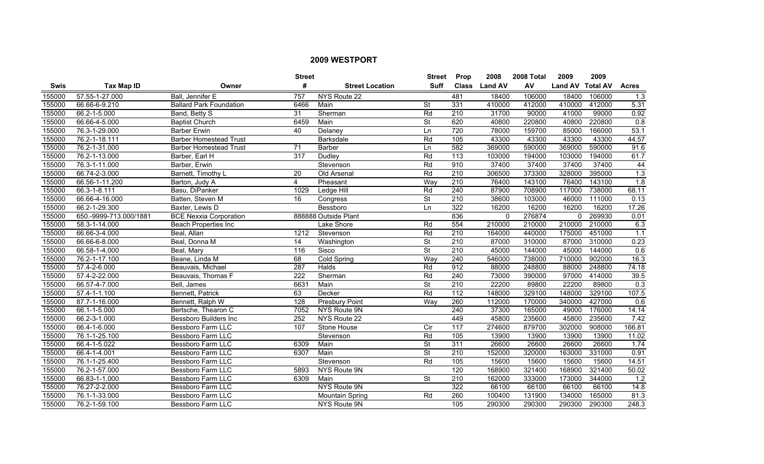# 2009 WESTPORT

| Swis | Tax Map ID | Owner | Street # | Street Location | Street Suff | Prop Class | 2008 Land AV | 2008 Total AV | 2009 Land AV | 2009 Total AV | Acres |
|---|---|---|---|---|---|---|---|---|---|---|---|
| 155000 | 57.55-1-27.000 | Ball, Jennifer E | 757 | NYS Route 22 | | 481 | 18400 | 106000 | 18400 | 106000 | 1.3 |
| 155000 | 66.66-6-9.210 | Ballard Park Foundation | 6466 | Main | St | 331 | 410000 | 412000 | 410000 | 412000 | 5.31 |
| 155000 | 66.2-1-5.000 | Band, Betty S | 31 | Sherman | Rd | 210 | 31700 | 90000 | 41000 | 99000 | 0.92 |
| 155000 | 66.66-4-5.000 | Baptist Church | 6459 | Main | St | 620 | 40800 | 220800 | 40800 | 220800 | 0.8 |
| 155000 | 76.3-1-29.000 | Barber Erwin | 40 | Delaney | Ln | 720 | 78000 | 159700 | 85000 | 166000 | 53.1 |
| 155000 | 76.2-1-18.111 | Barber Homestead Trust | | Barksdale | Rd | 105 | 43300 | 43300 | 43300 | 43300 | 44.57 |
| 155000 | 76.2-1-31.000 | Barber Homestead Trust | 71 | Barber | Ln | 582 | 369000 | 590000 | 369000 | 590000 | 91.6 |
| 155000 | 76.2-1-13.000 | Barber, Earl H | 317 | Dudley | Rd | 113 | 103000 | 194000 | 103000 | 194000 | 61.7 |
| 155000 | 76.3-1-11.000 | Barber, Erwin | | Stevenson | Rd | 910 | 37400 | 37400 | 37400 | 37400 | 44 |
| 155000 | 66.74-2-3.000 | Barnett, Timothy L | 20 | Old Arsenal | Rd | 210 | 306500 | 373300 | 328000 | 395000 | 1.3 |
| 155000 | 66.56-1-11.200 | Barton, Judy A | 4 | Pheasant | Way | 210 | 76400 | 143100 | 76400 | 143100 | 1.8 |
| 155000 | 66.3-1-8.111 | Basu, DiPanker | 1029 | Ledge Hill | Rd | 240 | 87900 | 708900 | 117000 | 738000 | 68.11 |
| 155000 | 66.66-4-16.000 | Batten, Steven M | 16 | Congress | St | 210 | 38600 | 103000 | 46000 | 111000 | 0.13 |
| 155000 | 66.2-1-29.300 | Baxter, Lewis D | | Bessboro | Ln | 322 | 16200 | 16200 | 16200 | 16200 | 17.26 |
| 155000 | 650.-9999-713.000/1881 | BCE Nexxia Corporation | 888888 | Outside Plant | | 836 | 0 | 276874 | 0 | 269930 | 0.01 |
| 155000 | 58.3-1-14.000 | Beach Properties Inc | | Lake Shore | Rd | 554 | 210000 | 210000 | 210000 | 210000 | 6.3 |
| 155000 | 66.66-3-4.000 | Beal, Allan | 1212 | Stevenson | Rd | 210 | 164000 | 440000 | 175000 | 451000 | 1.1 |
| 155000 | 66.66-6-8.000 | Beal, Donna M | 14 | Washington | St | 210 | 87000 | 310000 | 87000 | 310000 | 0.23 |
| 155000 | 66.58-1-4.000 | Beal, Mary | 116 | Sisco | St | 210 | 45000 | 144000 | 45000 | 144000 | 0.6 |
| 155000 | 76.2-1-17.100 | Beane, Linda M | 68 | Cold Spring | Way | 240 | 546000 | 738000 | 710000 | 902000 | 16.3 |
| 155000 | 57.4-2-6.000 | Beauvais, Michael | 287 | Halds | Rd | 912 | 88000 | 248800 | 88000 | 248800 | 74.18 |
| 155000 | 57.4-2-22.000 | Beauvais, Thomas F | 222 | Sherman | Rd | 240 | 73000 | 390000 | 97000 | 414000 | 39.5 |
| 155000 | 66.57-4-7.000 | Bell, James | 6631 | Main | St | 210 | 22200 | 89800 | 22200 | 89800 | 0.3 |
| 155000 | 57.4-1-1.100 | Bennett, Patrick | 63 | Decker | Rd | 112 | 148000 | 329100 | 148000 | 329100 | 107.5 |
| 155000 | 87.7-1-16.000 | Bennett, Ralph W | 128 | Presbury Point | Way | 260 | 112000 | 170000 | 340000 | 427000 | 0.6 |
| 155000 | 66.1-1-5.000 | Bertsche, Thearon C | 7052 | NYS Route 9N | | 240 | 37300 | 165000 | 49000 | 176000 | 14.14 |
| 155000 | 66.2-3-1.000 | Bessboro Builders Inc | 252 | NYS Route 22 | | 449 | 45800 | 235600 | 45800 | 235600 | 7.42 |
| 155000 | 66.4-1-6.000 | Bessboro Farm LLC | 107 | Stone House | Cir | 117 | 274600 | 879700 | 302000 | 908000 | 166.81 |
| 155000 | 76.1-1-25.100 | Bessboro Farm LLC | | Stevenson | Rd | 105 | 13900 | 13900 | 13900 | 13900 | 11.02 |
| 155000 | 66.4-1-5.022 | Bessboro Farm LLC | 6309 | Main | St | 311 | 26600 | 26600 | 26600 | 26600 | 1.74 |
| 155000 | 66.4-1-4.001 | Bessboro Farm LLC | 6307 | Main | St | 210 | 152000 | 320000 | 163000 | 331000 | 0.91 |
| 155000 | 76.1-1-25.400 | Bessboro Farm LLC | | Stevenson | Rd | 105 | 15600 | 15600 | 15600 | 15600 | 14.51 |
| 155000 | 76.2-1-57.000 | Bessboro Farm LLC | 5893 | NYS Route 9N | | 120 | 168900 | 321400 | 168900 | 321400 | 50.02 |
| 155000 | 66.83-1-1.000 | Bessboro Farm LLC | 6309 | Main | St | 210 | 162000 | 333000 | 173000 | 344000 | 1.2 |
| 155000 | 76.27-2-2.000 | Bessboro Farm LLC | | NYS Route 9N | | 322 | 66100 | 66100 | 66100 | 66100 | 14.8 |
| 155000 | 76.1-1-33.000 | Bessboro Farm LLC | | Mountain Spring | Rd | 260 | 100400 | 131900 | 134000 | 165000 | 81.3 |
| 155000 | 76.2-1-59.100 | Bessboro Farm LLC | | NYS Route 9N | | 105 | 290300 | 290300 | 290300 | 290300 | 248.3 |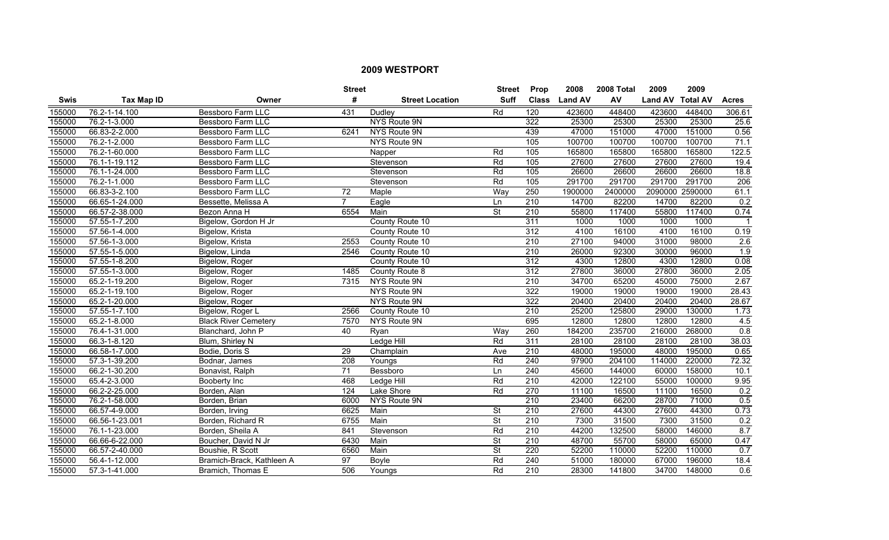## 2009 WESTPORT

| Swis | Tax Map ID | Owner | Street # | Street Location | Street Suff | Prop Class | 2008 Land AV | 2008 Total AV | 2009 Land AV | 2009 Total AV | Acres |
|---|---|---|---|---|---|---|---|---|---|---|---|
| 155000 | 76.2-1-14.100 | Bessboro Farm LLC | 431 | Dudley | Rd | 120 | 423600 | 448400 | 423600 | 448400 | 306.61 |
| 155000 | 76.2-1-3.000 | Bessboro Farm LLC | | NYS Route 9N | | 322 | 25300 | 25300 | 25300 | 25300 | 25.6 |
| 155000 | 66.83-2-2.000 | Bessboro Farm LLC | 6241 | NYS Route 9N | | 439 | 47000 | 151000 | 47000 | 151000 | 0.56 |
| 155000 | 76.2-1-2.000 | Bessboro Farm LLC | | NYS Route 9N | | 105 | 100700 | 100700 | 100700 | 100700 | 71.1 |
| 155000 | 76.2-1-60.000 | Bessboro Farm LLC | | Napper | Rd | 105 | 165800 | 165800 | 165800 | 165800 | 122.5 |
| 155000 | 76.1-1-19.112 | Bessboro Farm LLC | | Stevenson | Rd | 105 | 27600 | 27600 | 27600 | 27600 | 19.4 |
| 155000 | 76.1-1-24.000 | Bessboro Farm LLC | | Stevenson | Rd | 105 | 26600 | 26600 | 26600 | 26600 | 18.8 |
| 155000 | 76.2-1-1.000 | Bessboro Farm LLC | | Stevenson | Rd | 105 | 291700 | 291700 | 291700 | 291700 | 206 |
| 155000 | 66.83-3-2.100 | Bessboro Farm LLC | 72 | Maple | Way | 250 | 1900000 | 2400000 | 2090000 | 2590000 | 61.1 |
| 155000 | 66.65-1-24.000 | Bessette, Melissa A | 7 | Eagle | Ln | 210 | 14700 | 82200 | 14700 | 82200 | 0.2 |
| 155000 | 66.57-2-38.000 | Bezon Anna H | 6554 | Main | St | 210 | 55800 | 117400 | 55800 | 117400 | 0.74 |
| 155000 | 57.55-1-7.200 | Bigelow, Gordon H Jr | | County Route 10 | | 311 | 1000 | 1000 | 1000 | 1000 | 1 |
| 155000 | 57.56-1-4.000 | Bigelow, Krista | | County Route 10 | | 312 | 4100 | 16100 | 4100 | 16100 | 0.19 |
| 155000 | 57.56-1-3.000 | Bigelow, Krista | 2553 | County Route 10 | | 210 | 27100 | 94000 | 31000 | 98000 | 2.6 |
| 155000 | 57.55-1-5.000 | Bigelow, Linda | 2546 | County Route 10 | | 210 | 26000 | 92300 | 30000 | 96000 | 1.9 |
| 155000 | 57.55-1-8.200 | Bigelow, Roger | | County Route 10 | | 312 | 4300 | 12800 | 4300 | 12800 | 0.08 |
| 155000 | 57.55-1-3.000 | Bigelow, Roger | 1485 | County Route 8 | | 312 | 27800 | 36000 | 27800 | 36000 | 2.05 |
| 155000 | 65.2-1-19.200 | Bigelow, Roger | 7315 | NYS Route 9N | | 210 | 34700 | 65200 | 45000 | 75000 | 2.67 |
| 155000 | 65.2-1-19.100 | Bigelow, Roger | | NYS Route 9N | | 322 | 19000 | 19000 | 19000 | 19000 | 28.43 |
| 155000 | 65.2-1-20.000 | Bigelow, Roger | | NYS Route 9N | | 322 | 20400 | 20400 | 20400 | 20400 | 28.67 |
| 155000 | 57.55-1-7.100 | Bigelow, Roger L | 2566 | County Route 10 | | 210 | 25200 | 125800 | 29000 | 130000 | 1.73 |
| 155000 | 65.2-1-8.000 | Black River Cemetery | 7570 | NYS Route 9N | | 695 | 12800 | 12800 | 12800 | 12800 | 4.5 |
| 155000 | 76.4-1-31.000 | Blanchard, John P | 40 | Ryan | Way | 260 | 184200 | 235700 | 216000 | 268000 | 0.8 |
| 155000 | 66.3-1-8.120 | Blum, Shirley N | | Ledge Hill | Rd | 311 | 28100 | 28100 | 28100 | 28100 | 38.03 |
| 155000 | 66.58-1-7.000 | Bodie, Doris S | 29 | Champlain | Ave | 210 | 48000 | 195000 | 48000 | 195000 | 0.65 |
| 155000 | 57.3-1-39.200 | Bodnar, James | 208 | Youngs | Rd | 240 | 97900 | 204100 | 114000 | 220000 | 72.32 |
| 155000 | 66.2-1-30.200 | Bonavist, Ralph | 71 | Bessboro | Ln | 240 | 45600 | 144000 | 60000 | 158000 | 10.1 |
| 155000 | 65.4-2-3.000 | Booberty Inc | 468 | Ledge Hill | Rd | 210 | 42000 | 122100 | 55000 | 100000 | 9.95 |
| 155000 | 66.2-2-25.000 | Borden, Alan | 124 | Lake Shore | Rd | 270 | 11100 | 16500 | 11100 | 16500 | 0.2 |
| 155000 | 76.2-1-58.000 | Borden, Brian | 6000 | NYS Route 9N | | 210 | 23400 | 66200 | 28700 | 71000 | 0.5 |
| 155000 | 66.57-4-9.000 | Borden, Irving | 6625 | Main | St | 210 | 27600 | 44300 | 27600 | 44300 | 0.73 |
| 155000 | 66.56-1-23.001 | Borden, Richard R | 6755 | Main | St | 210 | 7300 | 31500 | 7300 | 31500 | 0.2 |
| 155000 | 76.1-1-23.000 | Borden, Sheila A | 841 | Stevenson | Rd | 210 | 44200 | 132500 | 58000 | 146000 | 8.7 |
| 155000 | 66.66-6-22.000 | Boucher, David N Jr | 6430 | Main | St | 210 | 48700 | 55700 | 58000 | 65000 | 0.47 |
| 155000 | 66.57-2-40.000 | Boushie, R Scott | 6560 | Main | St | 220 | 52200 | 110000 | 52200 | 110000 | 0.7 |
| 155000 | 56.4-1-12.000 | Bramich-Brack, Kathleen A | 97 | Boyle | Rd | 240 | 51000 | 180000 | 67000 | 196000 | 18.4 |
| 155000 | 57.3-1-41.000 | Bramich, Thomas E | 506 | Youngs | Rd | 210 | 28300 | 141800 | 34700 | 148000 | 0.6 |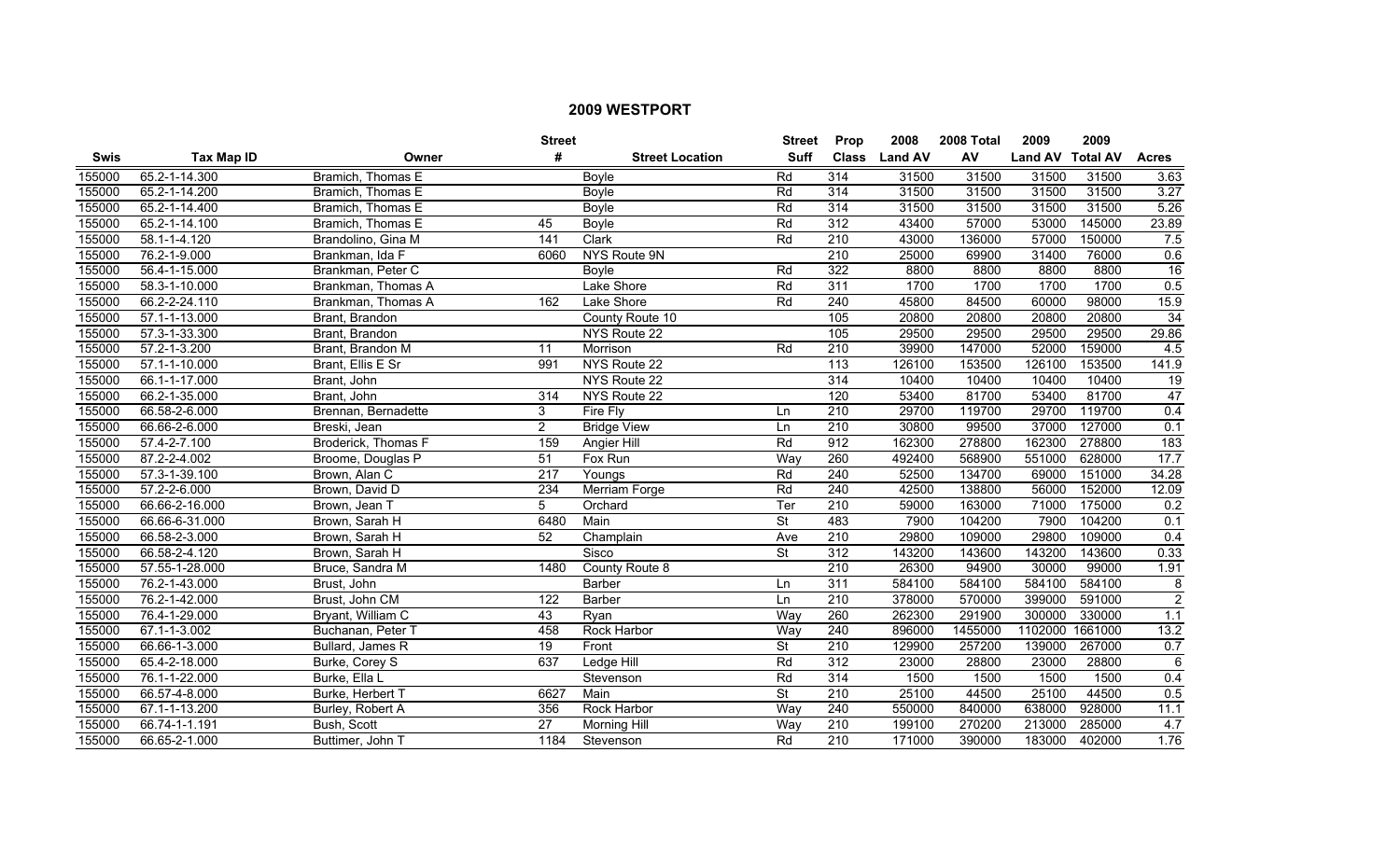## 2009 WESTPORT

| Swis | Tax Map ID | Owner | Street # | Street Location | Street Suff | Prop Class | 2008 Land AV | 2008 Total AV | 2009 Land AV | 2009 Total AV | Acres |
|---|---|---|---|---|---|---|---|---|---|---|---|
| 155000 | 65.2-1-14.300 | Bramich, Thomas E | | Boyle | Rd | 314 | 31500 | 31500 | 31500 | 31500 | 3.63 |
| 155000 | 65.2-1-14.200 | Bramich, Thomas E | | Boyle | Rd | 314 | 31500 | 31500 | 31500 | 31500 | 3.27 |
| 155000 | 65.2-1-14.400 | Bramich, Thomas E | | Boyle | Rd | 314 | 31500 | 31500 | 31500 | 31500 | 5.26 |
| 155000 | 65.2-1-14.100 | Bramich, Thomas E | 45 | Boyle | Rd | 312 | 43400 | 57000 | 53000 | 145000 | 23.89 |
| 155000 | 58.1-1-4.120 | Brandolino, Gina M | 141 | Clark | Rd | 210 | 43000 | 136000 | 57000 | 150000 | 7.5 |
| 155000 | 76.2-1-9.000 | Brankman, Ida F | 6060 | NYS Route 9N | | 210 | 25000 | 69900 | 31400 | 76000 | 0.6 |
| 155000 | 56.4-1-15.000 | Brankman, Peter C | | Boyle | Rd | 322 | 8800 | 8800 | 8800 | 8800 | 16 |
| 155000 | 58.3-1-10.000 | Brankman, Thomas A | | Lake Shore | Rd | 311 | 1700 | 1700 | 1700 | 1700 | 0.5 |
| 155000 | 66.2-2-24.110 | Brankman, Thomas A | 162 | Lake Shore | Rd | 240 | 45800 | 84500 | 60000 | 98000 | 15.9 |
| 155000 | 57.1-1-13.000 | Brant, Brandon | | County Route 10 | | 105 | 20800 | 20800 | 20800 | 20800 | 34 |
| 155000 | 57.3-1-33.300 | Brant, Brandon | | NYS Route 22 | | 105 | 29500 | 29500 | 29500 | 29500 | 29.86 |
| 155000 | 57.2-1-3.200 | Brant, Brandon M | 11 | Morrison | Rd | 210 | 39900 | 147000 | 52000 | 159000 | 4.5 |
| 155000 | 57.1-1-10.000 | Brant, Ellis E Sr | 991 | NYS Route 22 | | 113 | 126100 | 153500 | 126100 | 153500 | 141.9 |
| 155000 | 66.1-1-17.000 | Brant, John | | NYS Route 22 | | 314 | 10400 | 10400 | 10400 | 10400 | 19 |
| 155000 | 66.2-1-35.000 | Brant, John | 314 | NYS Route 22 | | 120 | 53400 | 81700 | 53400 | 81700 | 47 |
| 155000 | 66.58-2-6.000 | Brennan, Bernadette | 3 | Fire Fly | Ln | 210 | 29700 | 119700 | 29700 | 119700 | 0.4 |
| 155000 | 66.66-2-6.000 | Breski, Jean | 2 | Bridge View | Ln | 210 | 30800 | 99500 | 37000 | 127000 | 0.1 |
| 155000 | 57.4-2-7.100 | Broderick, Thomas F | 159 | Angier Hill | Rd | 912 | 162300 | 278800 | 162300 | 278800 | 183 |
| 155000 | 87.2-2-4.002 | Broome, Douglas P | 51 | Fox Run | Way | 260 | 492400 | 568900 | 551000 | 628000 | 17.7 |
| 155000 | 57.3-1-39.100 | Brown, Alan C | 217 | Youngs | Rd | 240 | 52500 | 134700 | 69000 | 151000 | 34.28 |
| 155000 | 57.2-2-6.000 | Brown, David D | 234 | Merriam Forge | Rd | 240 | 42500 | 138800 | 56000 | 152000 | 12.09 |
| 155000 | 66.66-2-16.000 | Brown, Jean T | 5 | Orchard | Ter | 210 | 59000 | 163000 | 71000 | 175000 | 0.2 |
| 155000 | 66.66-6-31.000 | Brown, Sarah H | 6480 | Main | St | 483 | 7900 | 104200 | 7900 | 104200 | 0.1 |
| 155000 | 66.58-2-3.000 | Brown, Sarah H | 52 | Champlain | Ave | 210 | 29800 | 109000 | 29800 | 109000 | 0.4 |
| 155000 | 66.58-2-4.120 | Brown, Sarah H | | Sisco | St | 312 | 143200 | 143600 | 143200 | 143600 | 0.33 |
| 155000 | 57.55-1-28.000 | Bruce, Sandra M | 1480 | County Route 8 | | 210 | 26300 | 94900 | 30000 | 99000 | 1.91 |
| 155000 | 76.2-1-43.000 | Brust, John | | Barber | Ln | 311 | 584100 | 584100 | 584100 | 584100 | 8 |
| 155000 | 76.2-1-42.000 | Brust, John CM | 122 | Barber | Ln | 210 | 378000 | 570000 | 399000 | 591000 | 2 |
| 155000 | 76.4-1-29.000 | Bryant, William C | 43 | Ryan | Way | 260 | 262300 | 291900 | 300000 | 330000 | 1.1 |
| 155000 | 67.1-1-3.002 | Buchanan, Peter T | 458 | Rock Harbor | Way | 240 | 896000 | 1455000 | 1102000 | 1661000 | 13.2 |
| 155000 | 66.66-1-3.000 | Bullard, James R | 19 | Front | St | 210 | 129900 | 257200 | 139000 | 267000 | 0.7 |
| 155000 | 65.4-2-18.000 | Burke, Corey S | 637 | Ledge Hill | Rd | 312 | 23000 | 28800 | 23000 | 28800 | 6 |
| 155000 | 76.1-1-22.000 | Burke, Ella L | | Stevenson | Rd | 314 | 1500 | 1500 | 1500 | 1500 | 0.4 |
| 155000 | 66.57-4-8.000 | Burke, Herbert T | 6627 | Main | St | 210 | 25100 | 44500 | 25100 | 44500 | 0.5 |
| 155000 | 67.1-1-13.200 | Burley, Robert A | 356 | Rock Harbor | Way | 240 | 550000 | 840000 | 638000 | 928000 | 11.1 |
| 155000 | 66.74-1-1.191 | Bush, Scott | 27 | Morning Hill | Way | 210 | 199100 | 270200 | 213000 | 285000 | 4.7 |
| 155000 | 66.65-2-1.000 | Buttimer, John T | 1184 | Stevenson | Rd | 210 | 171000 | 390000 | 183000 | 402000 | 1.76 |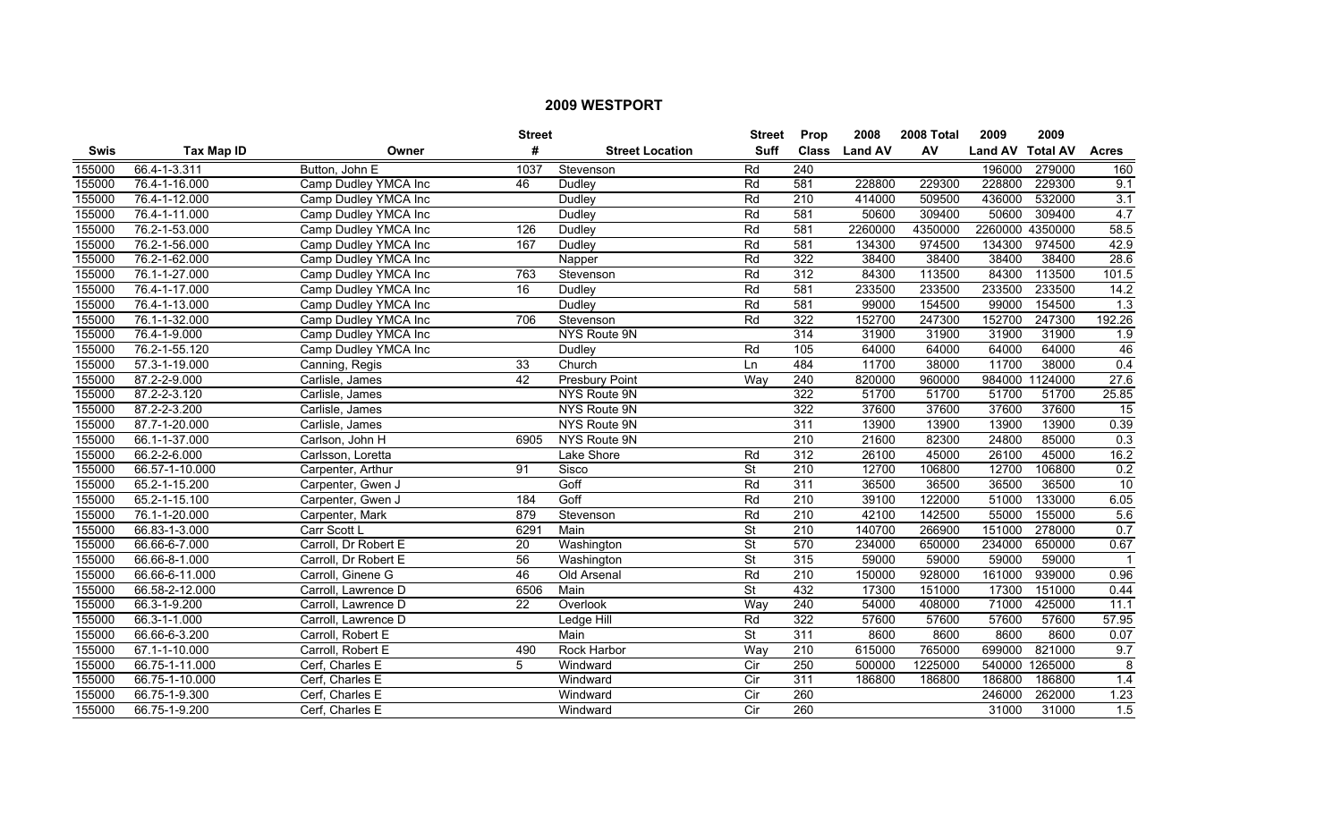# 2009 WESTPORT

| Swis | Tax Map ID | Owner | Street # | Street Location | Street Suff | Prop Class | 2008 Land AV | 2008 Total AV | 2009 Land AV | 2009 Total AV | Acres |
|---|---|---|---|---|---|---|---|---|---|---|---|
| 155000 | 66.4-1-3.311 | Button, John E | 1037 | Stevenson | Rd | 240 | | | 196000 | 279000 | 160 |
| 155000 | 76.4-1-16.000 | Camp Dudley YMCA Inc | 46 | Dudley | Rd | 581 | 228800 | 229300 | 228800 | 229300 | 9.1 |
| 155000 | 76.4-1-12.000 | Camp Dudley YMCA Inc | | Dudley | Rd | 210 | 414000 | 509500 | 436000 | 532000 | 3.1 |
| 155000 | 76.4-1-11.000 | Camp Dudley YMCA Inc | | Dudley | Rd | 581 | 50600 | 309400 | 50600 | 309400 | 4.7 |
| 155000 | 76.2-1-53.000 | Camp Dudley YMCA Inc | 126 | Dudley | Rd | 581 | 2260000 | 4350000 | 2260000 | 4350000 | 58.5 |
| 155000 | 76.2-1-56.000 | Camp Dudley YMCA Inc | 167 | Dudley | Rd | 581 | 134300 | 974500 | 134300 | 974500 | 42.9 |
| 155000 | 76.2-1-62.000 | Camp Dudley YMCA Inc | | Napper | Rd | 322 | 38400 | 38400 | 38400 | 38400 | 28.6 |
| 155000 | 76.1-1-27.000 | Camp Dudley YMCA Inc | 763 | Stevenson | Rd | 312 | 84300 | 113500 | 84300 | 113500 | 101.5 |
| 155000 | 76.4-1-17.000 | Camp Dudley YMCA Inc | 16 | Dudley | Rd | 581 | 233500 | 233500 | 233500 | 233500 | 14.2 |
| 155000 | 76.4-1-13.000 | Camp Dudley YMCA Inc | | Dudley | Rd | 581 | 99000 | 154500 | 99000 | 154500 | 1.3 |
| 155000 | 76.1-1-32.000 | Camp Dudley YMCA Inc | 706 | Stevenson | Rd | 322 | 152700 | 247300 | 152700 | 247300 | 192.26 |
| 155000 | 76.4-1-9.000 | Camp Dudley YMCA Inc | | NYS Route 9N | | 314 | 31900 | 31900 | 31900 | 31900 | 1.9 |
| 155000 | 76.2-1-55.120 | Camp Dudley YMCA Inc | | Dudley | Rd | 105 | 64000 | 64000 | 64000 | 64000 | 46 |
| 155000 | 57.3-1-19.000 | Canning, Regis | 33 | Church | Ln | 484 | 11700 | 38000 | 11700 | 38000 | 0.4 |
| 155000 | 87.2-2-9.000 | Carlisle, James | 42 | Presbury Point | Way | 240 | 820000 | 960000 | 984000 | 1124000 | 27.6 |
| 155000 | 87.2-2-3.120 | Carlisle, James | | NYS Route 9N | | 322 | 51700 | 51700 | 51700 | 51700 | 25.85 |
| 155000 | 87.2-2-3.200 | Carlisle, James | | NYS Route 9N | | 322 | 37600 | 37600 | 37600 | 37600 | 15 |
| 155000 | 87.7-1-20.000 | Carlisle, James | | NYS Route 9N | | 311 | 13900 | 13900 | 13900 | 13900 | 0.39 |
| 155000 | 66.1-1-37.000 | Carlson, John H | 6905 | NYS Route 9N | | 210 | 21600 | 82300 | 24800 | 85000 | 0.3 |
| 155000 | 66.2-2-6.000 | Carlsson, Loretta | | Lake Shore | Rd | 312 | 26100 | 45000 | 26100 | 45000 | 16.2 |
| 155000 | 66.57-1-10.000 | Carpenter, Arthur | 91 | Sisco | St | 210 | 12700 | 106800 | 12700 | 106800 | 0.2 |
| 155000 | 65.2-1-15.200 | Carpenter, Gwen J | | Goff | Rd | 311 | 36500 | 36500 | 36500 | 36500 | 10 |
| 155000 | 65.2-1-15.100 | Carpenter, Gwen J | 184 | Goff | Rd | 210 | 39100 | 122000 | 51000 | 133000 | 6.05 |
| 155000 | 76.1-1-20.000 | Carpenter, Mark | 879 | Stevenson | Rd | 210 | 42100 | 142500 | 55000 | 155000 | 5.6 |
| 155000 | 66.83-1-3.000 | Carr Scott L | 6291 | Main | St | 210 | 140700 | 266900 | 151000 | 278000 | 0.7 |
| 155000 | 66.66-6-7.000 | Carroll, Dr Robert E | 20 | Washington | St | 570 | 234000 | 650000 | 234000 | 650000 | 0.67 |
| 155000 | 66.66-8-1.000 | Carroll, Dr Robert E | 56 | Washington | St | 315 | 59000 | 59000 | 59000 | 59000 | 1 |
| 155000 | 66.66-6-11.000 | Carroll, Ginene G | 46 | Old Arsenal | Rd | 210 | 150000 | 928000 | 161000 | 939000 | 0.96 |
| 155000 | 66.58-2-12.000 | Carroll, Lawrence D | 6506 | Main | St | 432 | 17300 | 151000 | 17300 | 151000 | 0.44 |
| 155000 | 66.3-1-9.200 | Carroll, Lawrence D | 22 | Overlook | Way | 240 | 54000 | 408000 | 71000 | 425000 | 11.1 |
| 155000 | 66.3-1-1.000 | Carroll, Lawrence D | | Ledge Hill | Rd | 322 | 57600 | 57600 | 57600 | 57600 | 57.95 |
| 155000 | 66.66-6-3.200 | Carroll, Robert E | | Main | St | 311 | 8600 | 8600 | 8600 | 8600 | 0.07 |
| 155000 | 67.1-1-10.000 | Carroll, Robert E | 490 | Rock Harbor | Way | 210 | 615000 | 765000 | 699000 | 821000 | 9.7 |
| 155000 | 66.75-1-11.000 | Cerf, Charles E | 5 | Windward | Cir | 250 | 500000 | 1225000 | 540000 | 1265000 | 8 |
| 155000 | 66.75-1-10.000 | Cerf, Charles E | | Windward | Cir | 311 | 186800 | 186800 | 186800 | 186800 | 1.4 |
| 155000 | 66.75-1-9.300 | Cerf, Charles E | | Windward | Cir | 260 | | | 246000 | 262000 | 1.23 |
| 155000 | 66.75-1-9.200 | Cerf, Charles E | | Windward | Cir | 260 | | | 31000 | 31000 | 1.5 |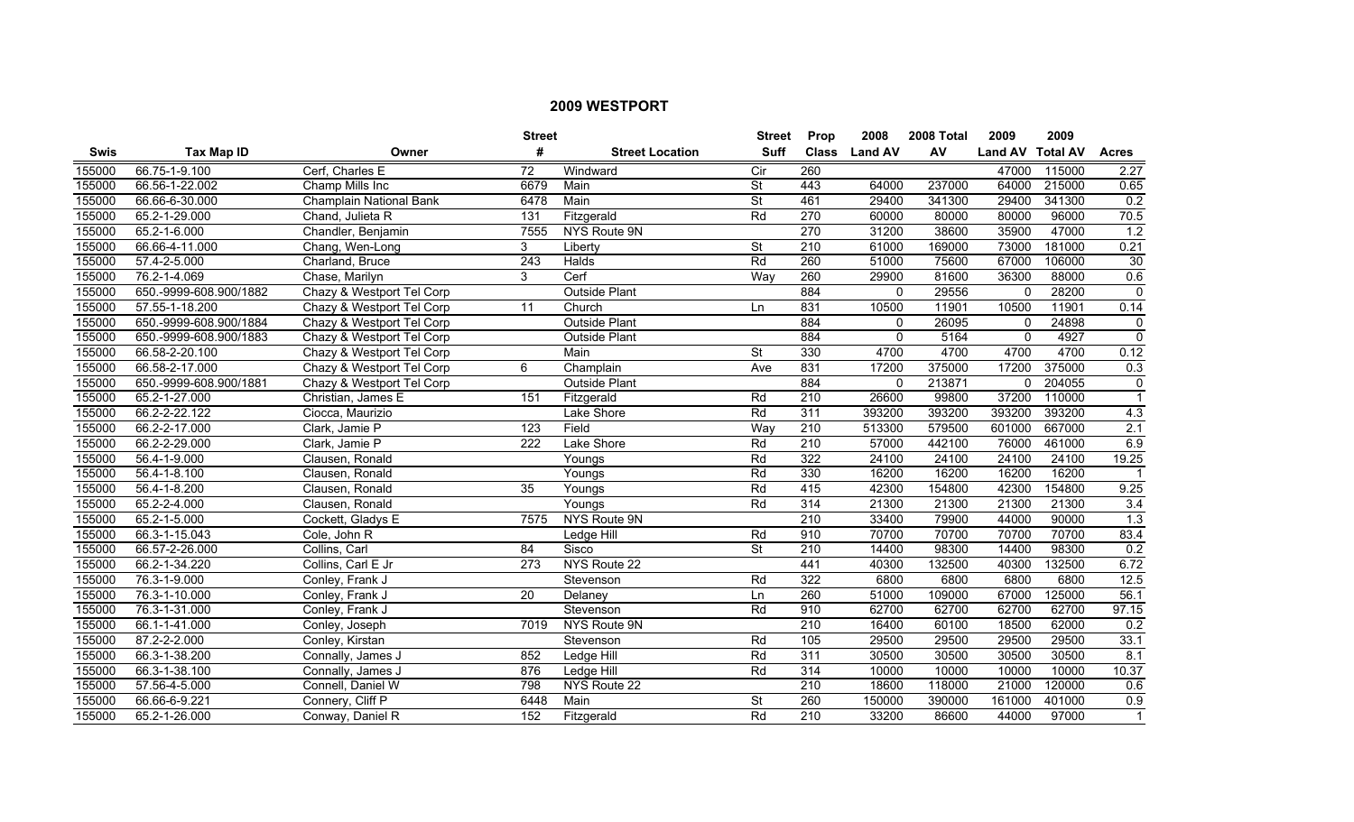## 2009 WESTPORT

| Swis | Tax Map ID | Owner | Street # | Street Location | Street Suff | Prop Class | 2008 Land AV | 2008 Total AV | 2009 Land AV | 2009 Total AV | Acres |
|---|---|---|---|---|---|---|---|---|---|---|---|
| 155000 | 66.75-1-9.100 | Cerf, Charles E | 72 | Windward | Cir | 260 | | | 47000 | 115000 | 2.27 |
| 155000 | 66.56-1-22.002 | Champ Mills Inc | 6679 | Main | St | 443 | 64000 | 237000 | 64000 | 215000 | 0.65 |
| 155000 | 66.66-6-30.000 | Champlain National Bank | 6478 | Main | St | 461 | 29400 | 341300 | 29400 | 341300 | 0.2 |
| 155000 | 65.2-1-29.000 | Chand, Julieta R | 131 | Fitzgerald | Rd | 270 | 60000 | 80000 | 80000 | 96000 | 70.5 |
| 155000 | 65.2-1-6.000 | Chandler, Benjamin | 7555 | NYS Route 9N | | 270 | 31200 | 38600 | 35900 | 47000 | 1.2 |
| 155000 | 66.66-4-11.000 | Chang, Wen-Long | 3 | Liberty | St | 210 | 61000 | 169000 | 73000 | 181000 | 0.21 |
| 155000 | 57.4-2-5.000 | Charland, Bruce | 243 | Halds | Rd | 260 | 51000 | 75600 | 67000 | 106000 | 30 |
| 155000 | 76.2-1-4.069 | Chase, Marilyn | 3 | Cerf | Way | 260 | 29900 | 81600 | 36300 | 88000 | 0.6 |
| 155000 | 650.-9999-608.900/1882 | Chazy & Westport Tel Corp | | Outside Plant | | 884 | 0 | 29556 | 0 | 28200 | 0 |
| 155000 | 57.55-1-18.200 | Chazy & Westport Tel Corp | 11 | Church | Ln | 831 | 10500 | 11901 | 10500 | 11901 | 0.14 |
| 155000 | 650.-9999-608.900/1884 | Chazy & Westport Tel Corp | | Outside Plant | | 884 | 0 | 26095 | 0 | 24898 | 0 |
| 155000 | 650.-9999-608.900/1883 | Chazy & Westport Tel Corp | | Outside Plant | | 884 | 0 | 5164 | 0 | 4927 | 0 |
| 155000 | 66.58-2-20.100 | Chazy & Westport Tel Corp | | Main | St | 330 | 4700 | 4700 | 4700 | 4700 | 0.12 |
| 155000 | 66.58-2-17.000 | Chazy & Westport Tel Corp | 6 | Champlain | Ave | 831 | 17200 | 375000 | 17200 | 375000 | 0.3 |
| 155000 | 650.-9999-608.900/1881 | Chazy & Westport Tel Corp | | Outside Plant | | 884 | 0 | 213871 | 0 | 204055 | 0 |
| 155000 | 65.2-1-27.000 | Christian, James E | 151 | Fitzgerald | Rd | 210 | 26600 | 99800 | 37200 | 110000 | 1 |
| 155000 | 66.2-2-22.122 | Ciocca, Maurizio | | Lake Shore | Rd | 311 | 393200 | 393200 | 393200 | 393200 | 4.3 |
| 155000 | 66.2-2-17.000 | Clark, Jamie P | 123 | Field | Way | 210 | 513300 | 579500 | 601000 | 667000 | 2.1 |
| 155000 | 66.2-2-29.000 | Clark, Jamie P | 222 | Lake Shore | Rd | 210 | 57000 | 442100 | 76000 | 461000 | 6.9 |
| 155000 | 56.4-1-9.000 | Clausen, Ronald | | Youngs | Rd | 322 | 24100 | 24100 | 24100 | 24100 | 19.25 |
| 155000 | 56.4-1-8.100 | Clausen, Ronald | | Youngs | Rd | 330 | 16200 | 16200 | 16200 | 16200 | 1 |
| 155000 | 56.4-1-8.200 | Clausen, Ronald | 35 | Youngs | Rd | 415 | 42300 | 154800 | 42300 | 154800 | 9.25 |
| 155000 | 65.2-2-4.000 | Clausen, Ronald | | Youngs | Rd | 314 | 21300 | 21300 | 21300 | 21300 | 3.4 |
| 155000 | 65.2-1-5.000 | Cockett, Gladys E | 7575 | NYS Route 9N | | 210 | 33400 | 79900 | 44000 | 90000 | 1.3 |
| 155000 | 66.3-1-15.043 | Cole, John R | | Ledge Hill | Rd | 910 | 70700 | 70700 | 70700 | 70700 | 83.4 |
| 155000 | 66.57-2-26.000 | Collins, Carl | 84 | Sisco | St | 210 | 14400 | 98300 | 14400 | 98300 | 0.2 |
| 155000 | 66.2-1-34.220 | Collins, Carl E Jr | 273 | NYS Route 22 | | 441 | 40300 | 132500 | 40300 | 132500 | 6.72 |
| 155000 | 76.3-1-9.000 | Conley, Frank J | | Stevenson | Rd | 322 | 6800 | 6800 | 6800 | 6800 | 12.5 |
| 155000 | 76.3-1-10.000 | Conley, Frank J | 20 | Delaney | Ln | 260 | 51000 | 109000 | 67000 | 125000 | 56.1 |
| 155000 | 76.3-1-31.000 | Conley, Frank J | | Stevenson | Rd | 910 | 62700 | 62700 | 62700 | 62700 | 97.15 |
| 155000 | 66.1-1-41.000 | Conley, Joseph | 7019 | NYS Route 9N | | 210 | 16400 | 60100 | 18500 | 62000 | 0.2 |
| 155000 | 87.2-2-2.000 | Conley, Kirstan | | Stevenson | Rd | 105 | 29500 | 29500 | 29500 | 29500 | 33.1 |
| 155000 | 66.3-1-38.200 | Connally, James J | 852 | Ledge Hill | Rd | 311 | 30500 | 30500 | 30500 | 30500 | 8.1 |
| 155000 | 66.3-1-38.100 | Connally, James J | 876 | Ledge Hill | Rd | 314 | 10000 | 10000 | 10000 | 10000 | 10.37 |
| 155000 | 57.56-4-5.000 | Connell, Daniel W | 798 | NYS Route 22 | | 210 | 18600 | 118000 | 21000 | 120000 | 0.6 |
| 155000 | 66.66-6-9.221 | Connery, Cliff P | 6448 | Main | St | 260 | 150000 | 390000 | 161000 | 401000 | 0.9 |
| 155000 | 65.2-1-26.000 | Conway, Daniel R | 152 | Fitzgerald | Rd | 210 | 33200 | 86600 | 44000 | 97000 | 1 |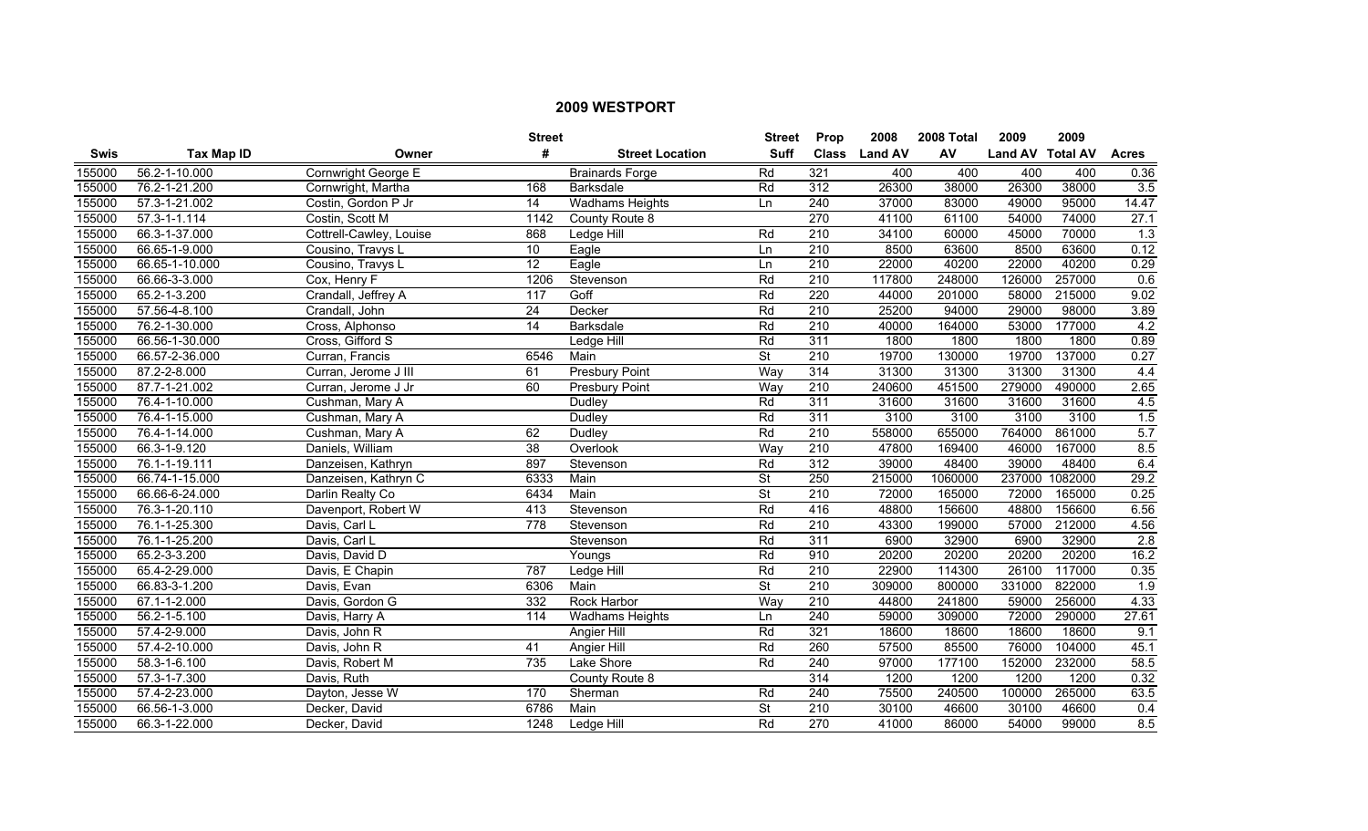# 2009 WESTPORT

| Swis | Tax Map ID | Owner | Street # | Street Location | Street Suff | Prop Class | 2008 Land AV | 2008 Total AV | 2009 Land AV | 2009 Total AV | Acres |
|---|---|---|---|---|---|---|---|---|---|---|---|
| 155000 | 56.2-1-10.000 | Cornwright George E | | Brainards Forge | Rd | 321 | 400 | 400 | 400 | 400 | 0.36 |
| 155000 | 76.2-1-21.200 | Cornwright, Martha | 168 | Barksdale | Rd | 312 | 26300 | 38000 | 26300 | 38000 | 3.5 |
| 155000 | 57.3-1-21.002 | Costin, Gordon P Jr | 14 | Wadhams Heights | Ln | 240 | 37000 | 83000 | 49000 | 95000 | 14.47 |
| 155000 | 57.3-1-1.114 | Costin, Scott M | 1142 | County Route 8 | | 270 | 41100 | 61100 | 54000 | 74000 | 27.1 |
| 155000 | 66.3-1-37.000 | Cottrell-Cawley, Louise | 868 | Ledge Hill | Rd | 210 | 34100 | 60000 | 45000 | 70000 | 1.3 |
| 155000 | 66.65-1-9.000 | Cousino, Travys L | 10 | Eagle | Ln | 210 | 8500 | 63600 | 8500 | 63600 | 0.12 |
| 155000 | 66.65-1-10.000 | Cousino, Travys L | 12 | Eagle | Ln | 210 | 22000 | 40200 | 22000 | 40200 | 0.29 |
| 155000 | 66.66-3-3.000 | Cox, Henry F | 1206 | Stevenson | Rd | 210 | 117800 | 248000 | 126000 | 257000 | 0.6 |
| 155000 | 65.2-1-3.200 | Crandall, Jeffrey A | 117 | Goff | Rd | 220 | 44000 | 201000 | 58000 | 215000 | 9.02 |
| 155000 | 57.56-4-8.100 | Crandall, John | 24 | Decker | Rd | 210 | 25200 | 94000 | 29000 | 98000 | 3.89 |
| 155000 | 76.2-1-30.000 | Cross, Alphonso | 14 | Barksdale | Rd | 210 | 40000 | 164000 | 53000 | 177000 | 4.2 |
| 155000 | 66.56-1-30.000 | Cross, Gifford S | | Ledge Hill | Rd | 311 | 1800 | 1800 | 1800 | 1800 | 0.89 |
| 155000 | 66.57-2-36.000 | Curran, Francis | 6546 | Main | St | 210 | 19700 | 130000 | 19700 | 137000 | 0.27 |
| 155000 | 87.2-2-8.000 | Curran, Jerome J III | 61 | Presbury Point | Way | 314 | 31300 | 31300 | 31300 | 31300 | 4.4 |
| 155000 | 87.7-1-21.002 | Curran, Jerome J Jr | 60 | Presbury Point | Way | 210 | 240600 | 451500 | 279000 | 490000 | 2.65 |
| 155000 | 76.4-1-10.000 | Cushman, Mary A | | Dudley | Rd | 311 | 31600 | 31600 | 31600 | 31600 | 4.5 |
| 155000 | 76.4-1-15.000 | Cushman, Mary A | | Dudley | Rd | 311 | 3100 | 3100 | 3100 | 3100 | 1.5 |
| 155000 | 76.4-1-14.000 | Cushman, Mary A | 62 | Dudley | Rd | 210 | 558000 | 655000 | 764000 | 861000 | 5.7 |
| 155000 | 66.3-1-9.120 | Daniels, William | 38 | Overlook | Way | 210 | 47800 | 169400 | 46000 | 167000 | 8.5 |
| 155000 | 76.1-1-19.111 | Danzeisen, Kathryn | 897 | Stevenson | Rd | 312 | 39000 | 48400 | 39000 | 48400 | 6.4 |
| 155000 | 66.74-1-15.000 | Danzeisen, Kathryn C | 6333 | Main | St | 250 | 215000 | 1060000 | 237000 | 1082000 | 29.2 |
| 155000 | 66.66-6-24.000 | Darlin Realty Co | 6434 | Main | St | 210 | 72000 | 165000 | 72000 | 165000 | 0.25 |
| 155000 | 76.3-1-20.110 | Davenport, Robert W | 413 | Stevenson | Rd | 416 | 48800 | 156600 | 48800 | 156600 | 6.56 |
| 155000 | 76.1-1-25.300 | Davis, Carl L | 778 | Stevenson | Rd | 210 | 43300 | 199000 | 57000 | 212000 | 4.56 |
| 155000 | 76.1-1-25.200 | Davis, Carl L | | Stevenson | Rd | 311 | 6900 | 32900 | 6900 | 32900 | 2.8 |
| 155000 | 65.2-3-3.200 | Davis, David D | | Youngs | Rd | 910 | 20200 | 20200 | 20200 | 20200 | 16.2 |
| 155000 | 65.4-2-29.000 | Davis, E Chapin | 787 | Ledge Hill | Rd | 210 | 22900 | 114300 | 26100 | 117000 | 0.35 |
| 155000 | 66.83-3-1.200 | Davis, Evan | 6306 | Main | St | 210 | 309000 | 800000 | 331000 | 822000 | 1.9 |
| 155000 | 67.1-1-2.000 | Davis, Gordon G | 332 | Rock Harbor | Way | 210 | 44800 | 241800 | 59000 | 256000 | 4.33 |
| 155000 | 56.2-1-5.100 | Davis, Harry A | 114 | Wadhams Heights | Ln | 240 | 59000 | 309000 | 72000 | 290000 | 27.61 |
| 155000 | 57.4-2-9.000 | Davis, John R | | Angier Hill | Rd | 321 | 18600 | 18600 | 18600 | 18600 | 9.1 |
| 155000 | 57.4-2-10.000 | Davis, John R | 41 | Angier Hill | Rd | 260 | 57500 | 85500 | 76000 | 104000 | 45.1 |
| 155000 | 58.3-1-6.100 | Davis, Robert M | 735 | Lake Shore | Rd | 240 | 97000 | 177100 | 152000 | 232000 | 58.5 |
| 155000 | 57.3-1-7.300 | Davis, Ruth | | County Route 8 | | 314 | 1200 | 1200 | 1200 | 1200 | 0.32 |
| 155000 | 57.4-2-23.000 | Dayton, Jesse W | 170 | Sherman | Rd | 240 | 75500 | 240500 | 100000 | 265000 | 63.5 |
| 155000 | 66.56-1-3.000 | Decker, David | 6786 | Main | St | 210 | 30100 | 46600 | 30100 | 46600 | 0.4 |
| 155000 | 66.3-1-22.000 | Decker, David | 1248 | Ledge Hill | Rd | 270 | 41000 | 86000 | 54000 | 99000 | 8.5 |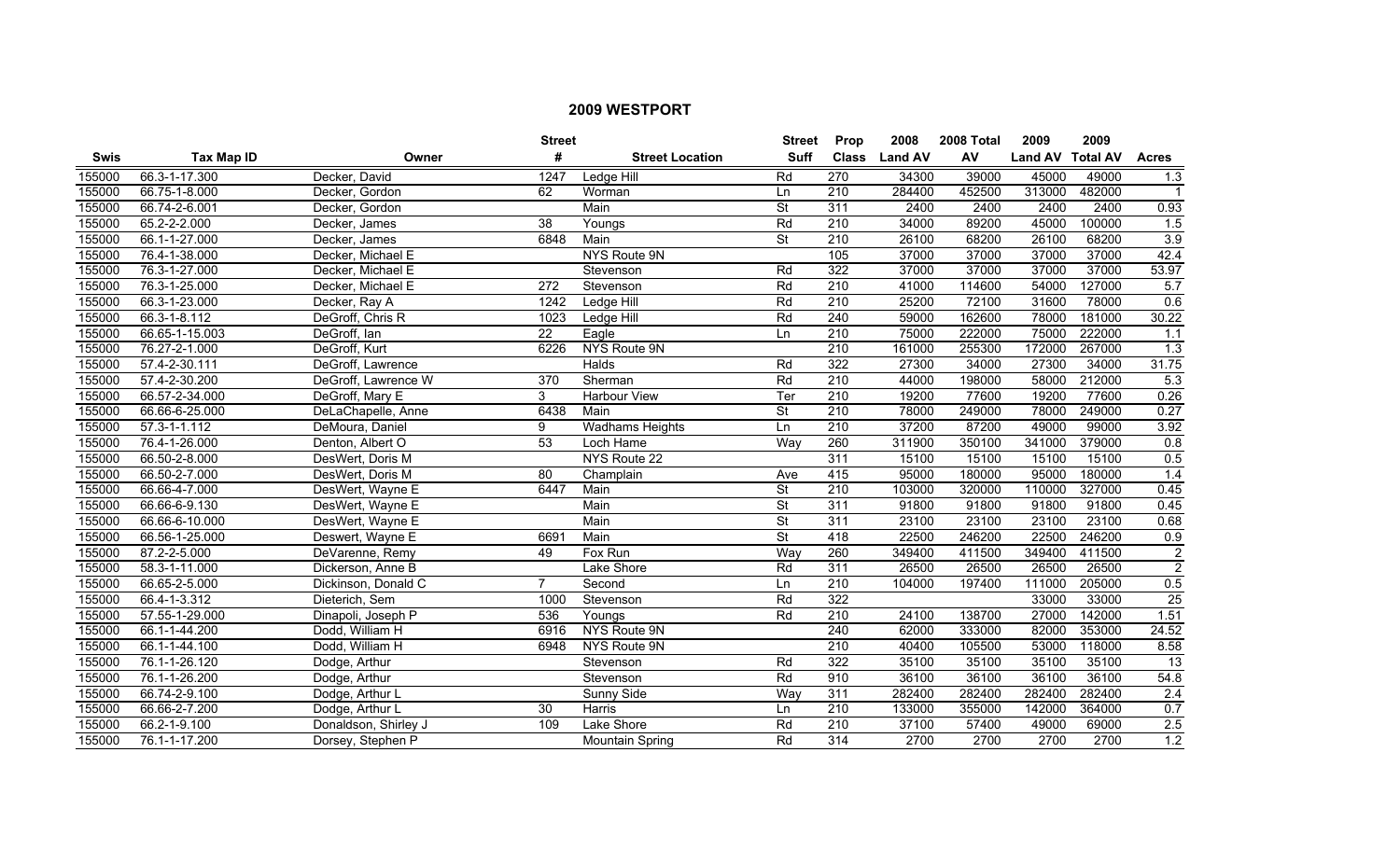# 2009 WESTPORT

| Swis | Tax Map ID | Owner | Street # | Street Location | Street Suff | Prop Class | 2008 Land AV | 2008 Total AV | 2009 Land AV | 2009 Total AV | Acres |
|---|---|---|---|---|---|---|---|---|---|---|---|
| 155000 | 66.3-1-17.300 | Decker, David | 1247 | Ledge Hill | Rd | 270 | 34300 | 39000 | 45000 | 49000 | 1.3 |
| 155000 | 66.75-1-8.000 | Decker, Gordon | 62 | Worman | Ln | 210 | 284400 | 452500 | 313000 | 482000 | 1 |
| 155000 | 66.74-2-6.001 | Decker, Gordon | | Main | St | 311 | 2400 | 2400 | 2400 | 2400 | 0.93 |
| 155000 | 65.2-2-2.000 | Decker, James | 38 | Youngs | Rd | 210 | 34000 | 89200 | 45000 | 100000 | 1.5 |
| 155000 | 66.1-1-27.000 | Decker, James | 6848 | Main | St | 210 | 26100 | 68200 | 26100 | 68200 | 3.9 |
| 155000 | 76.4-1-38.000 | Decker, Michael E | | NYS Route 9N | | 105 | 37000 | 37000 | 37000 | 37000 | 42.4 |
| 155000 | 76.3-1-27.000 | Decker, Michael E | | Stevenson | Rd | 322 | 37000 | 37000 | 37000 | 37000 | 53.97 |
| 155000 | 76.3-1-25.000 | Decker, Michael E | 272 | Stevenson | Rd | 210 | 41000 | 114600 | 54000 | 127000 | 5.7 |
| 155000 | 66.3-1-23.000 | Decker, Ray A | 1242 | Ledge Hill | Rd | 210 | 25200 | 72100 | 31600 | 78000 | 0.6 |
| 155000 | 66.3-1-8.112 | DeGroff, Chris R | 1023 | Ledge Hill | Rd | 240 | 59000 | 162600 | 78000 | 181000 | 30.22 |
| 155000 | 66.65-1-15.003 | DeGroff, Ian | 22 | Eagle | Ln | 210 | 75000 | 222000 | 75000 | 222000 | 1.1 |
| 155000 | 76.27-2-1.000 | DeGroff, Kurt | 6226 | NYS Route 9N | | 210 | 161000 | 255300 | 172000 | 267000 | 1.3 |
| 155000 | 57.4-2-30.111 | DeGroff, Lawrence | | Halds | Rd | 322 | 27300 | 34000 | 27300 | 34000 | 31.75 |
| 155000 | 57.4-2-30.200 | DeGroff, Lawrence W | 370 | Sherman | Rd | 210 | 44000 | 198000 | 58000 | 212000 | 5.3 |
| 155000 | 66.57-2-34.000 | DeGroff, Mary E | 3 | Harbour View | Ter | 210 | 19200 | 77600 | 19200 | 77600 | 0.26 |
| 155000 | 66.66-6-25.000 | DeLaChapelle, Anne | 6438 | Main | St | 210 | 78000 | 249000 | 78000 | 249000 | 0.27 |
| 155000 | 57.3-1-1.112 | DeMoura, Daniel | 9 | Wadhams Heights | Ln | 210 | 37200 | 87200 | 49000 | 99000 | 3.92 |
| 155000 | 76.4-1-26.000 | Denton, Albert O | 53 | Loch Hame | Way | 260 | 311900 | 350100 | 341000 | 379000 | 0.8 |
| 155000 | 66.50-2-8.000 | DesWert, Doris M | | NYS Route 22 | | 311 | 15100 | 15100 | 15100 | 15100 | 0.5 |
| 155000 | 66.50-2-7.000 | DesWert, Doris M | 80 | Champlain | Ave | 415 | 95000 | 180000 | 95000 | 180000 | 1.4 |
| 155000 | 66.66-4-7.000 | DesWert, Wayne E | 6447 | Main | St | 210 | 103000 | 320000 | 110000 | 327000 | 0.45 |
| 155000 | 66.66-6-9.130 | DesWert, Wayne E | | Main | St | 311 | 91800 | 91800 | 91800 | 91800 | 0.45 |
| 155000 | 66.66-6-10.000 | DesWert, Wayne E | | Main | St | 311 | 23100 | 23100 | 23100 | 23100 | 0.68 |
| 155000 | 66.56-1-25.000 | Deswert, Wayne E | 6691 | Main | St | 418 | 22500 | 246200 | 22500 | 246200 | 0.9 |
| 155000 | 87.2-2-5.000 | DeVarenne, Remy | 49 | Fox Run | Way | 260 | 349400 | 411500 | 349400 | 411500 | 2 |
| 155000 | 58.3-1-11.000 | Dickerson, Anne B | | Lake Shore | Rd | 311 | 26500 | 26500 | 26500 | 26500 | 2 |
| 155000 | 66.65-2-5.000 | Dickinson, Donald C | 7 | Second | Ln | 210 | 104000 | 197400 | 111000 | 205000 | 0.5 |
| 155000 | 66.4-1-3.312 | Dieterich, Sem | 1000 | Stevenson | Rd | 322 | | | 33000 | 33000 | 25 |
| 155000 | 57.55-1-29.000 | Dinapoli, Joseph P | 536 | Youngs | Rd | 210 | 24100 | 138700 | 27000 | 142000 | 1.51 |
| 155000 | 66.1-1-44.200 | Dodd, William H | 6916 | NYS Route 9N | | 240 | 62000 | 333000 | 82000 | 353000 | 24.52 |
| 155000 | 66.1-1-44.100 | Dodd, William H | 6948 | NYS Route 9N | | 210 | 40400 | 105500 | 53000 | 118000 | 8.58 |
| 155000 | 76.1-1-26.120 | Dodge, Arthur | | Stevenson | Rd | 322 | 35100 | 35100 | 35100 | 35100 | 13 |
| 155000 | 76.1-1-26.200 | Dodge, Arthur | | Stevenson | Rd | 910 | 36100 | 36100 | 36100 | 36100 | 54.8 |
| 155000 | 66.74-2-9.100 | Dodge, Arthur L | | Sunny Side | Way | 311 | 282400 | 282400 | 282400 | 282400 | 2.4 |
| 155000 | 66.66-2-7.200 | Dodge, Arthur L | 30 | Harris | Ln | 210 | 133000 | 355000 | 142000 | 364000 | 0.7 |
| 155000 | 66.2-1-9.100 | Donaldson, Shirley J | 109 | Lake Shore | Rd | 210 | 37100 | 57400 | 49000 | 69000 | 2.5 |
| 155000 | 76.1-1-17.200 | Dorsey, Stephen P | | Mountain Spring | Rd | 314 | 2700 | 2700 | 2700 | 2700 | 1.2 |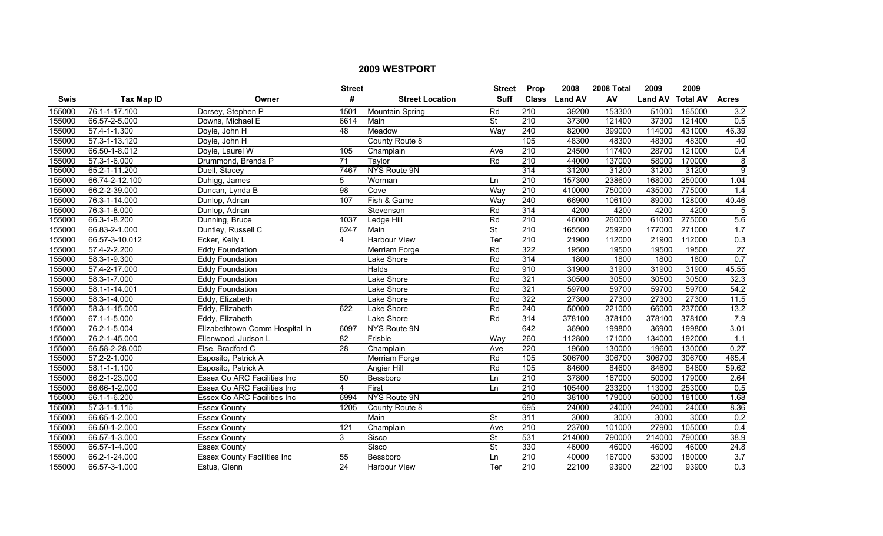## 2009 WESTPORT

| Swis | Tax Map ID | Owner | Street # | Street Location | Street Suff | Prop Class | 2008 Land AV | 2008 Total AV | 2009 Land AV | 2009 Total AV | Acres |
|---|---|---|---|---|---|---|---|---|---|---|---|
| 155000 | 76.1-1-17.100 | Dorsey, Stephen P | 1501 | Mountain Spring | Rd | 210 | 39200 | 153300 | 51000 | 165000 | 3.2 |
| 155000 | 66.57-2-5.000 | Downs, Michael E | 6614 | Main | St | 210 | 37300 | 121400 | 37300 | 121400 | 0.5 |
| 155000 | 57.4-1-1.300 | Doyle, John H | 48 | Meadow | Way | 240 | 82000 | 399000 | 114000 | 431000 | 46.39 |
| 155000 | 57.3-1-13.120 | Doyle, John H | | County Route 8 | | 105 | 48300 | 48300 | 48300 | 48300 | 40 |
| 155000 | 66.50-1-8.012 | Doyle, Laurel W | 105 | Champlain | Ave | 210 | 24500 | 117400 | 28700 | 121000 | 0.4 |
| 155000 | 57.3-1-6.000 | Drummond, Brenda P | 71 | Taylor | Rd | 210 | 44000 | 137000 | 58000 | 170000 | 8 |
| 155000 | 65.2-1-11.200 | Duell, Stacey | 7467 | NYS Route 9N | | 314 | 31200 | 31200 | 31200 | 31200 | 9 |
| 155000 | 66.74-2-12.100 | Duhigg, James | 5 | Worman | Ln | 210 | 157300 | 238600 | 168000 | 250000 | 1.04 |
| 155000 | 66.2-2-39.000 | Duncan, Lynda B | 98 | Cove | Way | 210 | 410000 | 750000 | 435000 | 775000 | 1.4 |
| 155000 | 76.3-1-14.000 | Dunlop, Adrian | 107 | Fish & Game | Way | 240 | 66900 | 106100 | 89000 | 128000 | 40.46 |
| 155000 | 76.3-1-8.000 | Dunlop, Adrian | | Stevenson | Rd | 314 | 4200 | 4200 | 4200 | 4200 | 5 |
| 155000 | 66.3-1-8.200 | Dunning, Bruce | 1037 | Ledge Hill | Rd | 210 | 46000 | 260000 | 61000 | 275000 | 5.6 |
| 155000 | 66.83-2-1.000 | Duntley, Russell C | 6247 | Main | St | 210 | 165500 | 259200 | 177000 | 271000 | 1.7 |
| 155000 | 66.57-3-10.012 | Ecker, Kelly L | 4 | Harbour View | Ter | 210 | 21900 | 112000 | 21900 | 112000 | 0.3 |
| 155000 | 57.4-2-2.200 | Eddy Foundation | | Merriam Forge | Rd | 322 | 19500 | 19500 | 19500 | 19500 | 27 |
| 155000 | 58.3-1-9.300 | Eddy Foundation | | Lake Shore | Rd | 314 | 1800 | 1800 | 1800 | 1800 | 0.7 |
| 155000 | 57.4-2-17.000 | Eddy Foundation | | Halds | Rd | 910 | 31900 | 31900 | 31900 | 31900 | 45.55 |
| 155000 | 58.3-1-7.000 | Eddy Foundation | | Lake Shore | Rd | 321 | 30500 | 30500 | 30500 | 30500 | 32.3 |
| 155000 | 58.1-1-14.001 | Eddy Foundation | | Lake Shore | Rd | 321 | 59700 | 59700 | 59700 | 59700 | 54.2 |
| 155000 | 58.3-1-4.000 | Eddy, Elizabeth | | Lake Shore | Rd | 322 | 27300 | 27300 | 27300 | 27300 | 11.5 |
| 155000 | 58.3-1-15.000 | Eddy, Elizabeth | 622 | Lake Shore | Rd | 240 | 50000 | 221000 | 66000 | 237000 | 13.2 |
| 155000 | 67.1-1-5.000 | Eddy, Elizabeth | | Lake Shore | Rd | 314 | 378100 | 378100 | 378100 | 378100 | 7.9 |
| 155000 | 76.2-1-5.004 | Elizabethtown Comm Hospital In | 6097 | NYS Route 9N | | 642 | 36900 | 199800 | 36900 | 199800 | 3.01 |
| 155000 | 76.2-1-45.000 | Ellenwood, Judson L | 82 | Frisbie | Way | 260 | 112800 | 171000 | 134000 | 192000 | 1.1 |
| 155000 | 66.58-2-28.000 | Else, Bradford C | 28 | Champlain | Ave | 220 | 19600 | 130000 | 19600 | 130000 | 0.27 |
| 155000 | 57.2-2-1.000 | Esposito, Patrick A | | Merriam Forge | Rd | 105 | 306700 | 306700 | 306700 | 306700 | 465.4 |
| 155000 | 58.1-1-1.100 | Esposito, Patrick A | | Angier Hill | Rd | 105 | 84600 | 84600 | 84600 | 84600 | 59.62 |
| 155000 | 66.2-1-23.000 | Essex Co ARC Facilities Inc | 50 | Bessboro | Ln | 210 | 37800 | 167000 | 50000 | 179000 | 2.64 |
| 155000 | 66.66-1-2.000 | Essex Co ARC Facilities Inc | 4 | First | Ln | 210 | 105400 | 233200 | 113000 | 253000 | 0.5 |
| 155000 | 66.1-1-6.200 | Essex Co ARC Facilities Inc | 6994 | NYS Route 9N | | 210 | 38100 | 179000 | 50000 | 181000 | 1.68 |
| 155000 | 57.3-1-1.115 | Essex County | 1205 | County Route 8 | | 695 | 24000 | 24000 | 24000 | 24000 | 8.36 |
| 155000 | 66.65-1-2.000 | Essex County | | Main | St | 311 | 3000 | 3000 | 3000 | 3000 | 0.2 |
| 155000 | 66.50-1-2.000 | Essex County | 121 | Champlain | Ave | 210 | 23700 | 101000 | 27900 | 105000 | 0.4 |
| 155000 | 66.57-1-3.000 | Essex County | 3 | Sisco | St | 531 | 214000 | 790000 | 214000 | 790000 | 38.9 |
| 155000 | 66.57-1-4.000 | Essex County | | Sisco | St | 330 | 46000 | 46000 | 46000 | 46000 | 24.8 |
| 155000 | 66.2-1-24.000 | Essex County Facilities Inc | 55 | Bessboro | Ln | 210 | 40000 | 167000 | 53000 | 180000 | 3.7 |
| 155000 | 66.57-3-1.000 | Estus, Glenn | 24 | Harbour View | Ter | 210 | 22100 | 93900 | 22100 | 93900 | 0.3 |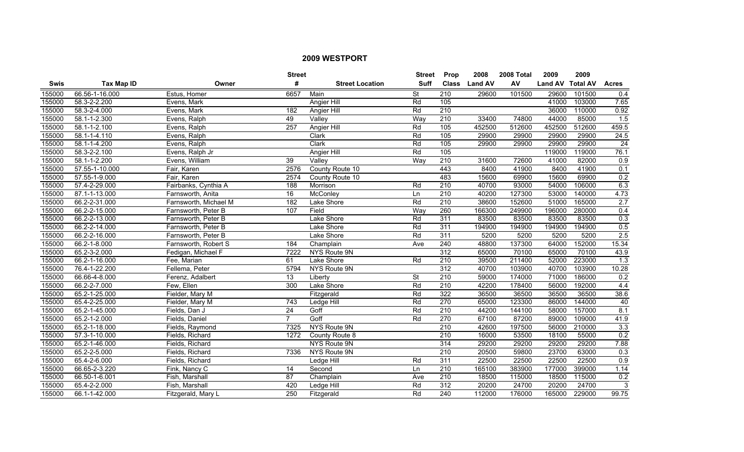# 2009 WESTPORT

| Swis | Tax Map ID | Owner | Street # | Street Location | Street Suff | Prop Class | 2008 Land AV | 2008 Total AV | 2009 Land AV | 2009 Total AV | Acres |
|---|---|---|---|---|---|---|---|---|---|---|---|
| 155000 | 66.56-1-16.000 | Estus, Homer | 6657 | Main | St | 210 | 29600 | 101500 | 29600 | 101500 | 0.4 |
| 155000 | 58.3-2-2.200 | Evens, Mark | | Angier Hill | Rd | 105 | | | 41000 | 103000 | 7.65 |
| 155000 | 58.3-2-4.000 | Evens, Mark | 182 | Angier Hill | Rd | 210 | | | 36000 | 110000 | 0.92 |
| 155000 | 58.1-1-2.300 | Evens, Ralph | 49 | Valley | Way | 210 | 33400 | 74800 | 44000 | 85000 | 1.5 |
| 155000 | 58.1-1-2.100 | Evens, Ralph | 257 | Angier Hill | Rd | 105 | 452500 | 512600 | 452500 | 512600 | 459.5 |
| 155000 | 58.1-1-4.110 | Evens, Ralph | | Clark | Rd | 105 | 29900 | 29900 | 29900 | 29900 | 24.5 |
| 155000 | 58.1-1-4.200 | Evens, Ralph | | Clark | Rd | 105 | 29900 | 29900 | 29900 | 29900 | 24 |
| 155000 | 58.3-2-2.100 | Evens, Ralph Jr | | Angier Hill | Rd | 105 | | | 119000 | 119000 | 76.1 |
| 155000 | 58.1-1-2.200 | Evens, William | 39 | Valley | Way | 210 | 31600 | 72600 | 41000 | 82000 | 0.9 |
| 155000 | 57.55-1-10.000 | Fair, Karen | 2576 | County Route 10 | | 443 | 8400 | 41900 | 8400 | 41900 | 0.1 |
| 155000 | 57.55-1-9.000 | Fair, Karen | 2574 | County Route 10 | | 483 | 15600 | 69900 | 15600 | 69900 | 0.2 |
| 155000 | 57.4-2-29.000 | Fairbanks, Cynthia A | 188 | Morrison | Rd | 210 | 40700 | 93000 | 54000 | 106000 | 6.3 |
| 155000 | 87.1-1-13.000 | Farnsworth, Anita | 16 | McConley | Ln | 210 | 40200 | 127300 | 53000 | 140000 | 4.73 |
| 155000 | 66.2-2-31.000 | Farnsworth, Michael M | 182 | Lake Shore | Rd | 210 | 38600 | 152600 | 51000 | 165000 | 2.7 |
| 155000 | 66.2-2-15.000 | Farnsworth, Peter B | 107 | Field | Way | 260 | 166300 | 249900 | 196000 | 280000 | 0.4 |
| 155000 | 66.2-2-13.000 | Farnsworth, Peter B | | Lake Shore | Rd | 311 | 83500 | 83500 | 83500 | 83500 | 0.3 |
| 155000 | 66.2-2-14.000 | Farnsworth, Peter B | | Lake Shore | Rd | 311 | 194900 | 194900 | 194900 | 194900 | 0.5 |
| 155000 | 66.2-2-16.000 | Farnsworth, Peter B | | Lake Shore | Rd | 311 | 5200 | 5200 | 5200 | 5200 | 2.5 |
| 155000 | 66.2-1-8.000 | Farnsworth, Robert S | 184 | Champlain | Ave | 240 | 48800 | 137300 | 64000 | 152000 | 15.34 |
| 155000 | 65.2-3-2.000 | Fedigan, Michael F | 7222 | NYS Route 9N | | 312 | 65000 | 70100 | 65000 | 70100 | 43.9 |
| 155000 | 66.2-1-16.000 | Fee, Marian | 61 | Lake Shore | Rd | 210 | 39500 | 211400 | 52000 | 223000 | 1.3 |
| 155000 | 76.4-1-22.200 | Fellema, Peter | 5794 | NYS Route 9N | | 312 | 40700 | 103900 | 40700 | 103900 | 10.28 |
| 155000 | 66.66-4-8.000 | Ferenz, Adalbert | 13 | Liberty | St | 210 | 59000 | 174000 | 71000 | 186000 | 0.2 |
| 155000 | 66.2-2-7.000 | Few, Ellen | 300 | Lake Shore | Rd | 210 | 42200 | 178400 | 56000 | 192000 | 4.4 |
| 155000 | 65.2-1-25.000 | Fielder, Mary M | | Fitzgerald | Rd | 322 | 36500 | 36500 | 36500 | 36500 | 38.6 |
| 155000 | 65.4-2-25.000 | Fielder, Mary M | 743 | Ledge Hill | Rd | 270 | 65000 | 123300 | 86000 | 144000 | 40 |
| 155000 | 65.2-1-45.000 | Fields, Dan J | 24 | Goff | Rd | 210 | 44200 | 144100 | 58000 | 157000 | 8.1 |
| 155000 | 65.2-1-2.000 | Fields, Daniel | 7 | Goff | Rd | 270 | 67100 | 87200 | 89000 | 109000 | 41.9 |
| 155000 | 65.2-1-18.000 | Fields, Raymond | 7325 | NYS Route 9N | | 210 | 42600 | 197500 | 56000 | 210000 | 3.3 |
| 155000 | 57.3-1-10.000 | Fields, Richard | 1272 | County Route 8 | | 210 | 16000 | 53500 | 18100 | 55000 | 0.2 |
| 155000 | 65.2-1-46.000 | Fields, Richard | | NYS Route 9N | | 314 | 29200 | 29200 | 29200 | 29200 | 7.88 |
| 155000 | 65.2-2-5.000 | Fields, Richard | 7336 | NYS Route 9N | | 210 | 20500 | 59800 | 23700 | 63000 | 0.3 |
| 155000 | 65.4-2-6.000 | Fields, Richard | | Ledge Hill | Rd | 311 | 22500 | 22500 | 22500 | 22500 | 0.9 |
| 155000 | 66.65-2-3.220 | Fink, Nancy C | 14 | Second | Ln | 210 | 165100 | 383900 | 177000 | 399000 | 1.14 |
| 155000 | 66.50-1-6.001 | Fish, Marshall | 87 | Champlain | Ave | 210 | 18500 | 115000 | 18500 | 115000 | 0.2 |
| 155000 | 65.4-2-2.000 | Fish, Marshall | 420 | Ledge Hill | Rd | 312 | 20200 | 24700 | 20200 | 24700 | 3 |
| 155000 | 66.1-1-42.000 | Fitzgerald, Mary L | 250 | Fitzgerald | Rd | 240 | 112000 | 176000 | 165000 | 229000 | 99.75 |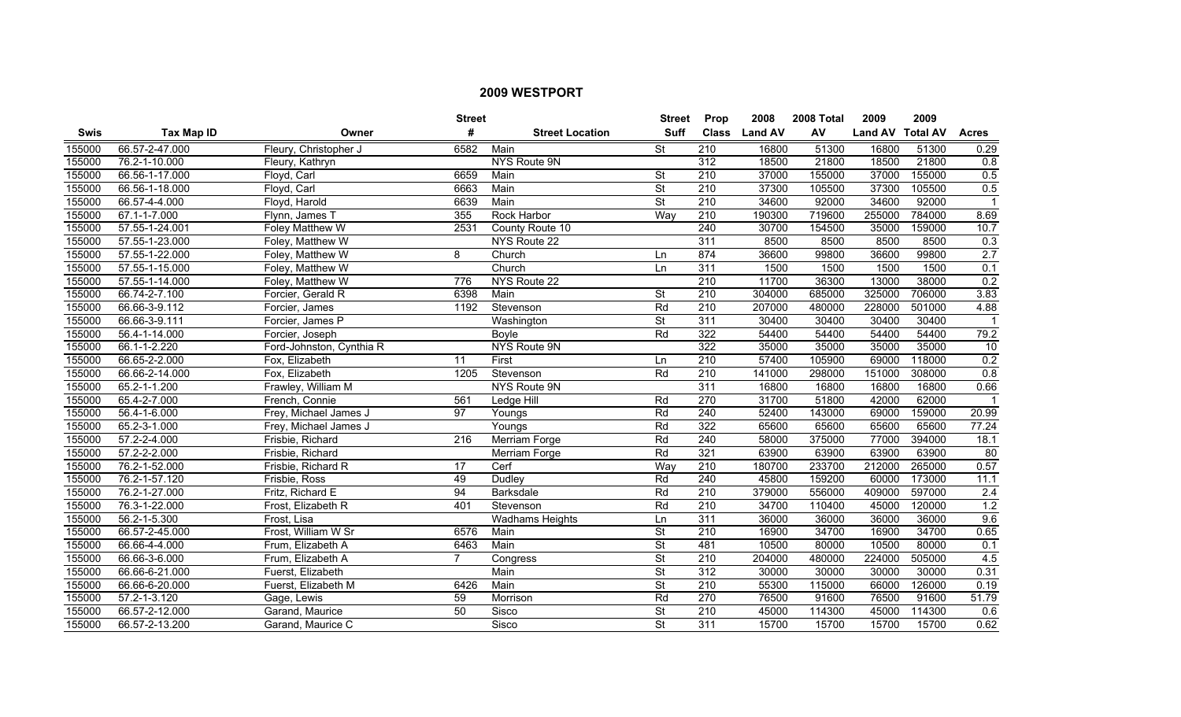## 2009 WESTPORT

| Swis | Tax Map ID | Owner | Street # | Street Location | Street Suff | Prop Class | 2008 Land AV | 2008 Total AV | 2009 Land AV | 2009 Total AV | Acres |
|---|---|---|---|---|---|---|---|---|---|---|---|
| 155000 | 66.57-2-47.000 | Fleury, Christopher J | 6582 | Main | St | 210 | 16800 | 51300 | 16800 | 51300 | 0.29 |
| 155000 | 76.2-1-10.000 | Fleury, Kathryn | | NYS Route 9N | | 312 | 18500 | 21800 | 18500 | 21800 | 0.8 |
| 155000 | 66.56-1-17.000 | Floyd, Carl | 6659 | Main | St | 210 | 37000 | 155000 | 37000 | 155000 | 0.5 |
| 155000 | 66.56-1-18.000 | Floyd, Carl | 6663 | Main | St | 210 | 37300 | 105500 | 37300 | 105500 | 0.5 |
| 155000 | 66.57-4-4.000 | Floyd, Harold | 6639 | Main | St | 210 | 34600 | 92000 | 34600 | 92000 | 1 |
| 155000 | 67.1-1-7.000 | Flynn, James T | 355 | Rock Harbor | Way | 210 | 190300 | 719600 | 255000 | 784000 | 8.69 |
| 155000 | 57.55-1-24.001 | Foley Matthew W | 2531 | County Route 10 | | 240 | 30700 | 154500 | 35000 | 159000 | 10.7 |
| 155000 | 57.55-1-23.000 | Foley, Matthew W | | NYS Route 22 | | 311 | 8500 | 8500 | 8500 | 8500 | 0.3 |
| 155000 | 57.55-1-22.000 | Foley, Matthew W | 8 | Church | Ln | 874 | 36600 | 99800 | 36600 | 99800 | 2.7 |
| 155000 | 57.55-1-15.000 | Foley, Matthew W | | Church | Ln | 311 | 1500 | 1500 | 1500 | 1500 | 0.1 |
| 155000 | 57.55-1-14.000 | Foley, Matthew W | 776 | NYS Route 22 | | 210 | 11700 | 36300 | 13000 | 38000 | 0.2 |
| 155000 | 66.74-2-7.100 | Forcier, Gerald R | 6398 | Main | St | 210 | 304000 | 685000 | 325000 | 706000 | 3.83 |
| 155000 | 66.66-3-9.112 | Forcier, James | 1192 | Stevenson | Rd | 210 | 207000 | 480000 | 228000 | 501000 | 4.88 |
| 155000 | 66.66-3-9.111 | Forcier, James P | | Washington | St | 311 | 30400 | 30400 | 30400 | 30400 | 1 |
| 155000 | 56.4-1-14.000 | Forcier, Joseph | | Boyle | Rd | 322 | 54400 | 54400 | 54400 | 54400 | 79.2 |
| 155000 | 66.1-1-2.220 | Ford-Johnston, Cynthia R | | NYS Route 9N | | 322 | 35000 | 35000 | 35000 | 35000 | 10 |
| 155000 | 66.65-2-2.000 | Fox, Elizabeth | 11 | First | Ln | 210 | 57400 | 105900 | 69000 | 118000 | 0.2 |
| 155000 | 66.66-2-14.000 | Fox, Elizabeth | 1205 | Stevenson | Rd | 210 | 141000 | 298000 | 151000 | 308000 | 0.8 |
| 155000 | 65.2-1-1.200 | Frawley, William M | | NYS Route 9N | | 311 | 16800 | 16800 | 16800 | 16800 | 0.66 |
| 155000 | 65.4-2-7.000 | French, Connie | 561 | Ledge Hill | Rd | 270 | 31700 | 51800 | 42000 | 62000 | 1 |
| 155000 | 56.4-1-6.000 | Frey, Michael James J | 97 | Youngs | Rd | 240 | 52400 | 143000 | 69000 | 159000 | 20.99 |
| 155000 | 65.2-3-1.000 | Frey, Michael James J | | Youngs | Rd | 322 | 65600 | 65600 | 65600 | 65600 | 77.24 |
| 155000 | 57.2-2-4.000 | Frisbie, Richard | 216 | Merriam Forge | Rd | 240 | 58000 | 375000 | 77000 | 394000 | 18.1 |
| 155000 | 57.2-2-2.000 | Frisbie, Richard | | Merriam Forge | Rd | 321 | 63900 | 63900 | 63900 | 63900 | 80 |
| 155000 | 76.2-1-52.000 | Frisbie, Richard R | 17 | Cerf | Way | 210 | 180700 | 233700 | 212000 | 265000 | 0.57 |
| 155000 | 76.2-1-57.120 | Frisbie, Ross | 49 | Dudley | Rd | 240 | 45800 | 159200 | 60000 | 173000 | 11.1 |
| 155000 | 76.2-1-27.000 | Fritz, Richard E | 94 | Barksdale | Rd | 210 | 379000 | 556000 | 409000 | 597000 | 2.4 |
| 155000 | 76.3-1-22.000 | Frost, Elizabeth R | 401 | Stevenson | Rd | 210 | 34700 | 110400 | 45000 | 120000 | 1.2 |
| 155000 | 56.2-1-5.300 | Frost, Lisa | | Wadhams Heights | Ln | 311 | 36000 | 36000 | 36000 | 36000 | 9.6 |
| 155000 | 66.57-2-45.000 | Frost, William W Sr | 6576 | Main | St | 210 | 16900 | 34700 | 16900 | 34700 | 0.65 |
| 155000 | 66.66-4-4.000 | Frum, Elizabeth A | 6463 | Main | St | 481 | 10500 | 80000 | 10500 | 80000 | 0.1 |
| 155000 | 66.66-3-6.000 | Frum, Elizabeth A | 7 | Congress | St | 210 | 204000 | 480000 | 224000 | 505000 | 4.5 |
| 155000 | 66.66-6-21.000 | Fuerst, Elizabeth | | Main | St | 312 | 30000 | 30000 | 30000 | 30000 | 0.31 |
| 155000 | 66.66-6-20.000 | Fuerst, Elizabeth M | 6426 | Main | St | 210 | 55300 | 115000 | 66000 | 126000 | 0.19 |
| 155000 | 57.2-1-3.120 | Gage, Lewis | 59 | Morrison | Rd | 270 | 76500 | 91600 | 76500 | 91600 | 51.79 |
| 155000 | 66.57-2-12.000 | Garand, Maurice | 50 | Sisco | St | 210 | 45000 | 114300 | 45000 | 114300 | 0.6 |
| 155000 | 66.57-2-13.200 | Garand, Maurice C | | Sisco | St | 311 | 15700 | 15700 | 15700 | 15700 | 0.62 |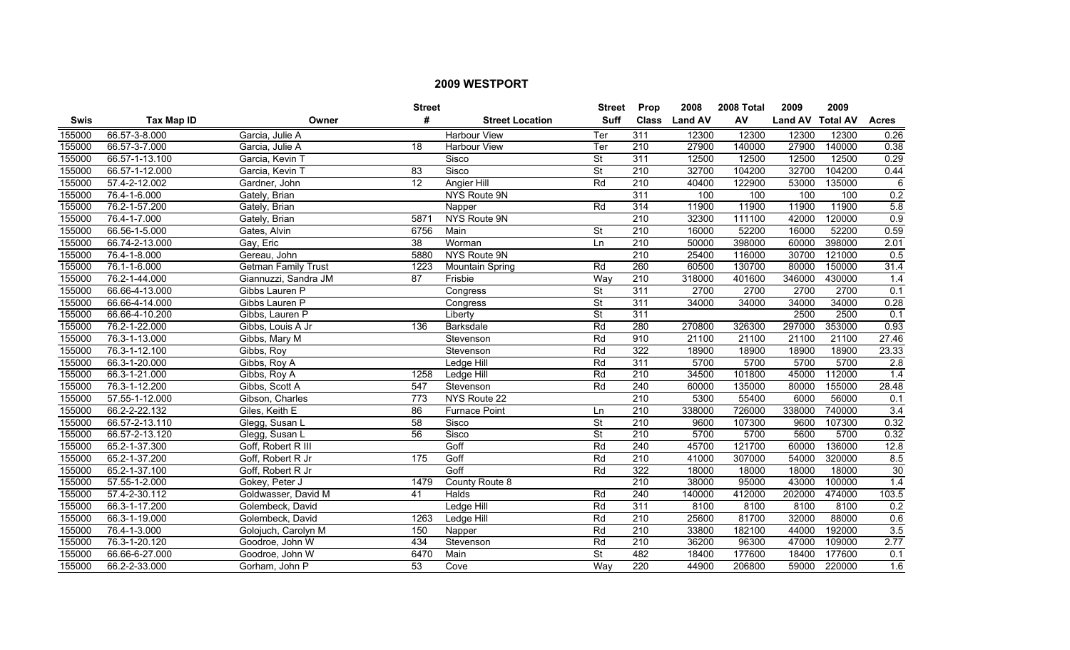# 2009 WESTPORT

| Swis | Tax Map ID | Owner | Street # | Street Location | Street Suff | Prop Class | 2008 Land AV | 2008 Total AV | 2009 Land AV | 2009 Total AV | Acres |
|---|---|---|---|---|---|---|---|---|---|---|---|
| 155000 | 66.57-3-8.000 | Garcia, Julie A | | Harbour View | Ter | 311 | 12300 | 12300 | 12300 | 12300 | 0.26 |
| 155000 | 66.57-3-7.000 | Garcia, Julie A | 18 | Harbour View | Ter | 210 | 27900 | 140000 | 27900 | 140000 | 0.38 |
| 155000 | 66.57-1-13.100 | Garcia, Kevin T | | Sisco | St | 311 | 12500 | 12500 | 12500 | 12500 | 0.29 |
| 155000 | 66.57-1-12.000 | Garcia, Kevin T | 83 | Sisco | St | 210 | 32700 | 104200 | 32700 | 104200 | 0.44 |
| 155000 | 57.4-2-12.002 | Gardner, John | 12 | Angier Hill | Rd | 210 | 40400 | 122900 | 53000 | 135000 | 6 |
| 155000 | 76.4-1-6.000 | Gately, Brian | | NYS Route 9N | | 311 | 100 | 100 | 100 | 100 | 0.2 |
| 155000 | 76.2-1-57.200 | Gately, Brian | | Napper | Rd | 314 | 11900 | 11900 | 11900 | 11900 | 5.8 |
| 155000 | 76.4-1-7.000 | Gately, Brian | 5871 | NYS Route 9N | | 210 | 32300 | 111100 | 42000 | 120000 | 0.9 |
| 155000 | 66.56-1-5.000 | Gates, Alvin | 6756 | Main | St | 210 | 16000 | 52200 | 16000 | 52200 | 0.59 |
| 155000 | 66.74-2-13.000 | Gay, Eric | 38 | Worman | Ln | 210 | 50000 | 398000 | 60000 | 398000 | 2.01 |
| 155000 | 76.4-1-8.000 | Gereau, John | 5880 | NYS Route 9N | | 210 | 25400 | 116000 | 30700 | 121000 | 0.5 |
| 155000 | 76.1-1-6.000 | Getman Family Trust | 1223 | Mountain Spring | Rd | 260 | 60500 | 130700 | 80000 | 150000 | 31.4 |
| 155000 | 76.2-1-44.000 | Giannuzzi, Sandra JM | 87 | Frisbie | Way | 210 | 318000 | 401600 | 346000 | 430000 | 1.4 |
| 155000 | 66.66-4-13.000 | Gibbs Lauren P | | Congress | St | 311 | 2700 | 2700 | 2700 | 2700 | 0.1 |
| 155000 | 66.66-4-14.000 | Gibbs Lauren P | | Congress | St | 311 | 34000 | 34000 | 34000 | 34000 | 0.28 |
| 155000 | 66.66-4-10.200 | Gibbs, Lauren P | | Liberty | St | 311 | | | 2500 | 2500 | 0.1 |
| 155000 | 76.2-1-22.000 | Gibbs, Louis A Jr | 136 | Barksdale | Rd | 280 | 270800 | 326300 | 297000 | 353000 | 0.93 |
| 155000 | 76.3-1-13.000 | Gibbs, Mary M | | Stevenson | Rd | 910 | 21100 | 21100 | 21100 | 21100 | 27.46 |
| 155000 | 76.3-1-12.100 | Gibbs, Roy | | Stevenson | Rd | 322 | 18900 | 18900 | 18900 | 18900 | 23.33 |
| 155000 | 66.3-1-20.000 | Gibbs, Roy A | | Ledge Hill | Rd | 311 | 5700 | 5700 | 5700 | 5700 | 2.8 |
| 155000 | 66.3-1-21.000 | Gibbs, Roy A | 1258 | Ledge Hill | Rd | 210 | 34500 | 101800 | 45000 | 112000 | 1.4 |
| 155000 | 76.3-1-12.200 | Gibbs, Scott A | 547 | Stevenson | Rd | 240 | 60000 | 135000 | 80000 | 155000 | 28.48 |
| 155000 | 57.55-1-12.000 | Gibson, Charles | 773 | NYS Route 22 | | 210 | 5300 | 55400 | 6000 | 56000 | 0.1 |
| 155000 | 66.2-2-22.132 | Giles, Keith E | 86 | Furnace Point | Ln | 210 | 338000 | 726000 | 338000 | 740000 | 3.4 |
| 155000 | 66.57-2-13.110 | Glegg, Susan L | 58 | Sisco | St | 210 | 9600 | 107300 | 9600 | 107300 | 0.32 |
| 155000 | 66.57-2-13.120 | Glegg, Susan L | 56 | Sisco | St | 210 | 5700 | 5700 | 5600 | 5700 | 0.32 |
| 155000 | 65.2-1-37.300 | Goff, Robert R III | | Goff | Rd | 240 | 45700 | 121700 | 60000 | 136000 | 12.8 |
| 155000 | 65.2-1-37.200 | Goff, Robert R Jr | 175 | Goff | Rd | 210 | 41000 | 307000 | 54000 | 320000 | 8.5 |
| 155000 | 65.2-1-37.100 | Goff, Robert R Jr | | Goff | Rd | 322 | 18000 | 18000 | 18000 | 18000 | 30 |
| 155000 | 57.55-1-2.000 | Gokey, Peter J | 1479 | County Route 8 | | 210 | 38000 | 95000 | 43000 | 100000 | 1.4 |
| 155000 | 57.4-2-30.112 | Goldwasser, David M | 41 | Halds | Rd | 240 | 140000 | 412000 | 202000 | 474000 | 103.5 |
| 155000 | 66.3-1-17.200 | Golembeck, David | | Ledge Hill | Rd | 311 | 8100 | 8100 | 8100 | 8100 | 0.2 |
| 155000 | 66.3-1-19.000 | Golembeck, David | 1263 | Ledge Hill | Rd | 210 | 25600 | 81700 | 32000 | 88000 | 0.6 |
| 155000 | 76.4-1-3.000 | Golojuch, Carolyn M | 150 | Napper | Rd | 210 | 33800 | 182100 | 44000 | 192000 | 3.5 |
| 155000 | 76.3-1-20.120 | Goodroe, John W | 434 | Stevenson | Rd | 210 | 36200 | 96300 | 47000 | 109000 | 2.77 |
| 155000 | 66.66-6-27.000 | Goodroe, John W | 6470 | Main | St | 482 | 18400 | 177600 | 18400 | 177600 | 0.1 |
| 155000 | 66.2-2-33.000 | Gorham, John P | 53 | Cove | Way | 220 | 44900 | 206800 | 59000 | 220000 | 1.6 |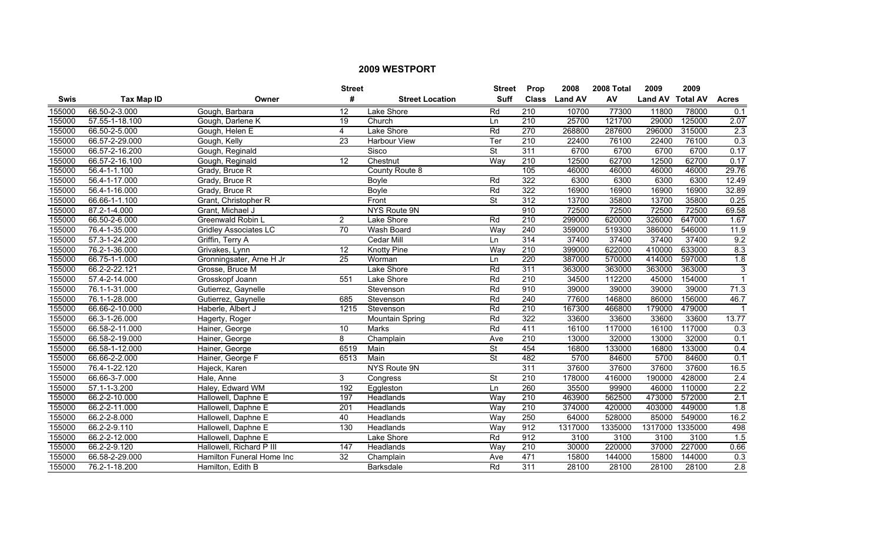## 2009 WESTPORT

| Swis | Tax Map ID | Owner | Street # | Street Location | Street Suff | Prop Class | 2008 Land AV | 2008 Total AV | 2009 Land AV | 2009 Total AV | Acres |
|---|---|---|---|---|---|---|---|---|---|---|---|
| 155000 | 66.50-2-3.000 | Gough, Barbara | 12 | Lake Shore | Rd | 210 | 10700 | 77300 | 11800 | 78000 | 0.1 |
| 155000 | 57.55-1-18.100 | Gough, Darlene K | 19 | Church | Ln | 210 | 25700 | 121700 | 29000 | 125000 | 2.07 |
| 155000 | 66.50-2-5.000 | Gough, Helen E | 4 | Lake Shore | Rd | 270 | 268800 | 287600 | 296000 | 315000 | 2.3 |
| 155000 | 66.57-2-29.000 | Gough, Kelly | 23 | Harbour View | Ter | 210 | 22400 | 76100 | 22400 | 76100 | 0.3 |
| 155000 | 66.57-2-16.200 | Gough, Reginald | | Sisco | St | 311 | 6700 | 6700 | 6700 | 6700 | 0.17 |
| 155000 | 66.57-2-16.100 | Gough, Reginald | 12 | Chestnut | Way | 210 | 12500 | 62700 | 12500 | 62700 | 0.17 |
| 155000 | 56.4-1-1.100 | Grady, Bruce R | | County Route 8 | | 105 | 46000 | 46000 | 46000 | 46000 | 29.76 |
| 155000 | 56.4-1-17.000 | Grady, Bruce R | | Boyle | Rd | 322 | 6300 | 6300 | 6300 | 6300 | 12.49 |
| 155000 | 56.4-1-16.000 | Grady, Bruce R | | Boyle | Rd | 322 | 16900 | 16900 | 16900 | 16900 | 32.89 |
| 155000 | 66.66-1-1.100 | Grant, Christopher R | | Front | St | 312 | 13700 | 35800 | 13700 | 35800 | 0.25 |
| 155000 | 87.2-1-4.000 | Grant, Michael J | | NYS Route 9N | | 910 | 72500 | 72500 | 72500 | 72500 | 69.58 |
| 155000 | 66.50-2-6.000 | Greenwald Robin L | 2 | Lake Shore | Rd | 210 | 299000 | 620000 | 326000 | 647000 | 1.67 |
| 155000 | 76.4-1-35.000 | Gridley Associates LC | 70 | Wash Board | Way | 240 | 359000 | 519300 | 386000 | 546000 | 11.9 |
| 155000 | 57.3-1-24.200 | Griffin, Terry A | | Cedar Mill | Ln | 314 | 37400 | 37400 | 37400 | 37400 | 9.2 |
| 155000 | 76.2-1-36.000 | Grivakes, Lynn | 12 | Knotty Pine | Way | 210 | 399000 | 622000 | 410000 | 633000 | 8.3 |
| 155000 | 66.75-1-1.000 | Gronningsater, Arne H Jr | 25 | Worman | Ln | 220 | 387000 | 570000 | 414000 | 597000 | 1.8 |
| 155000 | 66.2-2-22.121 | Grosse, Bruce M | | Lake Shore | Rd | 311 | 363000 | 363000 | 363000 | 363000 | 3 |
| 155000 | 57.4-2-14.000 | Grosskopf Joann | 551 | Lake Shore | Rd | 210 | 34500 | 112200 | 45000 | 154000 | 1 |
| 155000 | 76.1-1-31.000 | Gutierrez, Gaynelle | | Stevenson | Rd | 910 | 39000 | 39000 | 39000 | 39000 | 71.3 |
| 155000 | 76.1-1-28.000 | Gutierrez, Gaynelle | 685 | Stevenson | Rd | 240 | 77600 | 146800 | 86000 | 156000 | 46.7 |
| 155000 | 66.66-2-10.000 | Haberle, Albert J | 1215 | Stevenson | Rd | 210 | 167300 | 466800 | 179000 | 479000 | 1 |
| 155000 | 66.3-1-26.000 | Hagerty, Roger | | Mountain Spring | Rd | 322 | 33600 | 33600 | 33600 | 33600 | 13.77 |
| 155000 | 66.58-2-11.000 | Hainer, George | 10 | Marks | Rd | 411 | 16100 | 117000 | 16100 | 117000 | 0.3 |
| 155000 | 66.58-2-19.000 | Hainer, George | 8 | Champlain | Ave | 210 | 13000 | 32000 | 13000 | 32000 | 0.1 |
| 155000 | 66.58-1-12.000 | Hainer, George | 6519 | Main | St | 454 | 16800 | 133000 | 16800 | 133000 | 0.4 |
| 155000 | 66.66-2-2.000 | Hainer, George F | 6513 | Main | St | 482 | 5700 | 84600 | 5700 | 84600 | 0.1 |
| 155000 | 76.4-1-22.120 | Hajeck, Karen | | NYS Route 9N | | 311 | 37600 | 37600 | 37600 | 37600 | 16.5 |
| 155000 | 66.66-3-7.000 | Hale, Anne | 3 | Congress | St | 210 | 178000 | 416000 | 190000 | 428000 | 2.4 |
| 155000 | 57.1-1-3.200 | Haley, Edward WM | 192 | Eggleston | Ln | 260 | 35500 | 99900 | 46000 | 110000 | 2.2 |
| 155000 | 66.2-2-10.000 | Hallowell, Daphne E | 197 | Headlands | Way | 210 | 463900 | 562500 | 473000 | 572000 | 2.1 |
| 155000 | 66.2-2-11.000 | Hallowell, Daphne E | 201 | Headlands | Way | 210 | 374000 | 420000 | 403000 | 449000 | 1.8 |
| 155000 | 66.2-2-8.000 | Hallowell, Daphne E | 40 | Headlands | Way | 250 | 64000 | 528000 | 85000 | 549000 | 16.2 |
| 155000 | 66.2-2-9.110 | Hallowell, Daphne E | 130 | Headlands | Way | 912 | 1317000 | 1335000 | 1317000 | 1335000 | 498 |
| 155000 | 66.2-2-12.000 | Hallowell, Daphne E | | Lake Shore | Rd | 912 | 3100 | 3100 | 3100 | 3100 | 1.5 |
| 155000 | 66.2-2-9.120 | Hallowell, Richard P III | 147 | Headlands | Way | 210 | 30000 | 220000 | 37000 | 227000 | 0.66 |
| 155000 | 66.58-2-29.000 | Hamilton Funeral Home Inc | 32 | Champlain | Ave | 471 | 15800 | 144000 | 15800 | 144000 | 0.3 |
| 155000 | 76.2-1-18.200 | Hamilton, Edith B | | Barksdale | Rd | 311 | 28100 | 28100 | 28100 | 28100 | 2.8 |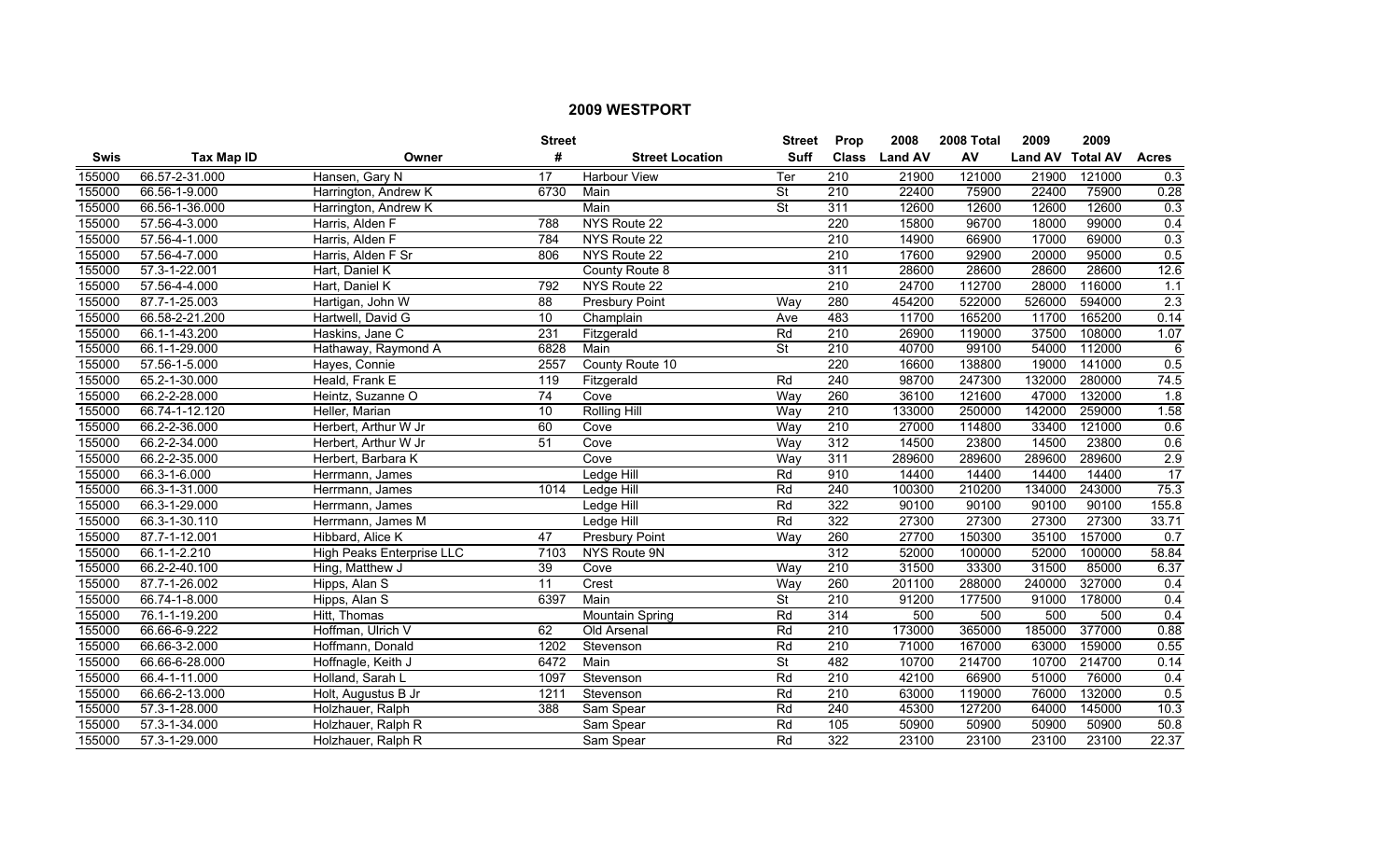## 2009 WESTPORT

| Swis | Tax Map ID | Owner | Street # | Street Location | Street Suff | Prop Class | 2008 Land AV | 2008 Total AV | 2009 Land AV | 2009 Total AV | Acres |
|---|---|---|---|---|---|---|---|---|---|---|---|
| 155000 | 66.57-2-31.000 | Hansen, Gary N | 17 | Harbour View | Ter | 210 | 21900 | 121000 | 21900 | 121000 | 0.3 |
| 155000 | 66.56-1-9.000 | Harrington, Andrew K | 6730 | Main | St | 210 | 22400 | 75900 | 22400 | 75900 | 0.28 |
| 155000 | 66.56-1-36.000 | Harrington, Andrew K | | Main | St | 311 | 12600 | 12600 | 12600 | 12600 | 0.3 |
| 155000 | 57.56-4-3.000 | Harris, Alden F | 788 | NYS Route 22 | | 220 | 15800 | 96700 | 18000 | 99000 | 0.4 |
| 155000 | 57.56-4-1.000 | Harris, Alden F | 784 | NYS Route 22 | | 210 | 14900 | 66900 | 17000 | 69000 | 0.3 |
| 155000 | 57.56-4-7.000 | Harris, Alden F Sr | 806 | NYS Route 22 | | 210 | 17600 | 92900 | 20000 | 95000 | 0.5 |
| 155000 | 57.3-1-22.001 | Hart, Daniel K | | County Route 8 | | 311 | 28600 | 28600 | 28600 | 28600 | 12.6 |
| 155000 | 57.56-4-4.000 | Hart, Daniel K | 792 | NYS Route 22 | | 210 | 24700 | 112700 | 28000 | 116000 | 1.1 |
| 155000 | 87.7-1-25.003 | Hartigan, John W | 88 | Presbury Point | Way | 280 | 454200 | 522000 | 526000 | 594000 | 2.3 |
| 155000 | 66.58-2-21.200 | Hartwell, David G | 10 | Champlain | Ave | 483 | 11700 | 165200 | 11700 | 165200 | 0.14 |
| 155000 | 66.1-1-43.200 | Haskins, Jane C | 231 | Fitzgerald | Rd | 210 | 26900 | 119000 | 37500 | 108000 | 1.07 |
| 155000 | 66.1-1-29.000 | Hathaway, Raymond A | 6828 | Main | St | 210 | 40700 | 99100 | 54000 | 112000 | 6 |
| 155000 | 57.56-1-5.000 | Hayes, Connie | 2557 | County Route 10 | | 220 | 16600 | 138800 | 19000 | 141000 | 0.5 |
| 155000 | 65.2-1-30.000 | Heald, Frank E | 119 | Fitzgerald | Rd | 240 | 98700 | 247300 | 132000 | 280000 | 74.5 |
| 155000 | 66.2-2-28.000 | Heintz, Suzanne O | 74 | Cove | Way | 260 | 36100 | 121600 | 47000 | 132000 | 1.8 |
| 155000 | 66.74-1-12.120 | Heller, Marian | 10 | Rolling Hill | Way | 210 | 133000 | 250000 | 142000 | 259000 | 1.58 |
| 155000 | 66.2-2-36.000 | Herbert, Arthur W Jr | 60 | Cove | Way | 210 | 27000 | 114800 | 33400 | 121000 | 0.6 |
| 155000 | 66.2-2-34.000 | Herbert, Arthur W Jr | 51 | Cove | Way | 312 | 14500 | 23800 | 14500 | 23800 | 0.6 |
| 155000 | 66.2-2-35.000 | Herbert, Barbara K | | Cove | Way | 311 | 289600 | 289600 | 289600 | 289600 | 2.9 |
| 155000 | 66.3-1-6.000 | Herrmann, James | | Ledge Hill | Rd | 910 | 14400 | 14400 | 14400 | 14400 | 17 |
| 155000 | 66.3-1-31.000 | Herrmann, James | 1014 | Ledge Hill | Rd | 240 | 100300 | 210200 | 134000 | 243000 | 75.3 |
| 155000 | 66.3-1-29.000 | Herrmann, James | | Ledge Hill | Rd | 322 | 90100 | 90100 | 90100 | 90100 | 155.8 |
| 155000 | 66.3-1-30.110 | Herrmann, James M | | Ledge Hill | Rd | 322 | 27300 | 27300 | 27300 | 27300 | 33.71 |
| 155000 | 87.7-1-12.001 | Hibbard, Alice K | 47 | Presbury Point | Way | 260 | 27700 | 150300 | 35100 | 157000 | 0.7 |
| 155000 | 66.1-1-2.210 | High Peaks Enterprise LLC | 7103 | NYS Route 9N | | 312 | 52000 | 100000 | 52000 | 100000 | 58.84 |
| 155000 | 66.2-2-40.100 | Hing, Matthew J | 39 | Cove | Way | 210 | 31500 | 33300 | 31500 | 85000 | 6.37 |
| 155000 | 87.7-1-26.002 | Hipps, Alan S | 11 | Crest | Way | 260 | 201100 | 288000 | 240000 | 327000 | 0.4 |
| 155000 | 66.74-1-8.000 | Hipps, Alan S | 6397 | Main | St | 210 | 91200 | 177500 | 91000 | 178000 | 0.4 |
| 155000 | 76.1-1-19.200 | Hitt, Thomas | | Mountain Spring | Rd | 314 | 500 | 500 | 500 | 500 | 0.4 |
| 155000 | 66.66-6-9.222 | Hoffman, Ulrich V | 62 | Old Arsenal | Rd | 210 | 173000 | 365000 | 185000 | 377000 | 0.88 |
| 155000 | 66.66-3-2.000 | Hoffmann, Donald | 1202 | Stevenson | Rd | 210 | 71000 | 167000 | 63000 | 159000 | 0.55 |
| 155000 | 66.66-6-28.000 | Hoffnagle, Keith J | 6472 | Main | St | 482 | 10700 | 214700 | 10700 | 214700 | 0.14 |
| 155000 | 66.4-1-11.000 | Holland, Sarah L | 1097 | Stevenson | Rd | 210 | 42100 | 66900 | 51000 | 76000 | 0.4 |
| 155000 | 66.66-2-13.000 | Holt, Augustus B Jr | 1211 | Stevenson | Rd | 210 | 63000 | 119000 | 76000 | 132000 | 0.5 |
| 155000 | 57.3-1-28.000 | Holzhauer, Ralph | 388 | Sam Spear | Rd | 240 | 45300 | 127200 | 64000 | 145000 | 10.3 |
| 155000 | 57.3-1-34.000 | Holzhauer, Ralph R | | Sam Spear | Rd | 105 | 50900 | 50900 | 50900 | 50900 | 50.8 |
| 155000 | 57.3-1-29.000 | Holzhauer, Ralph R | | Sam Spear | Rd | 322 | 23100 | 23100 | 23100 | 23100 | 22.37 |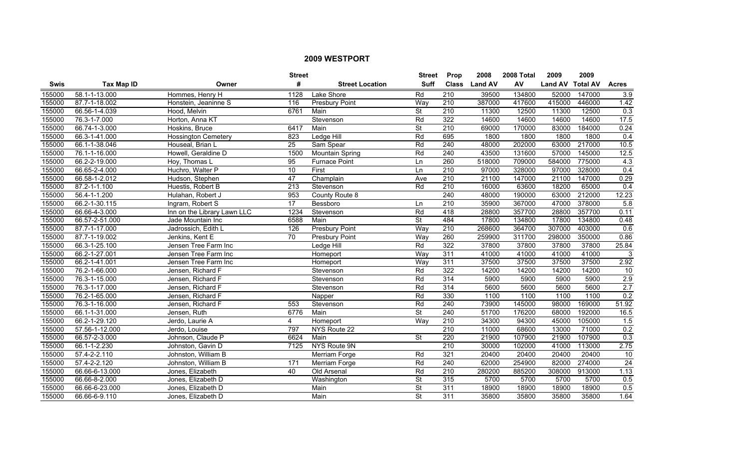## 2009 WESTPORT

| Swis | Tax Map ID | Owner | Street # | Street Location | Street Suff | Prop Class | 2008 Land AV | 2008 Total AV | 2009 Land AV | 2009 Total AV | Acres |
|---|---|---|---|---|---|---|---|---|---|---|---|
| 155000 | 58.1-1-13.000 | Hommes, Henry H | 1128 | Lake Shore | Rd | 210 | 39500 | 134800 | 52000 | 147000 | 3.9 |
| 155000 | 87.7-1-18.002 | Honstein, Jeaninne S | 116 | Presbury Point | Way | 210 | 387000 | 417600 | 415000 | 446000 | 1.42 |
| 155000 | 66.56-1-4.039 | Hood, Melvin | 6761 | Main | St | 210 | 11300 | 12500 | 11300 | 12500 | 0.3 |
| 155000 | 76.3-1-7.000 | Horton, Anna KT | | Stevenson | Rd | 322 | 14600 | 14600 | 14600 | 14600 | 17.5 |
| 155000 | 66.74-1-3.000 | Hoskins, Bruce | 6417 | Main | St | 210 | 69000 | 170000 | 83000 | 184000 | 0.24 |
| 155000 | 66.3-1-41.000 | Hossington Cemetery | 823 | Ledge Hill | Rd | 695 | 1800 | 1800 | 1800 | 1800 | 0.4 |
| 155000 | 66.1-1-38.046 | Houseal, Brian L | 25 | Sam Spear | Rd | 240 | 48000 | 202000 | 63000 | 217000 | 10.5 |
| 155000 | 76.1-1-16.000 | Howell, Geraldine D | 1500 | Mountain Spring | Rd | 240 | 43500 | 131600 | 57000 | 145000 | 12.5 |
| 155000 | 66.2-2-19.000 | Hoy, Thomas L | 95 | Furnace Point | Ln | 260 | 518000 | 709000 | 584000 | 775000 | 4.3 |
| 155000 | 66.65-2-4.000 | Huchro, Walter P | 10 | First | Ln | 210 | 97000 | 328000 | 97000 | 328000 | 0.4 |
| 155000 | 66.58-1-2.012 | Hudson, Stephen | 47 | Champlain | Ave | 210 | 21100 | 147000 | 21100 | 147000 | 0.29 |
| 155000 | 87.2-1-1.100 | Huestis, Robert B | 213 | Stevenson | Rd | 210 | 16000 | 63600 | 18200 | 65000 | 0.4 |
| 155000 | 56.4-1-1.200 | Hulahan, Robert J | 953 | County Route 8 | | 240 | 48000 | 190000 | 63000 | 212000 | 12.23 |
| 155000 | 66.2-1-30.115 | Ingram, Robert S | 17 | Bessboro | Ln | 210 | 35900 | 367000 | 47000 | 378000 | 5.8 |
| 155000 | 66.66-4-3.000 | Inn on the Library Lawn LLC | 1234 | Stevenson | Rd | 418 | 28800 | 357700 | 28800 | 357700 | 0.11 |
| 155000 | 66.57-2-51.000 | Jade Mountain Inc | 6588 | Main | St | 484 | 17800 | 134800 | 17800 | 134800 | 0.48 |
| 155000 | 87.7-1-17.000 | Jadrossich, Edith L | 126 | Presbury Point | Way | 210 | 268600 | 364700 | 307000 | 403000 | 0.6 |
| 155000 | 87.7-1-19.002 | Jenkins, Kent E | 70 | Presbury Point | Way | 260 | 259900 | 311700 | 298000 | 350000 | 0.86 |
| 155000 | 66.3-1-25.100 | Jensen Tree Farm Inc | | Ledge Hill | Rd | 322 | 37800 | 37800 | 37800 | 37800 | 25.84 |
| 155000 | 66.2-1-27.001 | Jensen Tree Farm Inc | | Homeport | Way | 311 | 41000 | 41000 | 41000 | 41000 | 3 |
| 155000 | 66.2-1-41.001 | Jensen Tree Farm Inc | | Homeport | Way | 311 | 37500 | 37500 | 37500 | 37500 | 2.92 |
| 155000 | 76.2-1-66.000 | Jensen, Richard F | | Stevenson | Rd | 322 | 14200 | 14200 | 14200 | 14200 | 10 |
| 155000 | 76.3-1-15.000 | Jensen, Richard F | | Stevenson | Rd | 314 | 5900 | 5900 | 5900 | 5900 | 2.9 |
| 155000 | 76.3-1-17.000 | Jensen, Richard F | | Stevenson | Rd | 314 | 5600 | 5600 | 5600 | 5600 | 2.7 |
| 155000 | 76.2-1-65.000 | Jensen, Richard F | | Napper | Rd | 330 | 1100 | 1100 | 1100 | 1100 | 0.2 |
| 155000 | 76.3-1-16.000 | Jensen, Richard F | 553 | Stevenson | Rd | 240 | 73900 | 145000 | 98000 | 169000 | 51.92 |
| 155000 | 66.1-1-31.000 | Jensen, Ruth | 6776 | Main | St | 240 | 51700 | 176200 | 68000 | 192000 | 16.5 |
| 155000 | 66.2-1-29.120 | Jerdo, Laurie A | 4 | Homeport | Way | 210 | 34300 | 94300 | 45000 | 105000 | 1.5 |
| 155000 | 57.56-1-12.000 | Jerdo, Louise | 797 | NYS Route 22 | | 210 | 11000 | 68600 | 13000 | 71000 | 0.2 |
| 155000 | 66.57-2-3.000 | Johnson, Claude P | 6624 | Main | St | 220 | 21900 | 107900 | 21900 | 107900 | 0.3 |
| 155000 | 66.1-1-2.230 | Johnston, Gavin D | 7125 | NYS Route 9N | | 210 | 30000 | 102000 | 41000 | 113000 | 2.75 |
| 155000 | 57.4-2-2.110 | Johnston, William B | | Merriam Forge | Rd | 321 | 20400 | 20400 | 20400 | 20400 | 10 |
| 155000 | 57.4-2-2.120 | Johnston, William B | 171 | Merriam Forge | Rd | 240 | 62000 | 254900 | 82000 | 274000 | 24 |
| 155000 | 66.66-6-13.000 | Jones, Elizabeth | 40 | Old Arsenal | Rd | 210 | 280200 | 885200 | 308000 | 913000 | 1.13 |
| 155000 | 66.66-8-2.000 | Jones, Elizabeth D | | Washington | St | 315 | 5700 | 5700 | 5700 | 5700 | 0.5 |
| 155000 | 66.66-6-23.000 | Jones, Elizabeth D | | Main | St | 311 | 18900 | 18900 | 18900 | 18900 | 0.5 |
| 155000 | 66.66-6-9.110 | Jones, Elizabeth D | | Main | St | 311 | 35800 | 35800 | 35800 | 35800 | 1.64 |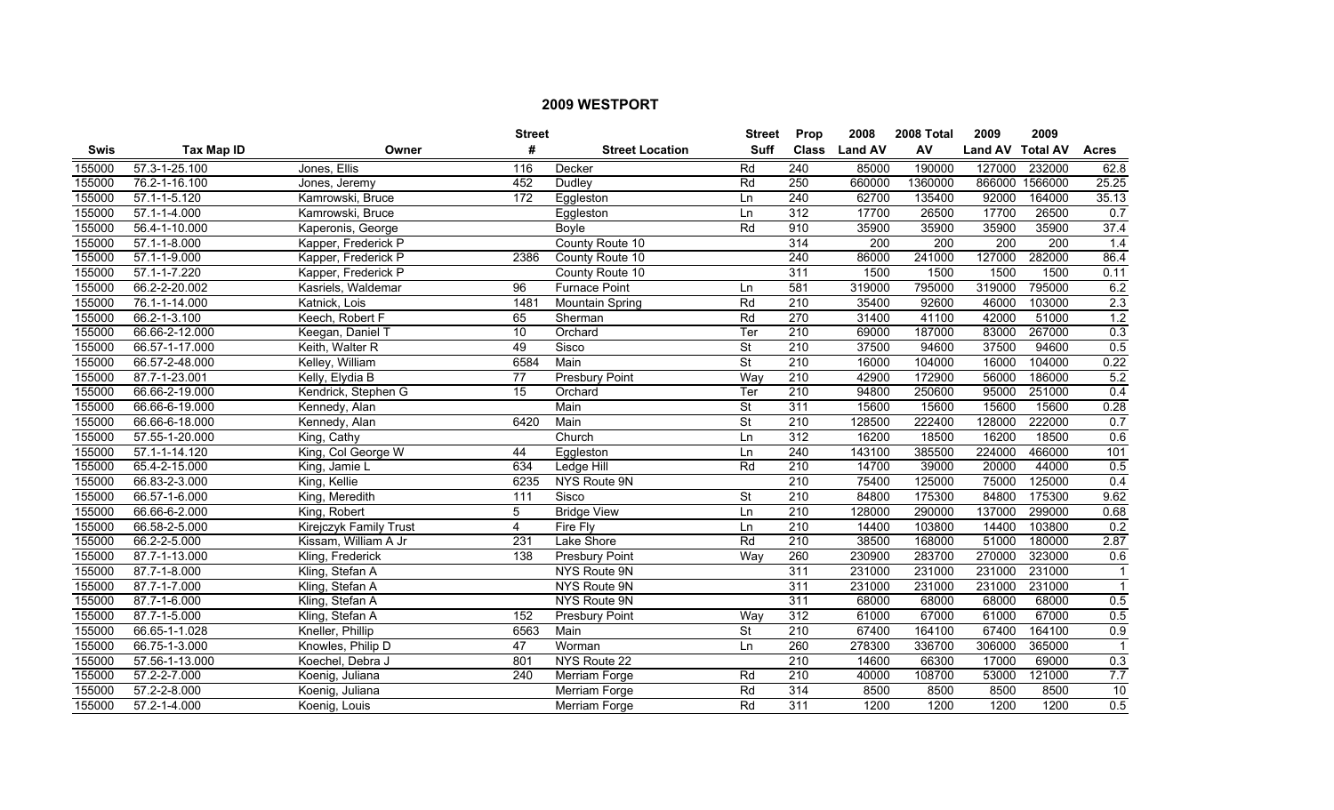## 2009 WESTPORT

| Swis | Tax Map ID | Owner | Street # | Street Location | Street Suff | Prop Class | 2008 Land AV | 2008 Total AV | 2009 Land AV | 2009 Total AV | Acres |
|---|---|---|---|---|---|---|---|---|---|---|---|
| 155000 | 57.3-1-25.100 | Jones, Ellis | 116 | Decker | Rd | 240 | 85000 | 190000 | 127000 | 232000 | 62.8 |
| 155000 | 76.2-1-16.100 | Jones, Jeremy | 452 | Dudley | Rd | 250 | 660000 | 1360000 | 866000 | 1566000 | 25.25 |
| 155000 | 57.1-1-5.120 | Kamrowski, Bruce | 172 | Eggleston | Ln | 240 | 62700 | 135400 | 92000 | 164000 | 35.13 |
| 155000 | 57.1-1-4.000 | Kamrowski, Bruce | | Eggleston | Ln | 312 | 17700 | 26500 | 17700 | 26500 | 0.7 |
| 155000 | 56.4-1-10.000 | Kaperonis, George | | Boyle | Rd | 910 | 35900 | 35900 | 35900 | 35900 | 37.4 |
| 155000 | 57.1-1-8.000 | Kapper, Frederick P | | County Route 10 | | 314 | 200 | 200 | 200 | 200 | 1.4 |
| 155000 | 57.1-1-9.000 | Kapper, Frederick P | 2386 | County Route 10 | | 240 | 86000 | 241000 | 127000 | 282000 | 86.4 |
| 155000 | 57.1-1-7.220 | Kapper, Frederick P | | County Route 10 | | 311 | 1500 | 1500 | 1500 | 1500 | 0.11 |
| 155000 | 66.2-2-20.002 | Kasriels, Waldemar | 96 | Furnace Point | Ln | 581 | 319000 | 795000 | 319000 | 795000 | 6.2 |
| 155000 | 76.1-1-14.000 | Katnick, Lois | 1481 | Mountain Spring | Rd | 210 | 35400 | 92600 | 46000 | 103000 | 2.3 |
| 155000 | 66.2-1-3.100 | Keech, Robert F | 65 | Sherman | Rd | 270 | 31400 | 41100 | 42000 | 51000 | 1.2 |
| 155000 | 66.66-2-12.000 | Keegan, Daniel T | 10 | Orchard | Ter | 210 | 69000 | 187000 | 83000 | 267000 | 0.3 |
| 155000 | 66.57-1-17.000 | Keith, Walter R | 49 | Sisco | St | 210 | 37500 | 94600 | 37500 | 94600 | 0.5 |
| 155000 | 66.57-2-48.000 | Kelley, William | 6584 | Main | St | 210 | 16000 | 104000 | 16000 | 104000 | 0.22 |
| 155000 | 87.7-1-23.001 | Kelly, Elydia B | 77 | Presbury Point | Way | 210 | 42900 | 172900 | 56000 | 186000 | 5.2 |
| 155000 | 66.66-2-19.000 | Kendrick, Stephen G | 15 | Orchard | Ter | 210 | 94800 | 250600 | 95000 | 251000 | 0.4 |
| 155000 | 66.66-6-19.000 | Kennedy, Alan | | Main | St | 311 | 15600 | 15600 | 15600 | 15600 | 0.28 |
| 155000 | 66.66-6-18.000 | Kennedy, Alan | 6420 | Main | St | 210 | 128500 | 222400 | 128000 | 222000 | 0.7 |
| 155000 | 57.55-1-20.000 | King, Cathy | | Church | Ln | 312 | 16200 | 18500 | 16200 | 18500 | 0.6 |
| 155000 | 57.1-1-14.120 | King, Col George W | 44 | Eggleston | Ln | 240 | 143100 | 385500 | 224000 | 466000 | 101 |
| 155000 | 65.4-2-15.000 | King, Jamie L | 634 | Ledge Hill | Rd | 210 | 14700 | 39000 | 20000 | 44000 | 0.5 |
| 155000 | 66.83-2-3.000 | King, Kellie | 6235 | NYS Route 9N | | 210 | 75400 | 125000 | 75000 | 125000 | 0.4 |
| 155000 | 66.57-1-6.000 | King, Meredith | 111 | Sisco | St | 210 | 84800 | 175300 | 84800 | 175300 | 9.62 |
| 155000 | 66.66-6-2.000 | King, Robert | 5 | Bridge View | Ln | 210 | 128000 | 290000 | 137000 | 299000 | 0.68 |
| 155000 | 66.58-2-5.000 | Kirejczyk Family Trust | 4 | Fire Fly | Ln | 210 | 14400 | 103800 | 14400 | 103800 | 0.2 |
| 155000 | 66.2-2-5.000 | Kissam, William A Jr | 231 | Lake Shore | Rd | 210 | 38500 | 168000 | 51000 | 180000 | 2.87 |
| 155000 | 87.7-1-13.000 | Kling, Frederick | 138 | Presbury Point | Way | 260 | 230900 | 283700 | 270000 | 323000 | 0.6 |
| 155000 | 87.7-1-8.000 | Kling, Stefan A | | NYS Route 9N | | 311 | 231000 | 231000 | 231000 | 231000 | 1 |
| 155000 | 87.7-1-7.000 | Kling, Stefan A | | NYS Route 9N | | 311 | 231000 | 231000 | 231000 | 231000 | 1 |
| 155000 | 87.7-1-6.000 | Kling, Stefan A | | NYS Route 9N | | 311 | 68000 | 68000 | 68000 | 68000 | 0.5 |
| 155000 | 87.7-1-5.000 | Kling, Stefan A | 152 | Presbury Point | Way | 312 | 61000 | 67000 | 61000 | 67000 | 0.5 |
| 155000 | 66.65-1-1.028 | Kneller, Phillip | 6563 | Main | St | 210 | 67400 | 164100 | 67400 | 164100 | 0.9 |
| 155000 | 66.75-1-3.000 | Knowles, Philip D | 47 | Worman | Ln | 260 | 278300 | 336700 | 306000 | 365000 | 1 |
| 155000 | 57.56-1-13.000 | Koechel, Debra J | 801 | NYS Route 22 | | 210 | 14600 | 66300 | 17000 | 69000 | 0.3 |
| 155000 | 57.2-2-7.000 | Koenig, Juliana | 240 | Merriam Forge | Rd | 210 | 40000 | 108700 | 53000 | 121000 | 7.7 |
| 155000 | 57.2-2-8.000 | Koenig, Juliana | | Merriam Forge | Rd | 314 | 8500 | 8500 | 8500 | 8500 | 10 |
| 155000 | 57.2-1-4.000 | Koenig, Louis | | Merriam Forge | Rd | 311 | 1200 | 1200 | 1200 | 1200 | 0.5 |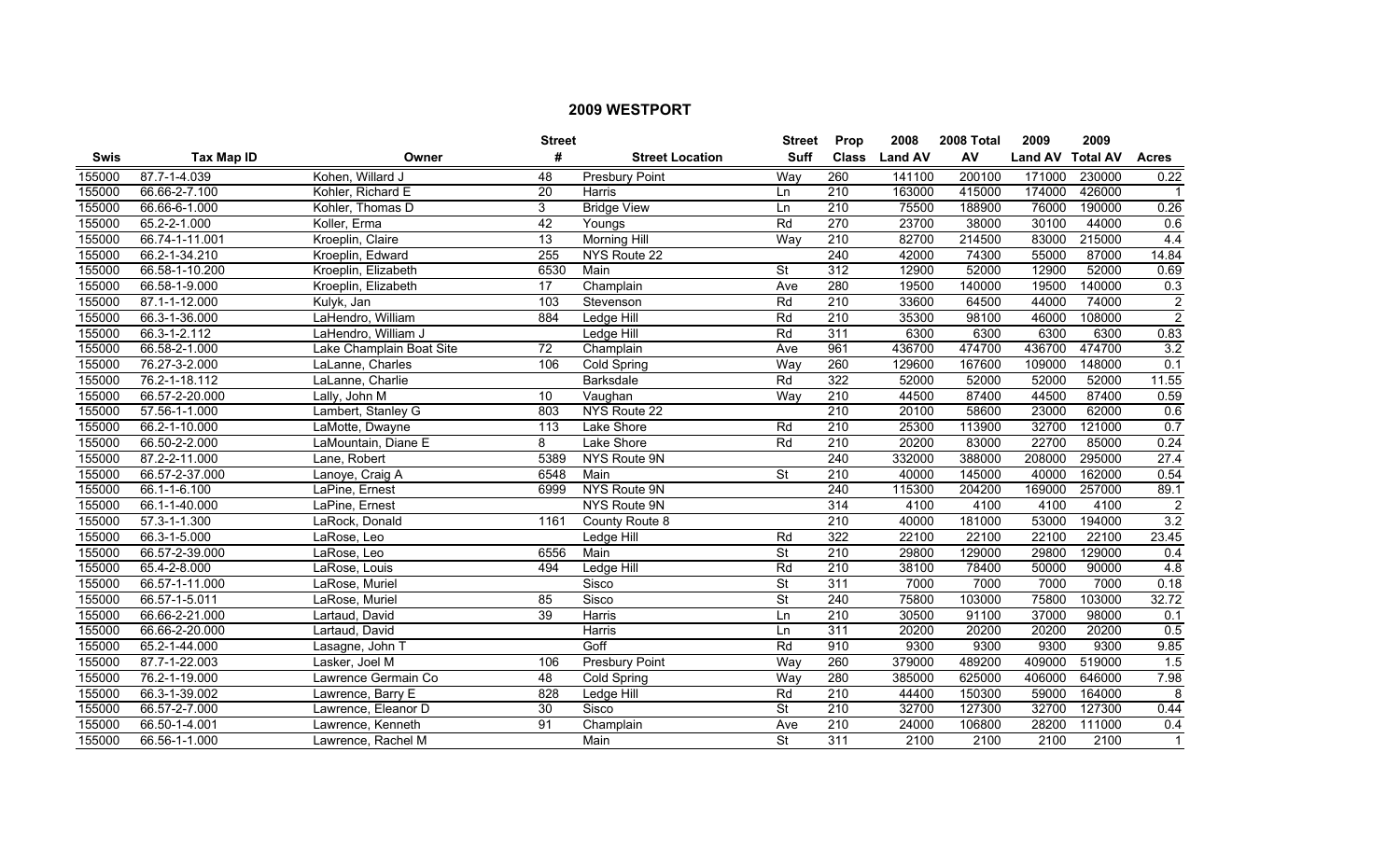## 2009 WESTPORT

| Swis | Tax Map ID | Owner | Street # | Street Location | Street Suff | Prop Class | 2008 Land AV | 2008 Total AV | 2009 Land AV | 2009 Total AV | Acres |
|---|---|---|---|---|---|---|---|---|---|---|---|
| 155000 | 87.7-1-4.039 | Kohen, Willard J | 48 | Presbury Point | Way | 260 | 141100 | 200100 | 171000 | 230000 | 0.22 |
| 155000 | 66.66-2-7.100 | Kohler, Richard E | 20 | Harris | Ln | 210 | 163000 | 415000 | 174000 | 426000 | 1 |
| 155000 | 66.66-6-1.000 | Kohler, Thomas D | 3 | Bridge View | Ln | 210 | 75500 | 188900 | 76000 | 190000 | 0.26 |
| 155000 | 65.2-2-1.000 | Koller, Erma | 42 | Youngs | Rd | 270 | 23700 | 38000 | 30100 | 44000 | 0.6 |
| 155000 | 66.74-1-11.001 | Kroeplin, Claire | 13 | Morning Hill | Way | 210 | 82700 | 214500 | 83000 | 215000 | 4.4 |
| 155000 | 66.2-1-34.210 | Kroeplin, Edward | 255 | NYS Route 22 | | 240 | 42000 | 74300 | 55000 | 87000 | 14.84 |
| 155000 | 66.58-1-10.200 | Kroeplin, Elizabeth | 6530 | Main | St | 312 | 12900 | 52000 | 12900 | 52000 | 0.69 |
| 155000 | 66.58-1-9.000 | Kroeplin, Elizabeth | 17 | Champlain | Ave | 280 | 19500 | 140000 | 19500 | 140000 | 0.3 |
| 155000 | 87.1-1-12.000 | Kulyk, Jan | 103 | Stevenson | Rd | 210 | 33600 | 64500 | 44000 | 74000 | 2 |
| 155000 | 66.3-1-36.000 | LaHendro, William | 884 | Ledge Hill | Rd | 210 | 35300 | 98100 | 46000 | 108000 | 2 |
| 155000 | 66.3-1-2.112 | LaHendro, William J | | Ledge Hill | Rd | 311 | 6300 | 6300 | 6300 | 6300 | 0.83 |
| 155000 | 66.58-2-1.000 | Lake Champlain Boat Site | 72 | Champlain | Ave | 961 | 436700 | 474700 | 436700 | 474700 | 3.2 |
| 155000 | 76.27-3-2.000 | LaLanne, Charles | 106 | Cold Spring | Way | 260 | 129600 | 167600 | 109000 | 148000 | 0.1 |
| 155000 | 76.2-1-18.112 | LaLanne, Charlie | | Barksdale | Rd | 322 | 52000 | 52000 | 52000 | 52000 | 11.55 |
| 155000 | 66.57-2-20.000 | Lally, John M | 10 | Vaughan | Way | 210 | 44500 | 87400 | 44500 | 87400 | 0.59 |
| 155000 | 57.56-1-1.000 | Lambert, Stanley G | 803 | NYS Route 22 | | 210 | 20100 | 58600 | 23000 | 62000 | 0.6 |
| 155000 | 66.2-1-10.000 | LaMotte, Dwayne | 113 | Lake Shore | Rd | 210 | 25300 | 113900 | 32700 | 121000 | 0.7 |
| 155000 | 66.50-2-2.000 | LaMountain, Diane E | 8 | Lake Shore | Rd | 210 | 20200 | 83000 | 22700 | 85000 | 0.24 |
| 155000 | 87.2-2-11.000 | Lane, Robert | 5389 | NYS Route 9N | | 240 | 332000 | 388000 | 208000 | 295000 | 27.4 |
| 155000 | 66.57-2-37.000 | Lanoye, Craig A | 6548 | Main | St | 210 | 40000 | 145000 | 40000 | 162000 | 0.54 |
| 155000 | 66.1-1-6.100 | LaPine, Ernest | 6999 | NYS Route 9N | | 240 | 115300 | 204200 | 169000 | 257000 | 89.1 |
| 155000 | 66.1-1-40.000 | LaPine, Ernest | | NYS Route 9N | | 314 | 4100 | 4100 | 4100 | 4100 | 2 |
| 155000 | 57.3-1-1.300 | LaRock, Donald | 1161 | County Route 8 | | 210 | 40000 | 181000 | 53000 | 194000 | 3.2 |
| 155000 | 66.3-1-5.000 | LaRose, Leo | | Ledge Hill | Rd | 322 | 22100 | 22100 | 22100 | 22100 | 23.45 |
| 155000 | 66.57-2-39.000 | LaRose, Leo | 6556 | Main | St | 210 | 29800 | 129000 | 29800 | 129000 | 0.4 |
| 155000 | 65.4-2-8.000 | LaRose, Louis | 494 | Ledge Hill | Rd | 210 | 38100 | 78400 | 50000 | 90000 | 4.8 |
| 155000 | 66.57-1-11.000 | LaRose, Muriel | | Sisco | St | 311 | 7000 | 7000 | 7000 | 7000 | 0.18 |
| 155000 | 66.57-1-5.011 | LaRose, Muriel | 85 | Sisco | St | 240 | 75800 | 103000 | 75800 | 103000 | 32.72 |
| 155000 | 66.66-2-21.000 | Lartaud, David | 39 | Harris | Ln | 210 | 30500 | 91100 | 37000 | 98000 | 0.1 |
| 155000 | 66.66-2-20.000 | Lartaud, David | | Harris | Ln | 311 | 20200 | 20200 | 20200 | 20200 | 0.5 |
| 155000 | 65.2-1-44.000 | Lasagne, John T | | Goff | Rd | 910 | 9300 | 9300 | 9300 | 9300 | 9.85 |
| 155000 | 87.7-1-22.003 | Lasker, Joel M | 106 | Presbury Point | Way | 260 | 379000 | 489200 | 409000 | 519000 | 1.5 |
| 155000 | 76.2-1-19.000 | Lawrence Germain Co | 48 | Cold Spring | Way | 280 | 385000 | 625000 | 406000 | 646000 | 7.98 |
| 155000 | 66.3-1-39.002 | Lawrence, Barry E | 828 | Ledge Hill | Rd | 210 | 44400 | 150300 | 59000 | 164000 | 8 |
| 155000 | 66.57-2-7.000 | Lawrence, Eleanor D | 30 | Sisco | St | 210 | 32700 | 127300 | 32700 | 127300 | 0.44 |
| 155000 | 66.50-1-4.001 | Lawrence, Kenneth | 91 | Champlain | Ave | 210 | 24000 | 106800 | 28200 | 111000 | 0.4 |
| 155000 | 66.56-1-1.000 | Lawrence, Rachel M | | Main | St | 311 | 2100 | 2100 | 2100 | 2100 | 1 |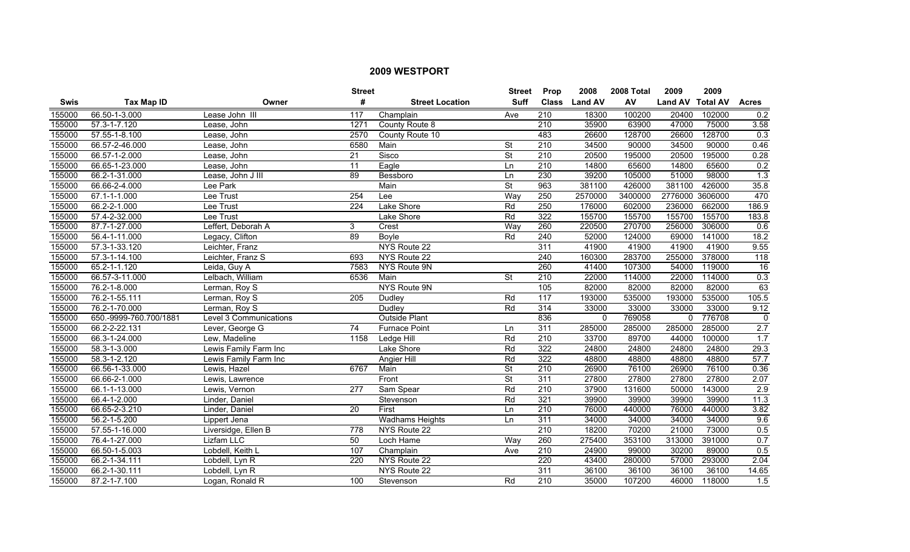# 2009 WESTPORT

| Swis | Tax Map ID | Owner | Street # | Street Location | Street Suff | Prop Class | 2008 Land AV | 2008 Total AV | 2009 Land AV | 2009 Total AV | Acres |
|---|---|---|---|---|---|---|---|---|---|---|---|
| 155000 | 66.50-1-3.000 | Lease John III | 117 | Champlain | Ave | 210 | 18300 | 100200 | 20400 | 102000 | 0.2 |
| 155000 | 57.3-1-7.120 | Lease, John | 1271 | County Route 8 | | 210 | 35900 | 63900 | 47000 | 75000 | 3.58 |
| 155000 | 57.55-1-8.100 | Lease, John | 2570 | County Route 10 | | 483 | 26600 | 128700 | 26600 | 128700 | 0.3 |
| 155000 | 66.57-2-46.000 | Lease, John | 6580 | Main | St | 210 | 34500 | 90000 | 34500 | 90000 | 0.46 |
| 155000 | 66.57-1-2.000 | Lease, John | 21 | Sisco | St | 210 | 20500 | 195000 | 20500 | 195000 | 0.28 |
| 155000 | 66.65-1-23.000 | Lease, John | 11 | Eagle | Ln | 210 | 14800 | 65600 | 14800 | 65600 | 0.2 |
| 155000 | 66.2-1-31.000 | Lease, John J III | 89 | Bessboro | Ln | 230 | 39200 | 105000 | 51000 | 98000 | 1.3 |
| 155000 | 66.66-2-4.000 | Lee Park | | Main | St | 963 | 381100 | 426000 | 381100 | 426000 | 35.8 |
| 155000 | 67.1-1-1.000 | Lee Trust | 254 | Lee | Way | 250 | 2570000 | 3400000 | 2776000 | 3606000 | 470 |
| 155000 | 66.2-2-1.000 | Lee Trust | 224 | Lake Shore | Rd | 250 | 176000 | 602000 | 236000 | 662000 | 186.9 |
| 155000 | 57.4-2-32.000 | Lee Trust | | Lake Shore | Rd | 322 | 155700 | 155700 | 155700 | 155700 | 183.8 |
| 155000 | 87.7-1-27.000 | Leffert, Deborah A | 3 | Crest | Way | 260 | 220500 | 270700 | 256000 | 306000 | 0.6 |
| 155000 | 56.4-1-11.000 | Legacy, Clifton | 89 | Boyle | Rd | 240 | 52000 | 124000 | 69000 | 141000 | 18.2 |
| 155000 | 57.3-1-33.120 | Leichter, Franz | | NYS Route 22 | | 311 | 41900 | 41900 | 41900 | 41900 | 9.55 |
| 155000 | 57.3-1-14.100 | Leichter, Franz S | 693 | NYS Route 22 | | 240 | 160300 | 283700 | 255000 | 378000 | 118 |
| 155000 | 65.2-1-1.120 | Leida, Guy A | 7583 | NYS Route 9N | | 260 | 41400 | 107300 | 54000 | 119000 | 16 |
| 155000 | 66.57-3-11.000 | Lelbach, William | 6536 | Main | St | 210 | 22000 | 114000 | 22000 | 114000 | 0.3 |
| 155000 | 76.2-1-8.000 | Lerman, Roy S | | NYS Route 9N | | 105 | 82000 | 82000 | 82000 | 82000 | 63 |
| 155000 | 76.2-1-55.111 | Lerman, Roy S | 205 | Dudley | Rd | 117 | 193000 | 535000 | 193000 | 535000 | 105.5 |
| 155000 | 76.2-1-70.000 | Lerman, Roy S | | Dudley | Rd | 314 | 33000 | 33000 | 33000 | 33000 | 9.12 |
| 155000 | 650.-9999-760.700/1881 | Level 3 Communications | | Outside Plant | | 836 | 0 | 769058 | 0 | 776708 | 0 |
| 155000 | 66.2-2-22.131 | Lever, George G | 74 | Furnace Point | Ln | 311 | 285000 | 285000 | 285000 | 285000 | 2.7 |
| 155000 | 66.3-1-24.000 | Lew, Madeline | 1158 | Ledge Hill | Rd | 210 | 33700 | 89700 | 44000 | 100000 | 1.7 |
| 155000 | 58.3-1-3.000 | Lewis Family Farm Inc | | Lake Shore | Rd | 322 | 24800 | 24800 | 24800 | 24800 | 29.3 |
| 155000 | 58.3-1-2.120 | Lewis Family Farm Inc | | Angier Hill | Rd | 322 | 48800 | 48800 | 48800 | 48800 | 57.7 |
| 155000 | 66.56-1-33.000 | Lewis, Hazel | 6767 | Main | St | 210 | 26900 | 76100 | 26900 | 76100 | 0.36 |
| 155000 | 66.66-2-1.000 | Lewis, Lawrence | | Front | St | 311 | 27800 | 27800 | 27800 | 27800 | 2.07 |
| 155000 | 66.1-1-13.000 | Lewis, Vernon | 277 | Sam Spear | Rd | 210 | 37900 | 131600 | 50000 | 143000 | 2.9 |
| 155000 | 66.4-1-2.000 | Linder, Daniel | | Stevenson | Rd | 321 | 39900 | 39900 | 39900 | 39900 | 11.3 |
| 155000 | 66.65-2-3.210 | Linder, Daniel | 20 | First | Ln | 210 | 76000 | 440000 | 76000 | 440000 | 3.82 |
| 155000 | 56.2-1-5.200 | Lippert Jena | | Wadhams Heights | Ln | 311 | 34000 | 34000 | 34000 | 34000 | 9.6 |
| 155000 | 57.55-1-16.000 | Liversidge, Ellen B | 778 | NYS Route 22 | | 210 | 18200 | 70200 | 21000 | 73000 | 0.5 |
| 155000 | 76.4-1-27.000 | Lizfam LLC | 50 | Loch Hame | Way | 260 | 275400 | 353100 | 313000 | 391000 | 0.7 |
| 155000 | 66.50-1-5.003 | Lobdell, Keith L | 107 | Champlain | Ave | 210 | 24900 | 99000 | 30200 | 89000 | 0.5 |
| 155000 | 66.2-1-34.111 | Lobdell, Lyn R | 220 | NYS Route 22 | | 220 | 43400 | 280000 | 57000 | 293000 | 2.04 |
| 155000 | 66.2-1-30.111 | Lobdell, Lyn R | | NYS Route 22 | | 311 | 36100 | 36100 | 36100 | 36100 | 14.65 |
| 155000 | 87.2-1-7.100 | Logan, Ronald R | 100 | Stevenson | Rd | 210 | 35000 | 107200 | 46000 | 118000 | 1.5 |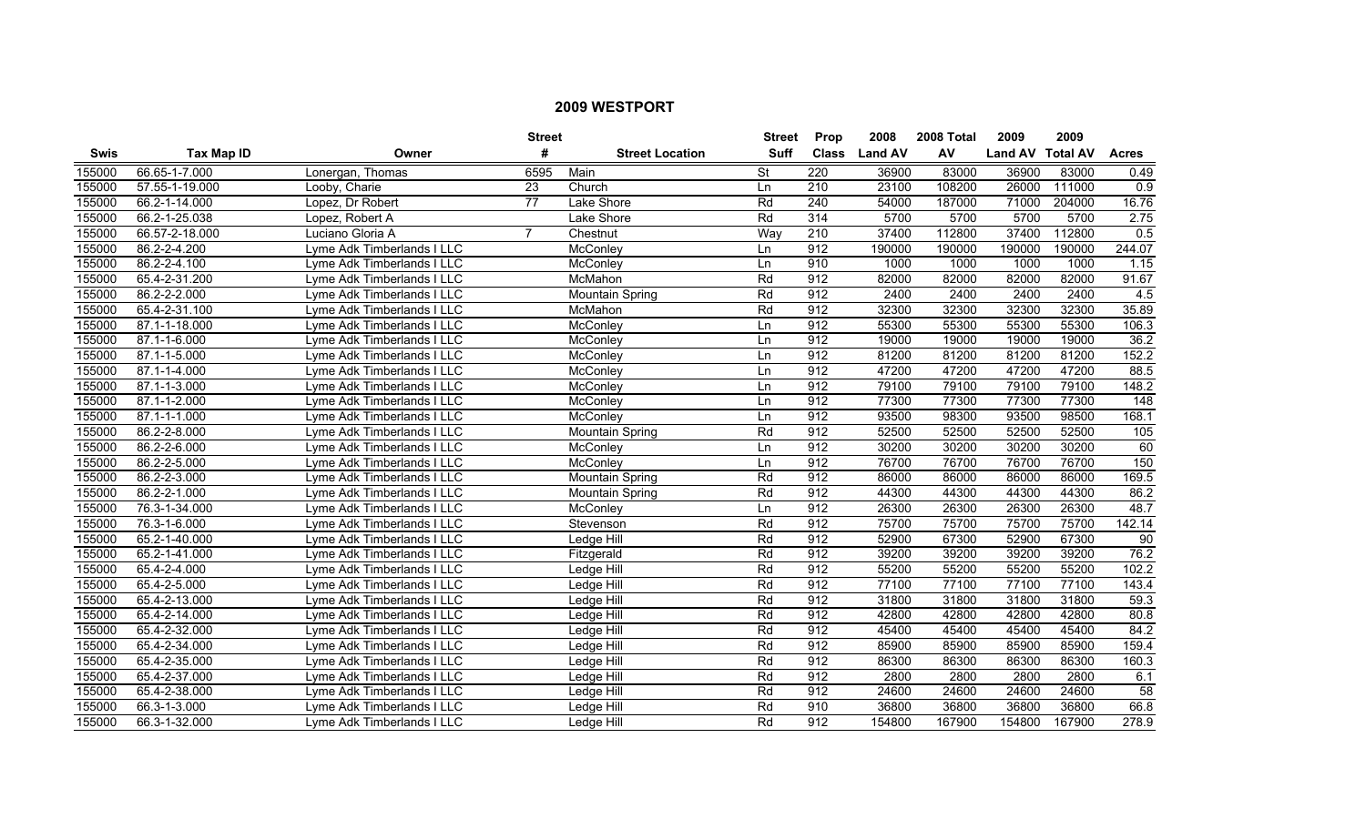## 2009 WESTPORT

| Swis | Tax Map ID | Owner | Street # | Street Location | Street Suff | Prop Class | 2008 Land AV | 2008 Total AV | 2009 Land AV | 2009 Total AV | Acres |
|---|---|---|---|---|---|---|---|---|---|---|---|
| 155000 | 66.65-1-7.000 | Lonergan, Thomas | 6595 | Main | St | 220 | 36900 | 83000 | 36900 | 83000 | 0.49 |
| 155000 | 57.55-1-19.000 | Looby, Charie | 23 | Church | Ln | 210 | 23100 | 108200 | 26000 | 111000 | 0.9 |
| 155000 | 66.2-1-14.000 | Lopez, Dr Robert | 77 | Lake Shore | Rd | 240 | 54000 | 187000 | 71000 | 204000 | 16.76 |
| 155000 | 66.2-1-25.038 | Lopez, Robert A | | Lake Shore | Rd | 314 | 5700 | 5700 | 5700 | 5700 | 2.75 |
| 155000 | 66.57-2-18.000 | Luciano Gloria A | 7 | Chestnut | Way | 210 | 37400 | 112800 | 37400 | 112800 | 0.5 |
| 155000 | 86.2-2-4.200 | Lyme Adk Timberlands I LLC | | McConley | Ln | 912 | 190000 | 190000 | 190000 | 190000 | 244.07 |
| 155000 | 86.2-2-4.100 | Lyme Adk Timberlands I LLC | | McConley | Ln | 910 | 1000 | 1000 | 1000 | 1000 | 1.15 |
| 155000 | 65.4-2-31.200 | Lyme Adk Timberlands I LLC | | McMahon | Rd | 912 | 82000 | 82000 | 82000 | 82000 | 91.67 |
| 155000 | 86.2-2-2.000 | Lyme Adk Timberlands I LLC | | Mountain Spring | Rd | 912 | 2400 | 2400 | 2400 | 2400 | 4.5 |
| 155000 | 65.4-2-31.100 | Lyme Adk Timberlands I LLC | | McMahon | Rd | 912 | 32300 | 32300 | 32300 | 32300 | 35.89 |
| 155000 | 87.1-1-18.000 | Lyme Adk Timberlands I LLC | | McConley | Ln | 912 | 55300 | 55300 | 55300 | 55300 | 106.3 |
| 155000 | 87.1-1-6.000 | Lyme Adk Timberlands I LLC | | McConley | Ln | 912 | 19000 | 19000 | 19000 | 19000 | 36.2 |
| 155000 | 87.1-1-5.000 | Lyme Adk Timberlands I LLC | | McConley | Ln | 912 | 81200 | 81200 | 81200 | 81200 | 152.2 |
| 155000 | 87.1-1-4.000 | Lyme Adk Timberlands I LLC | | McConley | Ln | 912 | 47200 | 47200 | 47200 | 47200 | 88.5 |
| 155000 | 87.1-1-3.000 | Lyme Adk Timberlands I LLC | | McConley | Ln | 912 | 79100 | 79100 | 79100 | 79100 | 148.2 |
| 155000 | 87.1-1-2.000 | Lyme Adk Timberlands I LLC | | McConley | Ln | 912 | 77300 | 77300 | 77300 | 77300 | 148 |
| 155000 | 87.1-1-1.000 | Lyme Adk Timberlands I LLC | | McConley | Ln | 912 | 93500 | 98300 | 93500 | 98500 | 168.1 |
| 155000 | 86.2-2-8.000 | Lyme Adk Timberlands I LLC | | Mountain Spring | Rd | 912 | 52500 | 52500 | 52500 | 52500 | 105 |
| 155000 | 86.2-2-6.000 | Lyme Adk Timberlands I LLC | | McConley | Ln | 912 | 30200 | 30200 | 30200 | 30200 | 60 |
| 155000 | 86.2-2-5.000 | Lyme Adk Timberlands I LLC | | McConley | Ln | 912 | 76700 | 76700 | 76700 | 76700 | 150 |
| 155000 | 86.2-2-3.000 | Lyme Adk Timberlands I LLC | | Mountain Spring | Rd | 912 | 86000 | 86000 | 86000 | 86000 | 169.5 |
| 155000 | 86.2-2-1.000 | Lyme Adk Timberlands I LLC | | Mountain Spring | Rd | 912 | 44300 | 44300 | 44300 | 44300 | 86.2 |
| 155000 | 76.3-1-34.000 | Lyme Adk Timberlands I LLC | | McConley | Ln | 912 | 26300 | 26300 | 26300 | 26300 | 48.7 |
| 155000 | 76.3-1-6.000 | Lyme Adk Timberlands I LLC | | Stevenson | Rd | 912 | 75700 | 75700 | 75700 | 75700 | 142.14 |
| 155000 | 65.2-1-40.000 | Lyme Adk Timberlands I LLC | | Ledge Hill | Rd | 912 | 52900 | 67300 | 52900 | 67300 | 90 |
| 155000 | 65.2-1-41.000 | Lyme Adk Timberlands I LLC | | Fitzgerald | Rd | 912 | 39200 | 39200 | 39200 | 39200 | 76.2 |
| 155000 | 65.4-2-4.000 | Lyme Adk Timberlands I LLC | | Ledge Hill | Rd | 912 | 55200 | 55200 | 55200 | 55200 | 102.2 |
| 155000 | 65.4-2-5.000 | Lyme Adk Timberlands I LLC | | Ledge Hill | Rd | 912 | 77100 | 77100 | 77100 | 77100 | 143.4 |
| 155000 | 65.4-2-13.000 | Lyme Adk Timberlands I LLC | | Ledge Hill | Rd | 912 | 31800 | 31800 | 31800 | 31800 | 59.3 |
| 155000 | 65.4-2-14.000 | Lyme Adk Timberlands I LLC | | Ledge Hill | Rd | 912 | 42800 | 42800 | 42800 | 42800 | 80.8 |
| 155000 | 65.4-2-32.000 | Lyme Adk Timberlands I LLC | | Ledge Hill | Rd | 912 | 45400 | 45400 | 45400 | 45400 | 84.2 |
| 155000 | 65.4-2-34.000 | Lyme Adk Timberlands I LLC | | Ledge Hill | Rd | 912 | 85900 | 85900 | 85900 | 85900 | 159.4 |
| 155000 | 65.4-2-35.000 | Lyme Adk Timberlands I LLC | | Ledge Hill | Rd | 912 | 86300 | 86300 | 86300 | 86300 | 160.3 |
| 155000 | 65.4-2-37.000 | Lyme Adk Timberlands I LLC | | Ledge Hill | Rd | 912 | 2800 | 2800 | 2800 | 2800 | 6.1 |
| 155000 | 65.4-2-38.000 | Lyme Adk Timberlands I LLC | | Ledge Hill | Rd | 912 | 24600 | 24600 | 24600 | 24600 | 58 |
| 155000 | 66.3-1-3.000 | Lyme Adk Timberlands I LLC | | Ledge Hill | Rd | 910 | 36800 | 36800 | 36800 | 36800 | 66.8 |
| 155000 | 66.3-1-32.000 | Lyme Adk Timberlands I LLC | | Ledge Hill | Rd | 912 | 154800 | 167900 | 154800 | 167900 | 278.9 |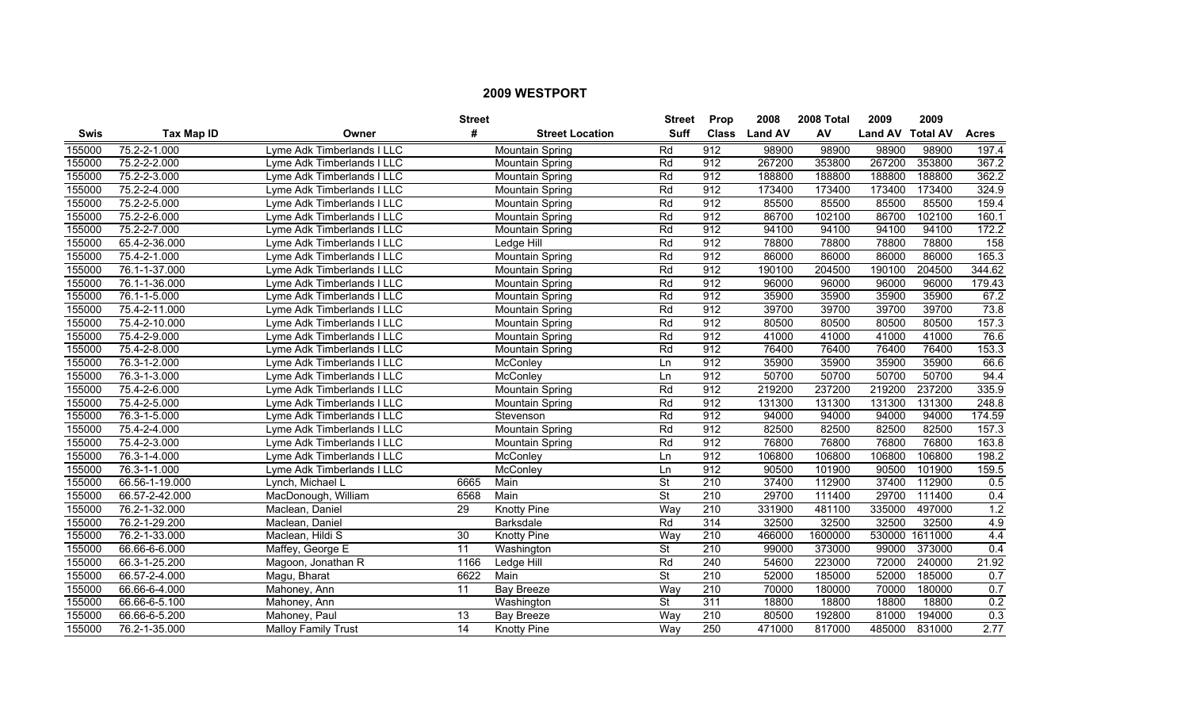## 2009 WESTPORT

| Swis | Tax Map ID | Owner | Street # | Street Location | Street Suff | Prop Class | 2008 Land AV | 2008 Total AV | 2009 Land AV | 2009 Total AV | Acres |
|---|---|---|---|---|---|---|---|---|---|---|---|
| 155000 | 75.2-2-1.000 | Lyme Adk Timberlands I LLC | | Mountain Spring | Rd | 912 | 98900 | 98900 | 98900 | 98900 | 197.4 |
| 155000 | 75.2-2-2.000 | Lyme Adk Timberlands I LLC | | Mountain Spring | Rd | 912 | 267200 | 353800 | 267200 | 353800 | 367.2 |
| 155000 | 75.2-2-3.000 | Lyme Adk Timberlands I LLC | | Mountain Spring | Rd | 912 | 188800 | 188800 | 188800 | 188800 | 362.2 |
| 155000 | 75.2-2-4.000 | Lyme Adk Timberlands I LLC | | Mountain Spring | Rd | 912 | 173400 | 173400 | 173400 | 173400 | 324.9 |
| 155000 | 75.2-2-5.000 | Lyme Adk Timberlands I LLC | | Mountain Spring | Rd | 912 | 85500 | 85500 | 85500 | 85500 | 159.4 |
| 155000 | 75.2-2-6.000 | Lyme Adk Timberlands I LLC | | Mountain Spring | Rd | 912 | 86700 | 102100 | 86700 | 102100 | 160.1 |
| 155000 | 75.2-2-7.000 | Lyme Adk Timberlands I LLC | | Mountain Spring | Rd | 912 | 94100 | 94100 | 94100 | 94100 | 172.2 |
| 155000 | 65.4-2-36.000 | Lyme Adk Timberlands I LLC | | Ledge Hill | Rd | 912 | 78800 | 78800 | 78800 | 78800 | 158 |
| 155000 | 75.4-2-1.000 | Lyme Adk Timberlands I LLC | | Mountain Spring | Rd | 912 | 86000 | 86000 | 86000 | 86000 | 165.3 |
| 155000 | 76.1-1-37.000 | Lyme Adk Timberlands I LLC | | Mountain Spring | Rd | 912 | 190100 | 204500 | 190100 | 204500 | 344.62 |
| 155000 | 76.1-1-36.000 | Lyme Adk Timberlands I LLC | | Mountain Spring | Rd | 912 | 96000 | 96000 | 96000 | 96000 | 179.43 |
| 155000 | 76.1-1-5.000 | Lyme Adk Timberlands I LLC | | Mountain Spring | Rd | 912 | 35900 | 35900 | 35900 | 35900 | 67.2 |
| 155000 | 75.4-2-11.000 | Lyme Adk Timberlands I LLC | | Mountain Spring | Rd | 912 | 39700 | 39700 | 39700 | 39700 | 73.8 |
| 155000 | 75.4-2-10.000 | Lyme Adk Timberlands I LLC | | Mountain Spring | Rd | 912 | 80500 | 80500 | 80500 | 80500 | 157.3 |
| 155000 | 75.4-2-9.000 | Lyme Adk Timberlands I LLC | | Mountain Spring | Rd | 912 | 41000 | 41000 | 41000 | 41000 | 76.6 |
| 155000 | 75.4-2-8.000 | Lyme Adk Timberlands I LLC | | Mountain Spring | Rd | 912 | 76400 | 76400 | 76400 | 76400 | 153.3 |
| 155000 | 76.3-1-2.000 | Lyme Adk Timberlands I LLC | | McConley | Ln | 912 | 35900 | 35900 | 35900 | 35900 | 66.6 |
| 155000 | 76.3-1-3.000 | Lyme Adk Timberlands I LLC | | McConley | Ln | 912 | 50700 | 50700 | 50700 | 50700 | 94.4 |
| 155000 | 75.4-2-6.000 | Lyme Adk Timberlands I LLC | | Mountain Spring | Rd | 912 | 219200 | 237200 | 219200 | 237200 | 335.9 |
| 155000 | 75.4-2-5.000 | Lyme Adk Timberlands I LLC | | Mountain Spring | Rd | 912 | 131300 | 131300 | 131300 | 131300 | 248.8 |
| 155000 | 76.3-1-5.000 | Lyme Adk Timberlands I LLC | | Stevenson | Rd | 912 | 94000 | 94000 | 94000 | 94000 | 174.59 |
| 155000 | 75.4-2-4.000 | Lyme Adk Timberlands I LLC | | Mountain Spring | Rd | 912 | 82500 | 82500 | 82500 | 82500 | 157.3 |
| 155000 | 75.4-2-3.000 | Lyme Adk Timberlands I LLC | | Mountain Spring | Rd | 912 | 76800 | 76800 | 76800 | 76800 | 163.8 |
| 155000 | 76.3-1-4.000 | Lyme Adk Timberlands I LLC | | McConley | Ln | 912 | 106800 | 106800 | 106800 | 106800 | 198.2 |
| 155000 | 76.3-1-1.000 | Lyme Adk Timberlands I LLC | | McConley | Ln | 912 | 90500 | 101900 | 90500 | 101900 | 159.5 |
| 155000 | 66.56-1-19.000 | Lynch, Michael L | 6665 | Main | St | 210 | 37400 | 112900 | 37400 | 112900 | 0.5 |
| 155000 | 66.57-2-42.000 | MacDonough, William | 6568 | Main | St | 210 | 29700 | 111400 | 29700 | 111400 | 0.4 |
| 155000 | 76.2-1-32.000 | Maclean, Daniel | 29 | Knotty Pine | Way | 210 | 331900 | 481100 | 335000 | 497000 | 1.2 |
| 155000 | 76.2-1-29.200 | Maclean, Daniel | | Barksdale | Rd | 314 | 32500 | 32500 | 32500 | 32500 | 4.9 |
| 155000 | 76.2-1-33.000 | Maclean, Hildi S | 30 | Knotty Pine | Way | 210 | 466000 | 1600000 | 530000 | 1611000 | 4.4 |
| 155000 | 66.66-6-6.000 | Maffey, George E | 11 | Washington | St | 210 | 99000 | 373000 | 99000 | 373000 | 0.4 |
| 155000 | 66.3-1-25.200 | Magoon, Jonathan R | 1166 | Ledge Hill | Rd | 240 | 54600 | 223000 | 72000 | 240000 | 21.92 |
| 155000 | 66.57-2-4.000 | Magu, Bharat | 6622 | Main | St | 210 | 52000 | 185000 | 52000 | 185000 | 0.7 |
| 155000 | 66.66-6-4.000 | Mahoney, Ann | 11 | Bay Breeze | Way | 210 | 70000 | 180000 | 70000 | 180000 | 0.7 |
| 155000 | 66.66-6-5.100 | Mahoney, Ann | | Washington | St | 311 | 18800 | 18800 | 18800 | 18800 | 0.2 |
| 155000 | 66.66-6-5.200 | Mahoney, Paul | 13 | Bay Breeze | Way | 210 | 80500 | 192800 | 81000 | 194000 | 0.3 |
| 155000 | 76.2-1-35.000 | Malloy Family Trust | 14 | Knotty Pine | Way | 250 | 471000 | 817000 | 485000 | 831000 | 2.77 |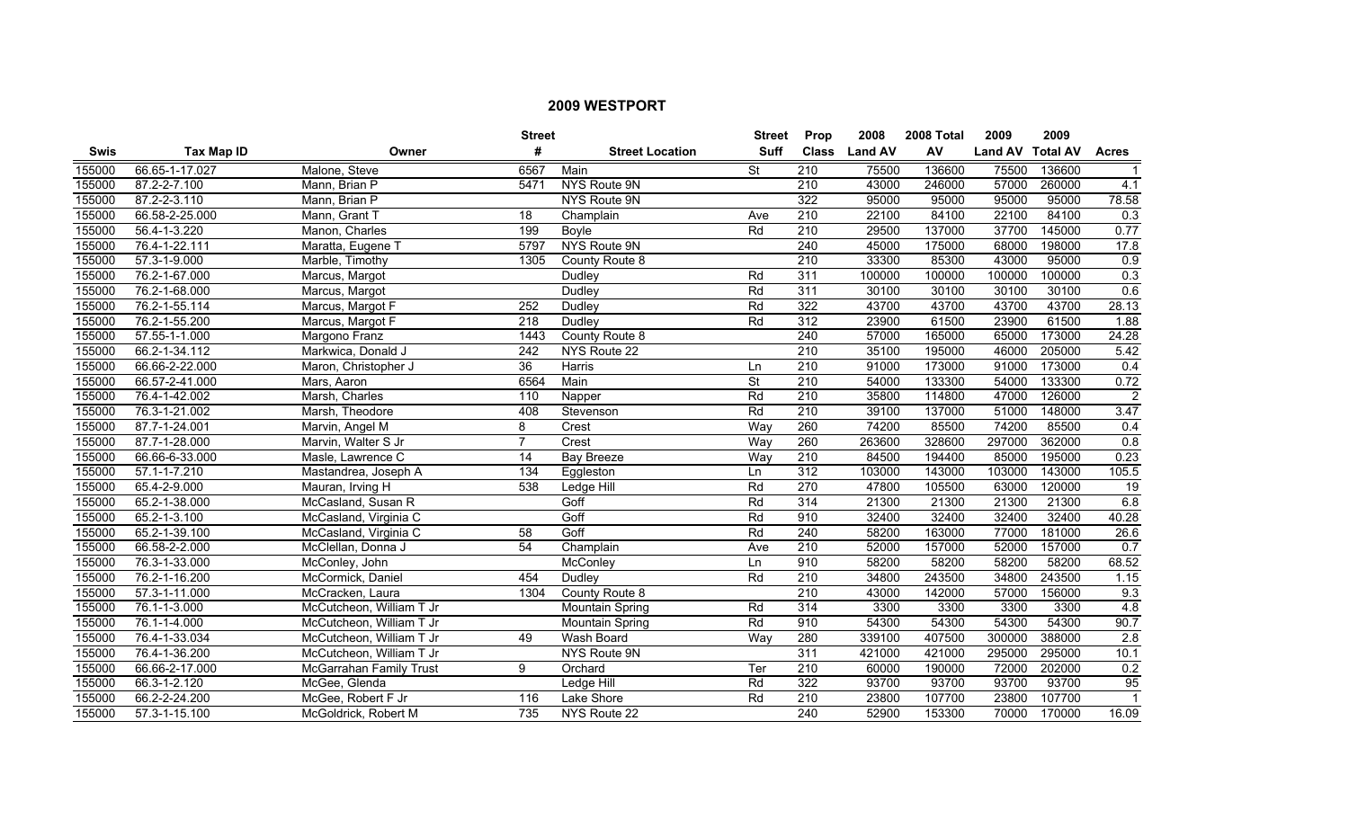# 2009 WESTPORT

| Swis | Tax Map ID | Owner | Street # | Street Location | Street Suff | Prop Class | 2008 Land AV | 2008 Total AV | 2009 Land AV | 2009 Total AV | Acres |
|---|---|---|---|---|---|---|---|---|---|---|---|
| 155000 | 66.65-1-17.027 | Malone, Steve | 6567 | Main | St | 210 | 75500 | 136600 | 75500 | 136600 | 1 |
| 155000 | 87.2-2-7.100 | Mann, Brian P | 5471 | NYS Route 9N | | 210 | 43000 | 246000 | 57000 | 260000 | 4.1 |
| 155000 | 87.2-2-3.110 | Mann, Brian P | | NYS Route 9N | | 322 | 95000 | 95000 | 95000 | 95000 | 78.58 |
| 155000 | 66.58-2-25.000 | Mann, Grant T | 18 | Champlain | Ave | 210 | 22100 | 84100 | 22100 | 84100 | 0.3 |
| 155000 | 56.4-1-3.220 | Manon, Charles | 199 | Boyle | Rd | 210 | 29500 | 137000 | 37700 | 145000 | 0.77 |
| 155000 | 76.4-1-22.111 | Maratta, Eugene T | 5797 | NYS Route 9N | | 240 | 45000 | 175000 | 68000 | 198000 | 17.8 |
| 155000 | 57.3-1-9.000 | Marble, Timothy | 1305 | County Route 8 | | 210 | 33300 | 85300 | 43000 | 95000 | 0.9 |
| 155000 | 76.2-1-67.000 | Marcus, Margot | | Dudley | Rd | 311 | 100000 | 100000 | 100000 | 100000 | 0.3 |
| 155000 | 76.2-1-68.000 | Marcus, Margot | | Dudley | Rd | 311 | 30100 | 30100 | 30100 | 30100 | 0.6 |
| 155000 | 76.2-1-55.114 | Marcus, Margot F | 252 | Dudley | Rd | 322 | 43700 | 43700 | 43700 | 43700 | 28.13 |
| 155000 | 76.2-1-55.200 | Marcus, Margot F | 218 | Dudley | Rd | 312 | 23900 | 61500 | 23900 | 61500 | 1.88 |
| 155000 | 57.55-1-1.000 | Margono Franz | 1443 | County Route 8 | | 240 | 57000 | 165000 | 65000 | 173000 | 24.28 |
| 155000 | 66.2-1-34.112 | Markwica, Donald J | 242 | NYS Route 22 | | 210 | 35100 | 195000 | 46000 | 205000 | 5.42 |
| 155000 | 66.66-2-22.000 | Maron, Christopher J | 36 | Harris | Ln | 210 | 91000 | 173000 | 91000 | 173000 | 0.4 |
| 155000 | 66.57-2-41.000 | Mars, Aaron | 6564 | Main | St | 210 | 54000 | 133300 | 54000 | 133300 | 0.72 |
| 155000 | 76.4-1-42.002 | Marsh, Charles | 110 | Napper | Rd | 210 | 35800 | 114800 | 47000 | 126000 | 2 |
| 155000 | 76.3-1-21.002 | Marsh, Theodore | 408 | Stevenson | Rd | 210 | 39100 | 137000 | 51000 | 148000 | 3.47 |
| 155000 | 87.7-1-24.001 | Marvin, Angel M | 8 | Crest | Way | 260 | 74200 | 85500 | 74200 | 85500 | 0.4 |
| 155000 | 87.7-1-28.000 | Marvin, Walter S Jr | 7 | Crest | Way | 260 | 263600 | 328600 | 297000 | 362000 | 0.8 |
| 155000 | 66.66-6-33.000 | Masle, Lawrence C | 14 | Bay Breeze | Way | 210 | 84500 | 194400 | 85000 | 195000 | 0.23 |
| 155000 | 57.1-1-7.210 | Mastandrea, Joseph A | 134 | Eggleston | Ln | 312 | 103000 | 143000 | 103000 | 143000 | 105.5 |
| 155000 | 65.4-2-9.000 | Mauran, Irving H | 538 | Ledge Hill | Rd | 270 | 47800 | 105500 | 63000 | 120000 | 19 |
| 155000 | 65.2-1-38.000 | McCasland, Susan R | | Goff | Rd | 314 | 21300 | 21300 | 21300 | 21300 | 6.8 |
| 155000 | 65.2-1-3.100 | McCasland, Virginia C | | Goff | Rd | 910 | 32400 | 32400 | 32400 | 32400 | 40.28 |
| 155000 | 65.2-1-39.100 | McCasland, Virginia C | 58 | Goff | Rd | 240 | 58200 | 163000 | 77000 | 181000 | 26.6 |
| 155000 | 66.58-2-2.000 | McClellan, Donna J | 54 | Champlain | Ave | 210 | 52000 | 157000 | 52000 | 157000 | 0.7 |
| 155000 | 76.3-1-33.000 | McConley, John | | McConley | Ln | 910 | 58200 | 58200 | 58200 | 58200 | 68.52 |
| 155000 | 76.2-1-16.200 | McCormick, Daniel | 454 | Dudley | Rd | 210 | 34800 | 243500 | 34800 | 243500 | 1.15 |
| 155000 | 57.3-1-11.000 | McCracken, Laura | 1304 | County Route 8 | | 210 | 43000 | 142000 | 57000 | 156000 | 9.3 |
| 155000 | 76.1-1-3.000 | McCutcheon, William T Jr | | Mountain Spring | Rd | 314 | 3300 | 3300 | 3300 | 3300 | 4.8 |
| 155000 | 76.1-1-4.000 | McCutcheon, William T Jr | | Mountain Spring | Rd | 910 | 54300 | 54300 | 54300 | 54300 | 90.7 |
| 155000 | 76.4-1-33.034 | McCutcheon, William T Jr | 49 | Wash Board | Way | 280 | 339100 | 407500 | 300000 | 388000 | 2.8 |
| 155000 | 76.4-1-36.200 | McCutcheon, William T Jr | | NYS Route 9N | | 311 | 421000 | 421000 | 295000 | 295000 | 10.1 |
| 155000 | 66.66-2-17.000 | McGarrahan Family Trust | 9 | Orchard | Ter | 210 | 60000 | 190000 | 72000 | 202000 | 0.2 |
| 155000 | 66.3-1-2.120 | McGee, Glenda | | Ledge Hill | Rd | 322 | 93700 | 93700 | 93700 | 93700 | 95 |
| 155000 | 66.2-2-24.200 | McGee, Robert F Jr | 116 | Lake Shore | Rd | 210 | 23800 | 107700 | 23800 | 107700 | 1 |
| 155000 | 57.3-1-15.100 | McGoldrick, Robert M | 735 | NYS Route 22 | | 240 | 52900 | 153300 | 70000 | 170000 | 16.09 |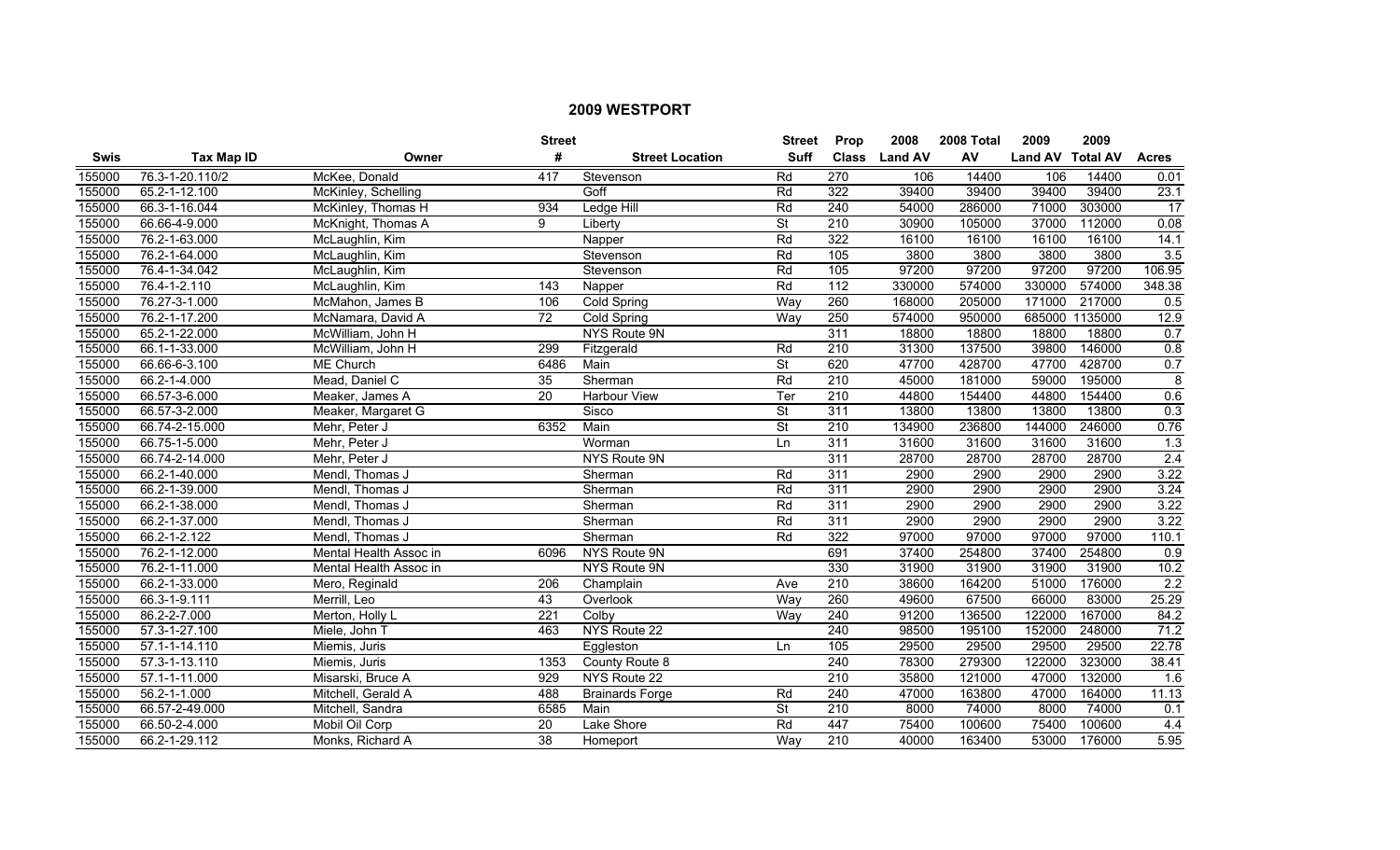# 2009 WESTPORT

| Swis | Tax Map ID | Owner | Street # | Street Location | Street Suff | Prop Class | 2008 Land AV | 2008 Total AV | 2009 Land AV | 2009 Total AV | Acres |
|---|---|---|---|---|---|---|---|---|---|---|---|
| 155000 | 76.3-1-20.110/2 | McKee, Donald | 417 | Stevenson | Rd | 270 | 106 | 14400 | 106 | 14400 | 0.01 |
| 155000 | 65.2-1-12.100 | McKinley, Schelling | | Goff | Rd | 322 | 39400 | 39400 | 39400 | 39400 | 23.1 |
| 155000 | 66.3-1-16.044 | McKinley, Thomas H | 934 | Ledge Hill | Rd | 240 | 54000 | 286000 | 71000 | 303000 | 17 |
| 155000 | 66.66-4-9.000 | McKnight, Thomas A | 9 | Liberty | St | 210 | 30900 | 105000 | 37000 | 112000 | 0.08 |
| 155000 | 76.2-1-63.000 | McLaughlin, Kim | | Napper | Rd | 322 | 16100 | 16100 | 16100 | 16100 | 14.1 |
| 155000 | 76.2-1-64.000 | McLaughlin, Kim | | Stevenson | Rd | 105 | 3800 | 3800 | 3800 | 3800 | 3.5 |
| 155000 | 76.4-1-34.042 | McLaughlin, Kim | | Stevenson | Rd | 105 | 97200 | 97200 | 97200 | 97200 | 106.95 |
| 155000 | 76.4-1-2.110 | McLaughlin, Kim | 143 | Napper | Rd | 112 | 330000 | 574000 | 330000 | 574000 | 348.38 |
| 155000 | 76.27-3-1.000 | McMahon, James B | 106 | Cold Spring | Way | 260 | 168000 | 205000 | 171000 | 217000 | 0.5 |
| 155000 | 76.2-1-17.200 | McNamara, David A | 72 | Cold Spring | Way | 250 | 574000 | 950000 | 685000 | 1135000 | 12.9 |
| 155000 | 65.2-1-22.000 | McWilliam, John H | | NYS Route 9N | | 311 | 18800 | 18800 | 18800 | 18800 | 0.7 |
| 155000 | 66.1-1-33.000 | McWilliam, John H | 299 | Fitzgerald | Rd | 210 | 31300 | 137500 | 39800 | 146000 | 0.8 |
| 155000 | 66.66-6-3.100 | ME Church | 6486 | Main | St | 620 | 47700 | 428700 | 47700 | 428700 | 0.7 |
| 155000 | 66.2-1-4.000 | Mead, Daniel C | 35 | Sherman | Rd | 210 | 45000 | 181000 | 59000 | 195000 | 8 |
| 155000 | 66.57-3-6.000 | Meaker, James A | 20 | Harbour View | Ter | 210 | 44800 | 154400 | 44800 | 154400 | 0.6 |
| 155000 | 66.57-3-2.000 | Meaker, Margaret G | | Sisco | St | 311 | 13800 | 13800 | 13800 | 13800 | 0.3 |
| 155000 | 66.74-2-15.000 | Mehr, Peter J | 6352 | Main | St | 210 | 134900 | 236800 | 144000 | 246000 | 0.76 |
| 155000 | 66.75-1-5.000 | Mehr, Peter J | | Worman | Ln | 311 | 31600 | 31600 | 31600 | 31600 | 1.3 |
| 155000 | 66.74-2-14.000 | Mehr, Peter J | | NYS Route 9N | | 311 | 28700 | 28700 | 28700 | 28700 | 2.4 |
| 155000 | 66.2-1-40.000 | Mendl, Thomas J | | Sherman | Rd | 311 | 2900 | 2900 | 2900 | 2900 | 3.22 |
| 155000 | 66.2-1-39.000 | Mendl, Thomas J | | Sherman | Rd | 311 | 2900 | 2900 | 2900 | 2900 | 3.24 |
| 155000 | 66.2-1-38.000 | Mendl, Thomas J | | Sherman | Rd | 311 | 2900 | 2900 | 2900 | 2900 | 3.22 |
| 155000 | 66.2-1-37.000 | Mendl, Thomas J | | Sherman | Rd | 311 | 2900 | 2900 | 2900 | 2900 | 3.22 |
| 155000 | 66.2-1-2.122 | Mendl, Thomas J | | Sherman | Rd | 322 | 97000 | 97000 | 97000 | 97000 | 110.1 |
| 155000 | 76.2-1-12.000 | Mental Health Assoc in | 6096 | NYS Route 9N | | 691 | 37400 | 254800 | 37400 | 254800 | 0.9 |
| 155000 | 76.2-1-11.000 | Mental Health Assoc in | | NYS Route 9N | | 330 | 31900 | 31900 | 31900 | 31900 | 10.2 |
| 155000 | 66.2-1-33.000 | Mero, Reginald | 206 | Champlain | Ave | 210 | 38600 | 164200 | 51000 | 176000 | 2.2 |
| 155000 | 66.3-1-9.111 | Merrill, Leo | 43 | Overlook | Way | 260 | 49600 | 67500 | 66000 | 83000 | 25.29 |
| 155000 | 86.2-2-7.000 | Merton, Holly L | 221 | Colby | Way | 240 | 91200 | 136500 | 122000 | 167000 | 84.2 |
| 155000 | 57.3-1-27.100 | Miele, John T | 463 | NYS Route 22 | | 240 | 98500 | 195100 | 152000 | 248000 | 71.2 |
| 155000 | 57.1-1-14.110 | Miemis, Juris | | Eggleston | Ln | 105 | 29500 | 29500 | 29500 | 29500 | 22.78 |
| 155000 | 57.3-1-13.110 | Miemis, Juris | 1353 | County Route 8 | | 240 | 78300 | 279300 | 122000 | 323000 | 38.41 |
| 155000 | 57.1-1-11.000 | Misarski, Bruce A | 929 | NYS Route 22 | | 210 | 35800 | 121000 | 47000 | 132000 | 1.6 |
| 155000 | 56.2-1-1.000 | Mitchell, Gerald A | 488 | Brainards Forge | Rd | 240 | 47000 | 163800 | 47000 | 164000 | 11.13 |
| 155000 | 66.57-2-49.000 | Mitchell, Sandra | 6585 | Main | St | 210 | 8000 | 74000 | 8000 | 74000 | 0.1 |
| 155000 | 66.50-2-4.000 | Mobil Oil Corp | 20 | Lake Shore | Rd | 447 | 75400 | 100600 | 75400 | 100600 | 4.4 |
| 155000 | 66.2-1-29.112 | Monks, Richard A | 38 | Homeport | Way | 210 | 40000 | 163400 | 53000 | 176000 | 5.95 |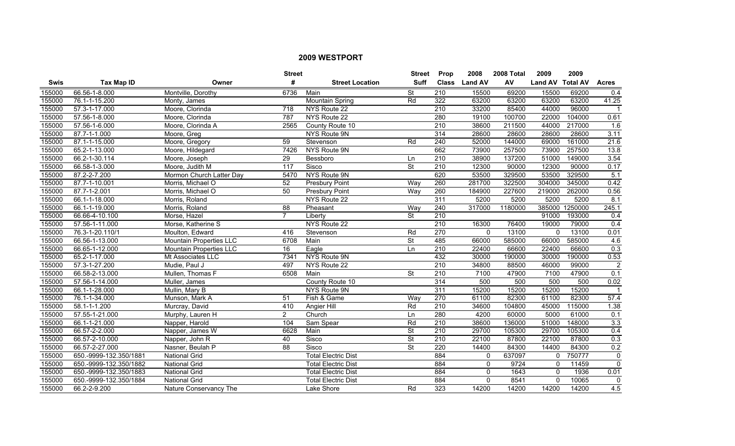# 2009 WESTPORT

| Swis | Tax Map ID | Owner | Street # | Street Location | Street Suff | Prop Class | 2008 Land AV | 2008 Total AV | 2009 Land AV | 2009 Total AV | Acres |
|---|---|---|---|---|---|---|---|---|---|---|---|
| 155000 | 66.56-1-8.000 | Montville, Dorothy | 6736 | Main | St | 210 | 15500 | 69200 | 15500 | 69200 | 0.4 |
| 155000 | 76.1-1-15.200 | Monty, James | | Mountain Spring | Rd | 322 | 63200 | 63200 | 63200 | 63200 | 41.25 |
| 155000 | 57.3-1-17.000 | Moore, Clorinda | 718 | NYS Route 22 | | 210 | 33200 | 85400 | 44000 | 96000 | 1 |
| 155000 | 57.56-1-8.000 | Moore, Clorinda | 787 | NYS Route 22 | | 280 | 19100 | 100700 | 22000 | 104000 | 0.61 |
| 155000 | 57.56-1-6.000 | Moore, Clorinda A | 2565 | County Route 10 | | 210 | 38600 | 211500 | 44000 | 217000 | 1.6 |
| 155000 | 87.7-1-1.000 | Moore, Greg | | NYS Route 9N | | 314 | 28600 | 28600 | 28600 | 28600 | 3.11 |
| 155000 | 87.1-1-15.000 | Moore, Gregory | 59 | Stevenson | Rd | 240 | 52000 | 144000 | 69000 | 161000 | 21.6 |
| 155000 | 65.2-1-13.000 | Moore, Hildegard | 7426 | NYS Route 9N | | 662 | 73900 | 257500 | 73900 | 257500 | 13.8 |
| 155000 | 66.2-1-30.114 | Moore, Joseph | 29 | Bessboro | Ln | 210 | 38900 | 137200 | 51000 | 149000 | 3.54 |
| 155000 | 66.58-1-3.000 | Moore, Judith M | 117 | Sisco | St | 210 | 12300 | 90000 | 12300 | 90000 | 0.17 |
| 155000 | 87.2-2-7.200 | Mormon Church Latter Day | 5470 | NYS Route 9N | | 620 | 53500 | 329500 | 53500 | 329500 | 5.1 |
| 155000 | 87.7-1-10.001 | Morris, Michael O | 52 | Presbury Point | Way | 260 | 281700 | 322500 | 304000 | 345000 | 0.42 |
| 155000 | 87.7-1-2.001 | Morris, Michael O | 50 | Presbury Point | Way | 260 | 184900 | 227600 | 219000 | 262000 | 0.56 |
| 155000 | 66.1-1-18.000 | Morris, Roland | | NYS Route 22 | | 311 | 5200 | 5200 | 5200 | 5200 | 8.1 |
| 155000 | 66.1-1-19.000 | Morris, Roland | 88 | Pheasant | Way | 240 | 317000 | 1180000 | 385000 | 1250000 | 245.1 |
| 155000 | 66.66-4-10.100 | Morse, Hazel | 7 | Liberty | St | 210 | | | 91000 | 193000 | 0.4 |
| 155000 | 57.56-1-11.000 | Morse, Katherine S | | NYS Route 22 | | 210 | 16300 | 76400 | 19000 | 79000 | 0.4 |
| 155000 | 76.3-1-20.110/1 | Moulton, Edward | 416 | Stevenson | Rd | 270 | 0 | 13100 | 0 | 13100 | 0.01 |
| 155000 | 66.56-1-13.000 | Mountain Properties LLC | 6708 | Main | St | 485 | 66000 | 585000 | 66000 | 585000 | 4.6 |
| 155000 | 66.65-1-12.000 | Mountain Properties LLC | 16 | Eagle | Ln | 210 | 22400 | 66600 | 22400 | 66600 | 0.3 |
| 155000 | 65.2-1-17.000 | Mt Associates LLC | 7341 | NYS Route 9N | | 432 | 30000 | 190000 | 30000 | 190000 | 0.53 |
| 155000 | 57.3-1-27.200 | Mudie, Paul J | 497 | NYS Route 22 | | 210 | 34800 | 88500 | 46000 | 99000 | 2 |
| 155000 | 66.58-2-13.000 | Mullen, Thomas F | 6508 | Main | St | 210 | 7100 | 47900 | 7100 | 47900 | 0.1 |
| 155000 | 57.56-1-14.000 | Muller, James | | County Route 10 | | 314 | 500 | 500 | 500 | 500 | 0.02 |
| 155000 | 66.1-1-28.000 | Mullin, Mary B | | NYS Route 9N | | 311 | 15200 | 15200 | 15200 | 15200 | 1 |
| 155000 | 76.1-1-34.000 | Munson, Mark A | 51 | Fish & Game | Way | 270 | 61100 | 82300 | 61100 | 82300 | 57.4 |
| 155000 | 58.1-1-1.200 | Murcray, David | 410 | Angier Hill | Rd | 210 | 34600 | 104800 | 45000 | 115000 | 1.38 |
| 155000 | 57.55-1-21.000 | Murphy, Lauren H | 2 | Church | Ln | 280 | 4200 | 60000 | 5000 | 61000 | 0.1 |
| 155000 | 66.1-1-21.000 | Napper, Harold | 104 | Sam Spear | Rd | 210 | 38600 | 136000 | 51000 | 148000 | 3.3 |
| 155000 | 66.57-2-2.000 | Napper, James W | 6628 | Main | St | 210 | 29700 | 105300 | 29700 | 105300 | 0.4 |
| 155000 | 66.57-2-10.000 | Napper, John R | 40 | Sisco | St | 210 | 22100 | 87800 | 22100 | 87800 | 0.3 |
| 155000 | 66.57-2-27.000 | Nasner, Beulah P | 88 | Sisco | St | 220 | 14400 | 84300 | 14400 | 84300 | 0.2 |
| 155000 | 650.-9999-132.350/1881 | National Grid | | Total Electric Dist | | 884 | 0 | 637097 | 0 | 750777 | 0 |
| 155000 | 650.-9999-132.350/1882 | National Grid | | Total Electric Dist | | 884 | 0 | 9724 | 0 | 11459 | 0 |
| 155000 | 650.-9999-132.350/1883 | National Grid | | Total Electric Dist | | 884 | 0 | 1643 | 0 | 1936 | 0.01 |
| 155000 | 650.-9999-132.350/1884 | National Grid | | Total Electric Dist | | 884 | 0 | 8541 | 0 | 10065 | 0 |
| 155000 | 66.2-2-9.200 | Nature Conservancy The | | Lake Shore | Rd | 323 | 14200 | 14200 | 14200 | 14200 | 4.5 |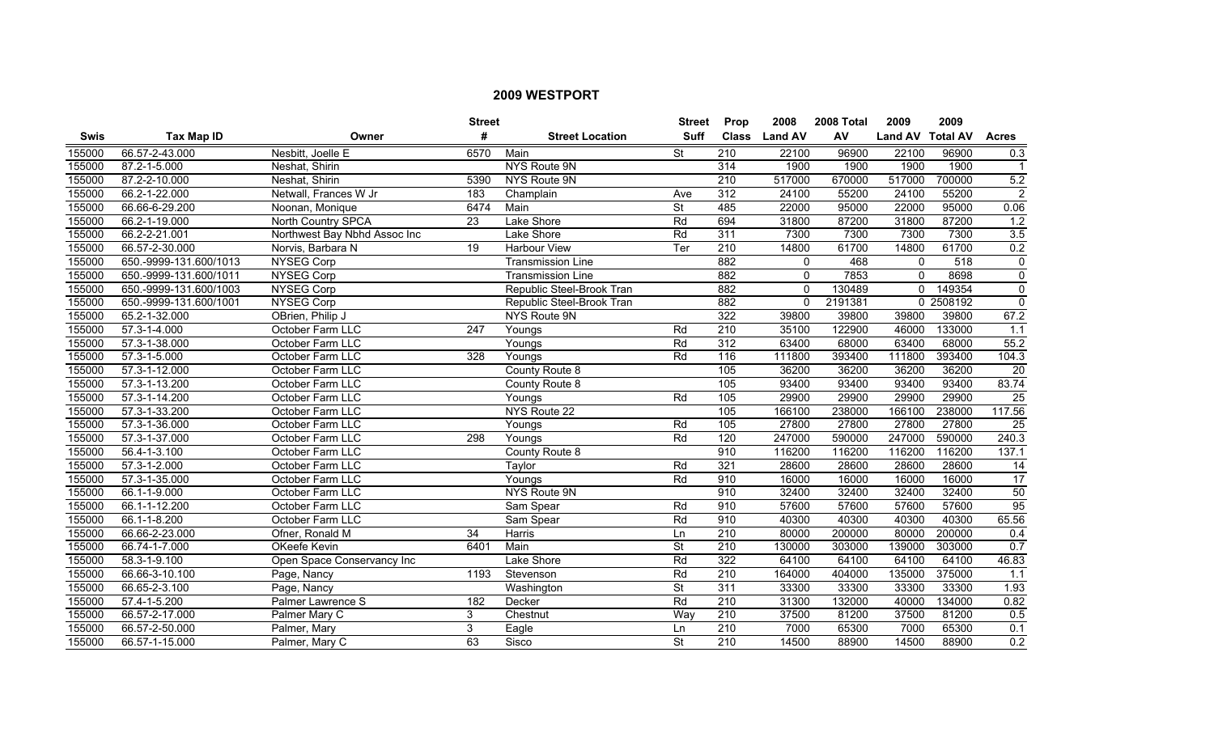## 2009 WESTPORT

| Swis | Tax Map ID | Owner | Street # | Street Location | Street Suff | Prop Class | 2008 Land AV | 2008 Total AV | 2009 Land AV | 2009 Total AV | Acres |
|---|---|---|---|---|---|---|---|---|---|---|---|
| 155000 | 66.57-2-43.000 | Nesbitt, Joelle E | 6570 | Main | St | 210 | 22100 | 96900 | 22100 | 96900 | 0.3 |
| 155000 | 87.2-1-5.000 | Neshat, Shirin | | NYS Route 9N | | 314 | 1900 | 1900 | 1900 | 1900 | 1 |
| 155000 | 87.2-2-10.000 | Neshat, Shirin | 5390 | NYS Route 9N | | 210 | 517000 | 670000 | 517000 | 700000 | 5.2 |
| 155000 | 66.2-1-22.000 | Netwall, Frances W Jr | 183 | Champlain | Ave | 312 | 24100 | 55200 | 24100 | 55200 | 2 |
| 155000 | 66.66-6-29.200 | Noonan, Monique | 6474 | Main | St | 485 | 22000 | 95000 | 22000 | 95000 | 0.06 |
| 155000 | 66.2-1-19.000 | North Country SPCA | 23 | Lake Shore | Rd | 694 | 31800 | 87200 | 31800 | 87200 | 1.2 |
| 155000 | 66.2-2-21.001 | Northwest Bay Nbhd Assoc Inc | | Lake Shore | Rd | 311 | 7300 | 7300 | 7300 | 7300 | 3.5 |
| 155000 | 66.57-2-30.000 | Norvis, Barbara N | 19 | Harbour View | Ter | 210 | 14800 | 61700 | 14800 | 61700 | 0.2 |
| 155000 | 650.-9999-131.600/1013 | NYSEG Corp | | Transmission Line | | 882 | 0 | 468 | 0 | 518 | 0 |
| 155000 | 650.-9999-131.600/1011 | NYSEG Corp | | Transmission Line | | 882 | 0 | 7853 | 0 | 8698 | 0 |
| 155000 | 650.-9999-131.600/1003 | NYSEG Corp | | Republic Steel-Brook Tran | | 882 | 0 | 130489 | 0 | 149354 | 0 |
| 155000 | 650.-9999-131.600/1001 | NYSEG Corp | | Republic Steel-Brook Tran | | 882 | 0 | 2191381 | 0 | 2508192 | 0 |
| 155000 | 65.2-1-32.000 | OBrien, Philip J | | NYS Route 9N | | 322 | 39800 | 39800 | 39800 | 39800 | 67.2 |
| 155000 | 57.3-1-4.000 | October Farm LLC | 247 | Youngs | Rd | 210 | 35100 | 122900 | 46000 | 133000 | 1.1 |
| 155000 | 57.3-1-38.000 | October Farm LLC | | Youngs | Rd | 312 | 63400 | 68000 | 63400 | 68000 | 55.2 |
| 155000 | 57.3-1-5.000 | October Farm LLC | 328 | Youngs | Rd | 116 | 111800 | 393400 | 111800 | 393400 | 104.3 |
| 155000 | 57.3-1-12.000 | October Farm LLC | | County Route 8 | | 105 | 36200 | 36200 | 36200 | 36200 | 20 |
| 155000 | 57.3-1-13.200 | October Farm LLC | | County Route 8 | | 105 | 93400 | 93400 | 93400 | 93400 | 83.74 |
| 155000 | 57.3-1-14.200 | October Farm LLC | | Youngs | Rd | 105 | 29900 | 29900 | 29900 | 29900 | 25 |
| 155000 | 57.3-1-33.200 | October Farm LLC | | NYS Route 22 | | 105 | 166100 | 238000 | 166100 | 238000 | 117.56 |
| 155000 | 57.3-1-36.000 | October Farm LLC | | Youngs | Rd | 105 | 27800 | 27800 | 27800 | 27800 | 25 |
| 155000 | 57.3-1-37.000 | October Farm LLC | 298 | Youngs | Rd | 120 | 247000 | 590000 | 247000 | 590000 | 240.3 |
| 155000 | 56.4-1-3.100 | October Farm LLC | | County Route 8 | | 910 | 116200 | 116200 | 116200 | 116200 | 137.1 |
| 155000 | 57.3-1-2.000 | October Farm LLC | | Taylor | Rd | 321 | 28600 | 28600 | 28600 | 28600 | 14 |
| 155000 | 57.3-1-35.000 | October Farm LLC | | Youngs | Rd | 910 | 16000 | 16000 | 16000 | 16000 | 17 |
| 155000 | 66.1-1-9.000 | October Farm LLC | | NYS Route 9N | | 910 | 32400 | 32400 | 32400 | 32400 | 50 |
| 155000 | 66.1-1-12.200 | October Farm LLC | | Sam Spear | Rd | 910 | 57600 | 57600 | 57600 | 57600 | 95 |
| 155000 | 66.1-1-8.200 | October Farm LLC | | Sam Spear | Rd | 910 | 40300 | 40300 | 40300 | 40300 | 65.56 |
| 155000 | 66.66-2-23.000 | Ofner, Ronald M | 34 | Harris | Ln | 210 | 80000 | 200000 | 80000 | 200000 | 0.4 |
| 155000 | 66.74-1-7.000 | OKeefe Kevin | 6401 | Main | St | 210 | 130000 | 303000 | 139000 | 303000 | 0.7 |
| 155000 | 58.3-1-9.100 | Open Space Conservancy Inc | | Lake Shore | Rd | 322 | 64100 | 64100 | 64100 | 64100 | 46.83 |
| 155000 | 66.66-3-10.100 | Page, Nancy | 1193 | Stevenson | Rd | 210 | 164000 | 404000 | 135000 | 375000 | 1.1 |
| 155000 | 66.65-2-3.100 | Page, Nancy | | Washington | St | 311 | 33300 | 33300 | 33300 | 33300 | 1.93 |
| 155000 | 57.4-1-5.200 | Palmer Lawrence S | 182 | Decker | Rd | 210 | 31300 | 132000 | 40000 | 134000 | 0.82 |
| 155000 | 66.57-2-17.000 | Palmer Mary C | 3 | Chestnut | Way | 210 | 37500 | 81200 | 37500 | 81200 | 0.5 |
| 155000 | 66.57-2-50.000 | Palmer, Mary | 3 | Eagle | Ln | 210 | 7000 | 65300 | 7000 | 65300 | 0.1 |
| 155000 | 66.57-1-15.000 | Palmer, Mary C | 63 | Sisco | St | 210 | 14500 | 88900 | 14500 | 88900 | 0.2 |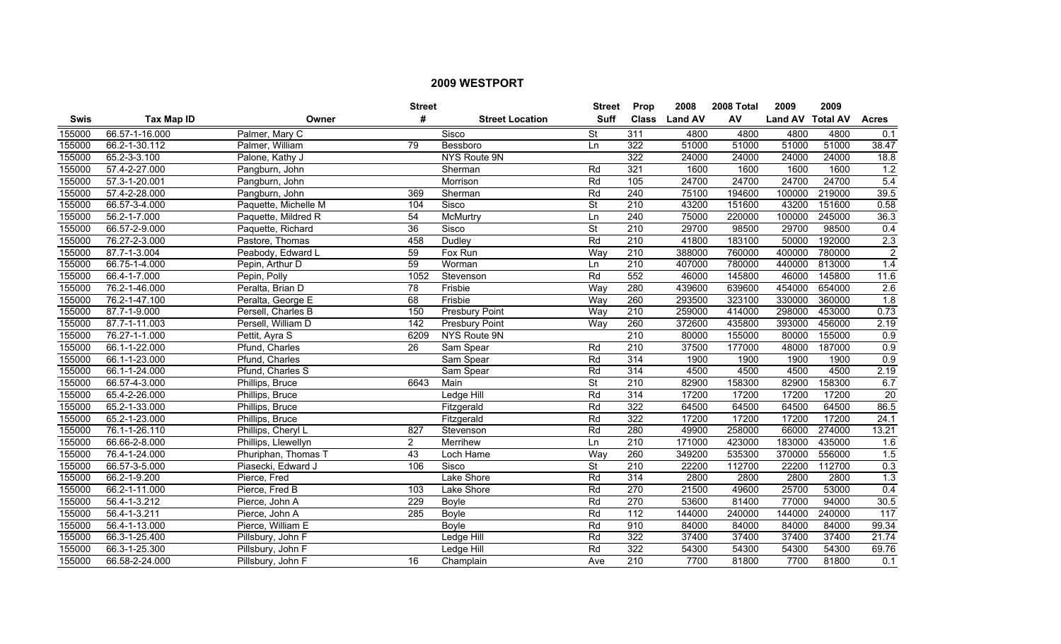# 2009 WESTPORT

| Swis | Tax Map ID | Owner | Street # | Street Location | Street Suff | Prop Class | 2008 Land AV | 2008 Total AV | 2009 Land AV | 2009 Total AV | Acres |
|---|---|---|---|---|---|---|---|---|---|---|---|
| 155000 | 66.57-1-16.000 | Palmer, Mary C | | Sisco | St | 311 | 4800 | 4800 | 4800 | 4800 | 0.1 |
| 155000 | 66.2-1-30.112 | Palmer, William | 79 | Bessboro | Ln | 322 | 51000 | 51000 | 51000 | 51000 | 38.47 |
| 155000 | 65.2-3-3.100 | Palone, Kathy J | | NYS Route 9N | | 322 | 24000 | 24000 | 24000 | 24000 | 18.8 |
| 155000 | 57.4-2-27.000 | Pangburn, John | | Sherman | Rd | 321 | 1600 | 1600 | 1600 | 1600 | 1.2 |
| 155000 | 57.3-1-20.001 | Pangburn, John | | Morrison | Rd | 105 | 24700 | 24700 | 24700 | 24700 | 5.4 |
| 155000 | 57.4-2-28.000 | Pangburn, John | 369 | Sherman | Rd | 240 | 75100 | 194600 | 100000 | 219000 | 39.5 |
| 155000 | 66.57-3-4.000 | Paquette, Michelle M | 104 | Sisco | St | 210 | 43200 | 151600 | 43200 | 151600 | 0.58 |
| 155000 | 56.2-1-7.000 | Paquette, Mildred R | 54 | McMurtry | Ln | 240 | 75000 | 220000 | 100000 | 245000 | 36.3 |
| 155000 | 66.57-2-9.000 | Paquette, Richard | 36 | Sisco | St | 210 | 29700 | 98500 | 29700 | 98500 | 0.4 |
| 155000 | 76.27-2-3.000 | Pastore, Thomas | 458 | Dudley | Rd | 210 | 41800 | 183100 | 50000 | 192000 | 2.3 |
| 155000 | 87.7-1-3.004 | Peabody, Edward L | 59 | Fox Run | Way | 210 | 388000 | 760000 | 400000 | 780000 | 2 |
| 155000 | 66.75-1-4.000 | Pepin, Arthur D | 59 | Worman | Ln | 210 | 407000 | 780000 | 440000 | 813000 | 1.4 |
| 155000 | 66.4-1-7.000 | Pepin, Polly | 1052 | Stevenson | Rd | 552 | 46000 | 145800 | 46000 | 145800 | 11.6 |
| 155000 | 76.2-1-46.000 | Peralta, Brian D | 78 | Frisbie | Way | 280 | 439600 | 639600 | 454000 | 654000 | 2.6 |
| 155000 | 76.2-1-47.100 | Peralta, George E | 68 | Frisbie | Way | 260 | 293500 | 323100 | 330000 | 360000 | 1.8 |
| 155000 | 87.7-1-9.000 | Persell, Charles B | 150 | Presbury Point | Way | 210 | 259000 | 414000 | 298000 | 453000 | 0.73 |
| 155000 | 87.7-1-11.003 | Persell, William D | 142 | Presbury Point | Way | 260 | 372600 | 435800 | 393000 | 456000 | 2.19 |
| 155000 | 76.27-1-1.000 | Pettit, Ayra S | 6209 | NYS Route 9N | | 210 | 80000 | 155000 | 80000 | 155000 | 0.9 |
| 155000 | 66.1-1-22.000 | Pfund, Charles | 26 | Sam Spear | Rd | 210 | 37500 | 177000 | 48000 | 187000 | 0.9 |
| 155000 | 66.1-1-23.000 | Pfund, Charles | | Sam Spear | Rd | 314 | 1900 | 1900 | 1900 | 1900 | 0.9 |
| 155000 | 66.1-1-24.000 | Pfund, Charles S | | Sam Spear | Rd | 314 | 4500 | 4500 | 4500 | 4500 | 2.19 |
| 155000 | 66.57-4-3.000 | Phillips, Bruce | 6643 | Main | St | 210 | 82900 | 158300 | 82900 | 158300 | 6.7 |
| 155000 | 65.4-2-26.000 | Phillips, Bruce | | Ledge Hill | Rd | 314 | 17200 | 17200 | 17200 | 17200 | 20 |
| 155000 | 65.2-1-33.000 | Phillips, Bruce | | Fitzgerald | Rd | 322 | 64500 | 64500 | 64500 | 64500 | 86.5 |
| 155000 | 65.2-1-23.000 | Phillips, Bruce | | Fitzgerald | Rd | 322 | 17200 | 17200 | 17200 | 17200 | 24.1 |
| 155000 | 76.1-1-26.110 | Phillips, Cheryl L | 827 | Stevenson | Rd | 280 | 49900 | 258000 | 66000 | 274000 | 13.21 |
| 155000 | 66.66-2-8.000 | Phillips, Llewellyn | 2 | Merrihew | Ln | 210 | 171000 | 423000 | 183000 | 435000 | 1.6 |
| 155000 | 76.4-1-24.000 | Phuriphan, Thomas T | 43 | Loch Hame | Way | 260 | 349200 | 535300 | 370000 | 556000 | 1.5 |
| 155000 | 66.57-3-5.000 | Piasecki, Edward J | 106 | Sisco | St | 210 | 22200 | 112700 | 22200 | 112700 | 0.3 |
| 155000 | 66.2-1-9.200 | Pierce, Fred | | Lake Shore | Rd | 314 | 2800 | 2800 | 2800 | 2800 | 1.3 |
| 155000 | 66.2-1-11.000 | Pierce, Fred B | 103 | Lake Shore | Rd | 270 | 21500 | 49600 | 25700 | 53000 | 0.4 |
| 155000 | 56.4-1-3.212 | Pierce, John A | 229 | Boyle | Rd | 270 | 53600 | 81400 | 77000 | 94000 | 30.5 |
| 155000 | 56.4-1-3.211 | Pierce, John A | 285 | Boyle | Rd | 112 | 144000 | 240000 | 144000 | 240000 | 117 |
| 155000 | 56.4-1-13.000 | Pierce, William E | | Boyle | Rd | 910 | 84000 | 84000 | 84000 | 84000 | 99.34 |
| 155000 | 66.3-1-25.400 | Pillsbury, John F | | Ledge Hill | Rd | 322 | 37400 | 37400 | 37400 | 37400 | 21.74 |
| 155000 | 66.3-1-25.300 | Pillsbury, John F | | Ledge Hill | Rd | 322 | 54300 | 54300 | 54300 | 54300 | 69.76 |
| 155000 | 66.58-2-24.000 | Pillsbury, John F | 16 | Champlain | Ave | 210 | 7700 | 81800 | 7700 | 81800 | 0.1 |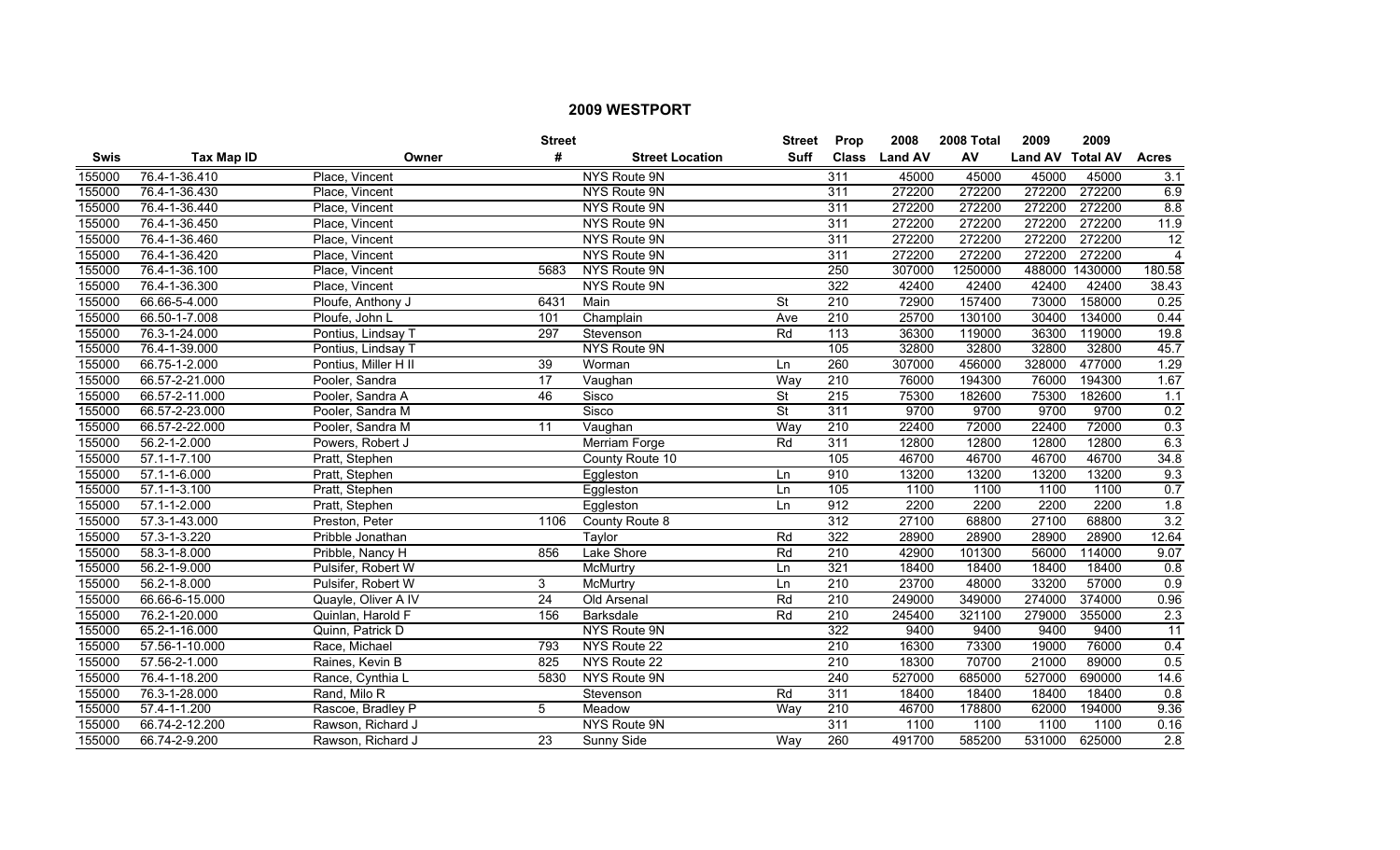## 2009 WESTPORT

| Swis | Tax Map ID | Owner | Street # | Street Location | Street Suff | Prop Class | 2008 Land AV | 2008 Total AV | 2009 Land AV | 2009 Total AV | Acres |
|---|---|---|---|---|---|---|---|---|---|---|---|
| 155000 | 76.4-1-36.410 | Place, Vincent | | NYS Route 9N | | 311 | 45000 | 45000 | 45000 | 45000 | 3.1 |
| 155000 | 76.4-1-36.430 | Place, Vincent | | NYS Route 9N | | 311 | 272200 | 272200 | 272200 | 272200 | 6.9 |
| 155000 | 76.4-1-36.440 | Place, Vincent | | NYS Route 9N | | 311 | 272200 | 272200 | 272200 | 272200 | 8.8 |
| 155000 | 76.4-1-36.450 | Place, Vincent | | NYS Route 9N | | 311 | 272200 | 272200 | 272200 | 272200 | 11.9 |
| 155000 | 76.4-1-36.460 | Place, Vincent | | NYS Route 9N | | 311 | 272200 | 272200 | 272200 | 272200 | 12 |
| 155000 | 76.4-1-36.420 | Place, Vincent | | NYS Route 9N | | 311 | 272200 | 272200 | 272200 | 272200 | 4 |
| 155000 | 76.4-1-36.100 | Place, Vincent | 5683 | NYS Route 9N | | 250 | 307000 | 1250000 | 488000 | 1430000 | 180.58 |
| 155000 | 76.4-1-36.300 | Place, Vincent | | NYS Route 9N | | 322 | 42400 | 42400 | 42400 | 42400 | 38.43 |
| 155000 | 66.66-5-4.000 | Ploufe, Anthony J | 6431 | Main | St | 210 | 72900 | 157400 | 73000 | 158000 | 0.25 |
| 155000 | 66.50-1-7.008 | Ploufe, John L | 101 | Champlain | Ave | 210 | 25700 | 130100 | 30400 | 134000 | 0.44 |
| 155000 | 76.3-1-24.000 | Pontius, Lindsay T | 297 | Stevenson | Rd | 113 | 36300 | 119000 | 36300 | 119000 | 19.8 |
| 155000 | 76.4-1-39.000 | Pontius, Lindsay T | | NYS Route 9N | | 105 | 32800 | 32800 | 32800 | 32800 | 45.7 |
| 155000 | 66.75-1-2.000 | Pontius, Miller H II | 39 | Worman | Ln | 260 | 307000 | 456000 | 328000 | 477000 | 1.29 |
| 155000 | 66.57-2-21.000 | Pooler, Sandra | 17 | Vaughan | Way | 210 | 76000 | 194300 | 76000 | 194300 | 1.67 |
| 155000 | 66.57-2-11.000 | Pooler, Sandra A | 46 | Sisco | St | 215 | 75300 | 182600 | 75300 | 182600 | 1.1 |
| 155000 | 66.57-2-23.000 | Pooler, Sandra M | | Sisco | St | 311 | 9700 | 9700 | 9700 | 9700 | 0.2 |
| 155000 | 66.57-2-22.000 | Pooler, Sandra M | 11 | Vaughan | Way | 210 | 22400 | 72000 | 22400 | 72000 | 0.3 |
| 155000 | 56.2-1-2.000 | Powers, Robert J | | Merriam Forge | Rd | 311 | 12800 | 12800 | 12800 | 12800 | 6.3 |
| 155000 | 57.1-1-7.100 | Pratt, Stephen | | County Route 10 | | 105 | 46700 | 46700 | 46700 | 46700 | 34.8 |
| 155000 | 57.1-1-6.000 | Pratt, Stephen | | Eggleston | Ln | 910 | 13200 | 13200 | 13200 | 13200 | 9.3 |
| 155000 | 57.1-1-3.100 | Pratt, Stephen | | Eggleston | Ln | 105 | 1100 | 1100 | 1100 | 1100 | 0.7 |
| 155000 | 57.1-1-2.000 | Pratt, Stephen | | Eggleston | Ln | 912 | 2200 | 2200 | 2200 | 2200 | 1.8 |
| 155000 | 57.3-1-43.000 | Preston, Peter | 1106 | County Route 8 | | 312 | 27100 | 68800 | 27100 | 68800 | 3.2 |
| 155000 | 57.3-1-3.220 | Pribble Jonathan | | Taylor | Rd | 322 | 28900 | 28900 | 28900 | 28900 | 12.64 |
| 155000 | 58.3-1-8.000 | Pribble, Nancy H | 856 | Lake Shore | Rd | 210 | 42900 | 101300 | 56000 | 114000 | 9.07 |
| 155000 | 56.2-1-9.000 | Pulsifer, Robert W | | McMurtry | Ln | 321 | 18400 | 18400 | 18400 | 18400 | 0.8 |
| 155000 | 56.2-1-8.000 | Pulsifer, Robert W | 3 | McMurtry | Ln | 210 | 23700 | 48000 | 33200 | 57000 | 0.9 |
| 155000 | 66.66-6-15.000 | Quayle, Oliver A IV | 24 | Old Arsenal | Rd | 210 | 249000 | 349000 | 274000 | 374000 | 0.96 |
| 155000 | 76.2-1-20.000 | Quinlan, Harold F | 156 | Barksdale | Rd | 210 | 245400 | 321100 | 279000 | 355000 | 2.3 |
| 155000 | 65.2-1-16.000 | Quinn, Patrick D | | NYS Route 9N | | 322 | 9400 | 9400 | 9400 | 9400 | 11 |
| 155000 | 57.56-1-10.000 | Race, Michael | 793 | NYS Route 22 | | 210 | 16300 | 73300 | 19000 | 76000 | 0.4 |
| 155000 | 57.56-2-1.000 | Raines, Kevin B | 825 | NYS Route 22 | | 210 | 18300 | 70700 | 21000 | 89000 | 0.5 |
| 155000 | 76.4-1-18.200 | Rance, Cynthia L | 5830 | NYS Route 9N | | 240 | 527000 | 685000 | 527000 | 690000 | 14.6 |
| 155000 | 76.3-1-28.000 | Rand, Milo R | | Stevenson | Rd | 311 | 18400 | 18400 | 18400 | 18400 | 0.8 |
| 155000 | 57.4-1-1.200 | Rascoe, Bradley P | 5 | Meadow | Way | 210 | 46700 | 178800 | 62000 | 194000 | 9.36 |
| 155000 | 66.74-2-12.200 | Rawson, Richard J | | NYS Route 9N | | 311 | 1100 | 1100 | 1100 | 1100 | 0.16 |
| 155000 | 66.74-2-9.200 | Rawson, Richard J | 23 | Sunny Side | Way | 260 | 491700 | 585200 | 531000 | 625000 | 2.8 |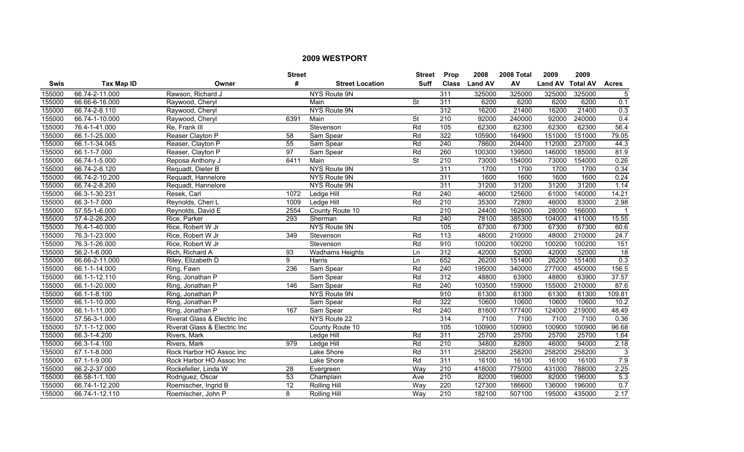## 2009 WESTPORT

| Swis | Tax Map ID | Owner | Street # | Street Location | Street Suff | Prop Class | 2008 Land AV | 2008 Total AV | 2009 Land AV | 2009 Total AV | Acres |
|---|---|---|---|---|---|---|---|---|---|---|---|
| 155000 | 66.74-2-11.000 | Rawson, Richard J | | NYS Route 9N | | 311 | 325000 | 325000 | 325000 | 325000 | 5 |
| 155000 | 66.66-6-16.000 | Raywood, Cheryl | | Main | St | 311 | 6200 | 6200 | 6200 | 6200 | 0.1 |
| 155000 | 66.74-2-8.110 | Raywood, Cheryl | | NYS Route 9N | | 312 | 16200 | 21400 | 16200 | 21400 | 0.3 |
| 155000 | 66.74-1-10.000 | Raywood, Cheryl | 6391 | Main | St | 210 | 92000 | 240000 | 92000 | 240000 | 0.4 |
| 155000 | 76.4-1-41.000 | Re, Frank III | | Stevenson | Rd | 105 | 62300 | 62300 | 62300 | 62300 | 56.4 |
| 155000 | 66.1-1-25.000 | Reaser Clayton P | 58 | Sam Spear | Rd | 322 | 105900 | 164900 | 151000 | 151000 | 79.05 |
| 155000 | 66.1-1-34.045 | Reaser, Clayton P | 55 | Sam Spear | Rd | 240 | 78600 | 204400 | 112000 | 237000 | 44.3 |
| 155000 | 66.1-1-7.000 | Reaser, Clayton P | 97 | Sam Spear | Rd | 260 | 100300 | 139500 | 146000 | 185000 | 81.9 |
| 155000 | 66.74-1-5.000 | Reposa Anthony J | 6411 | Main | St | 210 | 73000 | 154000 | 73000 | 154000 | 0.26 |
| 155000 | 66.74-2-8.120 | Requadt, Dieter B | | NYS Route 9N | | 311 | 1700 | 1700 | 1700 | 1700 | 0.34 |
| 155000 | 66.74-2-10.200 | Requadt, Hannelore | | NYS Route 9N | | 311 | 1600 | 1600 | 1600 | 1600 | 0.24 |
| 155000 | 66.74-2-8.200 | Requadt, Hannelore | | NYS Route 9N | | 311 | 31200 | 31200 | 31200 | 31200 | 1.14 |
| 155000 | 66.3-1-30.231 | Resek, Carl | 1072 | Ledge Hill | Rd | 240 | 46000 | 125600 | 61000 | 140000 | 14.21 |
| 155000 | 66.3-1-7.000 | Reynolds, Cheri L | 1009 | Ledge Hill | Rd | 210 | 35300 | 72800 | 46000 | 83000 | 2.98 |
| 155000 | 57.55-1-6.000 | Reynolds, David E | 2554 | County Route 10 | | 210 | 24400 | 162600 | 28000 | 166000 | 1 |
| 155000 | 57.4-2-26.200 | Rice, Parker | 293 | Sherman | Rd | 240 | 78100 | 385300 | 104000 | 411000 | 15.55 |
| 155000 | 76.4-1-40.000 | Rice, Robert W Jr | | NYS Route 9N | | 105 | 67300 | 67300 | 67300 | 67300 | 60.6 |
| 155000 | 76.3-1-23.000 | Rice, Robert W Jr | 349 | Stevenson | Rd | 113 | 48000 | 210000 | 48000 | 210000 | 24.7 |
| 155000 | 76.3-1-26.000 | Rice, Robert W Jr | | Stevenson | Rd | 910 | 100200 | 100200 | 100200 | 100200 | 151 |
| 155000 | 56.2-1-6.000 | Rich, Richard A | 93 | Wadhams Heights | Ln | 312 | 42000 | 52000 | 42000 | 52000 | 18 |
| 155000 | 66.66-2-11.000 | Riley, Elizabeth D | 9 | Harris | Ln | 652 | 26200 | 151400 | 26200 | 151400 | 0.3 |
| 155000 | 66.1-1-14.000 | Ring, Fawn | 236 | Sam Spear | Rd | 240 | 195000 | 340000 | 277000 | 450000 | 156.5 |
| 155000 | 66.1-1-12.110 | Ring, Jonathan P | | Sam Spear | Rd | 312 | 48800 | 63900 | 48800 | 63900 | 37.57 |
| 155000 | 66.1-1-20.000 | Ring, Jonathan P | 146 | Sam Spear | Rd | 240 | 103500 | 159000 | 155000 | 210000 | 87.6 |
| 155000 | 66.1-1-8.100 | Ring, Jonathan P | | NYS Route 9N | | 910 | 61300 | 61300 | 61300 | 61300 | 109.81 |
| 155000 | 66.1-1-10.000 | Ring, Jonathan P | | Sam Spear | Rd | 322 | 10600 | 10600 | 10600 | 10600 | 10.2 |
| 155000 | 66.1-1-11.000 | Ring, Jonathan P | 167 | Sam Spear | Rd | 240 | 81600 | 177400 | 124000 | 219000 | 48.49 |
| 155000 | 57.56-3-1.000 | Riverat Glass & Electric Inc | | NYS Route 22 | | 314 | 7100 | 7100 | 7100 | 7100 | 0.36 |
| 155000 | 57.1-1-12.000 | Riverat Glass & Electric Inc | | County Route 10 | | 105 | 100900 | 100900 | 100900 | 100900 | 96.68 |
| 155000 | 66.3-1-4.200 | Rivers, Mark | | Ledge Hill | Rd | 311 | 25700 | 25700 | 25700 | 25700 | 1.64 |
| 155000 | 66.3-1-4.100 | Rivers, Mark | 979 | Ledge Hill | Rd | 210 | 34800 | 82800 | 46000 | 94000 | 2.18 |
| 155000 | 67.1-1-8.000 | Rock Harbor HO Assoc Inc | | Lake Shore | Rd | 311 | 258200 | 258200 | 258200 | 258200 | 3 |
| 155000 | 67.1-1-9.000 | Rock Harbor HO Assoc Inc | | Lake Shore | Rd | 311 | 16100 | 16100 | 16100 | 16100 | 7.9 |
| 155000 | 66.2-2-37.000 | Rockefeller, Linda W | 28 | Evergreen | Way | 210 | 418000 | 775000 | 431000 | 788000 | 2.25 |
| 155000 | 66.58-1-1.100 | Rodriguez, Oscar | 53 | Champlain | Ave | 210 | 82000 | 196000 | 82000 | 196000 | 5.3 |
| 155000 | 66.74-1-12.200 | Roemischer, Ingrid B | 12 | Rolling Hill | Way | 220 | 127300 | 186600 | 136000 | 196000 | 0.7 |
| 155000 | 66.74-1-12.110 | Roemischer, John P | 8 | Rolling Hill | Way | 210 | 182100 | 507100 | 195000 | 435000 | 2.17 |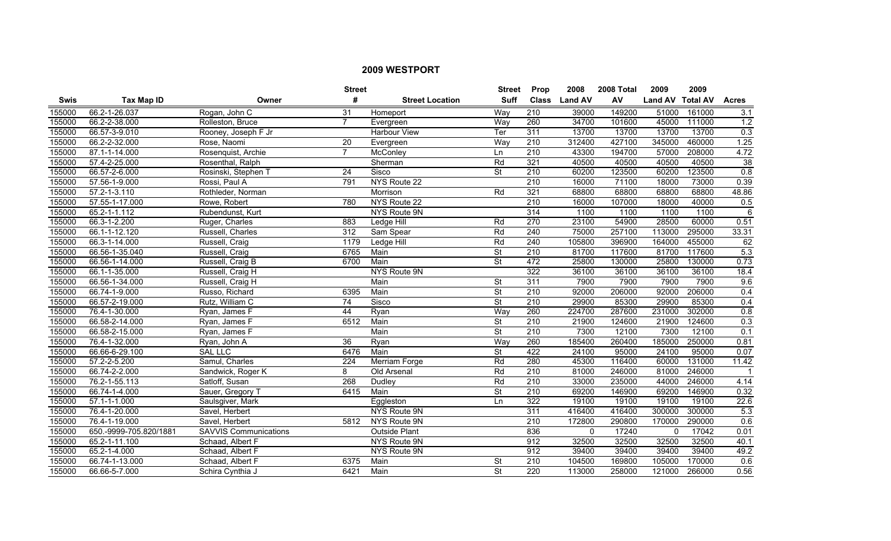## 2009 WESTPORT

| Swis | Tax Map ID | Owner | Street # | Street Location | Street Suff | Prop Class | 2008 Land AV | 2008 Total AV | 2009 Land AV | 2009 Total AV | Acres |
|---|---|---|---|---|---|---|---|---|---|---|---|
| 155000 | 66.2-1-26.037 | Rogan, John C | 31 | Homeport | Way | 210 | 39000 | 149200 | 51000 | 161000 | 3.1 |
| 155000 | 66.2-2-38.000 | Rolleston, Bruce | 7 | Evergreen | Way | 260 | 34700 | 101600 | 45000 | 111000 | 1.2 |
| 155000 | 66.57-3-9.010 | Rooney, Joseph F Jr | | Harbour View | Ter | 311 | 13700 | 13700 | 13700 | 13700 | 0.3 |
| 155000 | 66.2-2-32.000 | Rose, Naomi | 20 | Evergreen | Way | 210 | 312400 | 427100 | 345000 | 460000 | 1.25 |
| 155000 | 87.1-1-14.000 | Rosenquist, Archie | 7 | McConley | Ln | 210 | 43300 | 194700 | 57000 | 208000 | 4.72 |
| 155000 | 57.4-2-25.000 | Rosenthal, Ralph | | Sherman | Rd | 321 | 40500 | 40500 | 40500 | 40500 | 38 |
| 155000 | 66.57-2-6.000 | Rosinski, Stephen T | 24 | Sisco | St | 210 | 60200 | 123500 | 60200 | 123500 | 0.8 |
| 155000 | 57.56-1-9.000 | Rossi, Paul A | 791 | NYS Route 22 | | 210 | 16000 | 71100 | 18000 | 73000 | 0.39 |
| 155000 | 57.2-1-3.110 | Rothleder, Norman | | Morrison | Rd | 321 | 68800 | 68800 | 68800 | 68800 | 48.86 |
| 155000 | 57.55-1-17.000 | Rowe, Robert | 780 | NYS Route 22 | | 210 | 16000 | 107000 | 18000 | 40000 | 0.5 |
| 155000 | 65.2-1-1.112 | Rubendunst, Kurt | | NYS Route 9N | | 314 | 1100 | 1100 | 1100 | 1100 | 6 |
| 155000 | 66.3-1-2.200 | Ruger, Charles | 883 | Ledge Hill | Rd | 270 | 23100 | 54900 | 28500 | 60000 | 0.51 |
| 155000 | 66.1-1-12.120 | Russell, Charles | 312 | Sam Spear | Rd | 240 | 75000 | 257100 | 113000 | 295000 | 33.31 |
| 155000 | 66.3-1-14.000 | Russell, Craig | 1179 | Ledge Hill | Rd | 240 | 105800 | 396900 | 164000 | 455000 | 62 |
| 155000 | 66.56-1-35.040 | Russell, Craig | 6765 | Main | St | 210 | 81700 | 117600 | 81700 | 117600 | 5.3 |
| 155000 | 66.56-1-14.000 | Russell, Craig B | 6700 | Main | St | 472 | 25800 | 130000 | 25800 | 130000 | 0.73 |
| 155000 | 66.1-1-35.000 | Russell, Craig H | | NYS Route 9N | | 322 | 36100 | 36100 | 36100 | 36100 | 18.4 |
| 155000 | 66.56-1-34.000 | Russell, Craig H | | Main | St | 311 | 7900 | 7900 | 7900 | 7900 | 9.6 |
| 155000 | 66.74-1-9.000 | Russo, Richard | 6395 | Main | St | 210 | 92000 | 206000 | 92000 | 206000 | 0.4 |
| 155000 | 66.57-2-19.000 | Rutz, William C | 74 | Sisco | St | 210 | 29900 | 85300 | 29900 | 85300 | 0.4 |
| 155000 | 76.4-1-30.000 | Ryan, James F | 44 | Ryan | Way | 260 | 224700 | 287600 | 231000 | 302000 | 0.8 |
| 155000 | 66.58-2-14.000 | Ryan, James F | 6512 | Main | St | 210 | 21900 | 124600 | 21900 | 124600 | 0.3 |
| 155000 | 66.58-2-15.000 | Ryan, James F | | Main | St | 210 | 7300 | 12100 | 7300 | 12100 | 0.1 |
| 155000 | 76.4-1-32.000 | Ryan, John A | 36 | Ryan | Way | 260 | 185400 | 260400 | 185000 | 250000 | 0.81 |
| 155000 | 66.66-6-29.100 | SAL LLC | 6476 | Main | St | 422 | 24100 | 95000 | 24100 | 95000 | 0.07 |
| 155000 | 57.2-2-5.200 | Samul, Charles | 224 | Merriam Forge | Rd | 280 | 45300 | 116400 | 60000 | 131000 | 11.42 |
| 155000 | 66.74-2-2.000 | Sandwick, Roger K | 8 | Old Arsenal | Rd | 210 | 81000 | 246000 | 81000 | 246000 | 1 |
| 155000 | 76.2-1-55.113 | Satloff, Susan | 268 | Dudley | Rd | 210 | 33000 | 235000 | 44000 | 246000 | 4.14 |
| 155000 | 66.74-1-4.000 | Sauer, Gregory T | 6415 | Main | St | 210 | 69200 | 146900 | 69200 | 146900 | 0.32 |
| 155000 | 57.1-1-1.000 | Saulsgiver, Mark | | Eggleston | Ln | 322 | 19100 | 19100 | 19100 | 19100 | 22.6 |
| 155000 | 76.4-1-20.000 | Savel, Herbert | | NYS Route 9N | | 311 | 416400 | 416400 | 300000 | 300000 | 5.3 |
| 155000 | 76.4-1-19.000 | Savel, Herbert | 5812 | NYS Route 9N | | 210 | 172800 | 290800 | 170000 | 290000 | 0.6 |
| 155000 | 650.-9999-705.820/1881 | SAVVIS Communications | | Outside Plant | | 836 | 0 | 17240 | 0 | 17042 | 0.01 |
| 155000 | 65.2-1-11.100 | Schaad, Albert F | | NYS Route 9N | | 912 | 32500 | 32500 | 32500 | 32500 | 40.1 |
| 155000 | 65.2-1-4.000 | Schaad, Albert F | | NYS Route 9N | | 912 | 39400 | 39400 | 39400 | 39400 | 49.2 |
| 155000 | 66.74-1-13.000 | Schaad, Albert F | 6375 | Main | St | 210 | 104500 | 169800 | 105000 | 170000 | 0.6 |
| 155000 | 66.66-5-7.000 | Schira Cynthia J | 6421 | Main | St | 220 | 113000 | 258000 | 121000 | 266000 | 0.56 |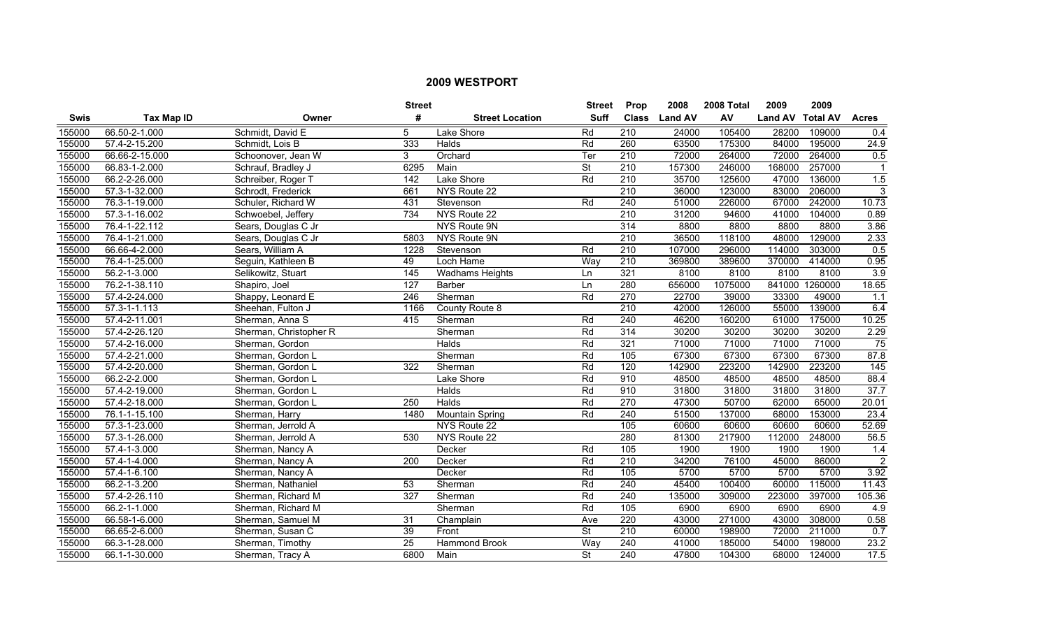# 2009 WESTPORT

| Swis | Tax Map ID | Owner | Street # | Street Location | Street Suff | Prop Class | 2008 Land AV | 2008 Total AV | 2009 Land AV | 2009 Total AV | Acres |
|---|---|---|---|---|---|---|---|---|---|---|---|
| 155000 | 66.50-2-1.000 | Schmidt, David E | 5 | Lake Shore | Rd | 210 | 24000 | 105400 | 28200 | 109000 | 0.4 |
| 155000 | 57.4-2-15.200 | Schmidt, Lois B | 333 | Halds | Rd | 260 | 63500 | 175300 | 84000 | 195000 | 24.9 |
| 155000 | 66.66-2-15.000 | Schoonover, Jean W | 3 | Orchard | Ter | 210 | 72000 | 264000 | 72000 | 264000 | 0.5 |
| 155000 | 66.83-1-2.000 | Schrauf, Bradley J | 6295 | Main | St | 210 | 157300 | 246000 | 168000 | 257000 | 1 |
| 155000 | 66.2-2-26.000 | Schreiber, Roger T | 142 | Lake Shore | Rd | 210 | 35700 | 125600 | 47000 | 136000 | 1.5 |
| 155000 | 57.3-1-32.000 | Schrodt, Frederick | 661 | NYS Route 22 | | 210 | 36000 | 123000 | 83000 | 206000 | 3 |
| 155000 | 76.3-1-19.000 | Schuler, Richard W | 431 | Stevenson | Rd | 240 | 51000 | 226000 | 67000 | 242000 | 10.73 |
| 155000 | 57.3-1-16.002 | Schwoebel, Jeffery | 734 | NYS Route 22 | | 210 | 31200 | 94600 | 41000 | 104000 | 0.89 |
| 155000 | 76.4-1-22.112 | Sears, Douglas C Jr | | NYS Route 9N | | 314 | 8800 | 8800 | 8800 | 8800 | 3.86 |
| 155000 | 76.4-1-21.000 | Sears, Douglas C Jr | 5803 | NYS Route 9N | | 210 | 36500 | 118100 | 48000 | 129000 | 2.33 |
| 155000 | 66.66-4-2.000 | Sears, William A | 1228 | Stevenson | Rd | 210 | 107000 | 296000 | 114000 | 303000 | 0.5 |
| 155000 | 76.4-1-25.000 | Seguin, Kathleen B | 49 | Loch Hame | Way | 210 | 369800 | 389600 | 370000 | 414000 | 0.95 |
| 155000 | 56.2-1-3.000 | Selikowitz, Stuart | 145 | Wadhams Heights | Ln | 321 | 8100 | 8100 | 8100 | 8100 | 3.9 |
| 155000 | 76.2-1-38.110 | Shapiro, Joel | 127 | Barber | Ln | 280 | 656000 | 1075000 | 841000 | 1260000 | 18.65 |
| 155000 | 57.4-2-24.000 | Shappy, Leonard E | 246 | Sherman | Rd | 270 | 22700 | 39000 | 33300 | 49000 | 1.1 |
| 155000 | 57.3-1-1.113 | Sheehan, Fulton J | 1166 | County Route 8 | | 210 | 42000 | 126000 | 55000 | 139000 | 6.4 |
| 155000 | 57.4-2-11.001 | Sherman, Anna S | 415 | Sherman | Rd | 240 | 46200 | 160200 | 61000 | 175000 | 10.25 |
| 155000 | 57.4-2-26.120 | Sherman, Christopher R | | Sherman | Rd | 314 | 30200 | 30200 | 30200 | 30200 | 2.29 |
| 155000 | 57.4-2-16.000 | Sherman, Gordon | | Halds | Rd | 321 | 71000 | 71000 | 71000 | 71000 | 75 |
| 155000 | 57.4-2-21.000 | Sherman, Gordon L | | Sherman | Rd | 105 | 67300 | 67300 | 67300 | 67300 | 87.8 |
| 155000 | 57.4-2-20.000 | Sherman, Gordon L | 322 | Sherman | Rd | 120 | 142900 | 223200 | 142900 | 223200 | 145 |
| 155000 | 66.2-2-2.000 | Sherman, Gordon L | | Lake Shore | Rd | 910 | 48500 | 48500 | 48500 | 48500 | 88.4 |
| 155000 | 57.4-2-19.000 | Sherman, Gordon L | | Halds | Rd | 910 | 31800 | 31800 | 31800 | 31800 | 37.7 |
| 155000 | 57.4-2-18.000 | Sherman, Gordon L | 250 | Halds | Rd | 270 | 47300 | 50700 | 62000 | 65000 | 20.01 |
| 155000 | 76.1-1-15.100 | Sherman, Harry | 1480 | Mountain Spring | Rd | 240 | 51500 | 137000 | 68000 | 153000 | 23.4 |
| 155000 | 57.3-1-23.000 | Sherman, Jerrold A | | NYS Route 22 | | 105 | 60600 | 60600 | 60600 | 60600 | 52.69 |
| 155000 | 57.3-1-26.000 | Sherman, Jerrold A | 530 | NYS Route 22 | | 280 | 81300 | 217900 | 112000 | 248000 | 56.5 |
| 155000 | 57.4-1-3.000 | Sherman, Nancy A | | Decker | Rd | 105 | 1900 | 1900 | 1900 | 1900 | 1.4 |
| 155000 | 57.4-1-4.000 | Sherman, Nancy A | 200 | Decker | Rd | 210 | 34200 | 76100 | 45000 | 86000 | 2 |
| 155000 | 57.4-1-6.100 | Sherman, Nancy A | | Decker | Rd | 105 | 5700 | 5700 | 5700 | 5700 | 3.92 |
| 155000 | 66.2-1-3.200 | Sherman, Nathaniel | 53 | Sherman | Rd | 240 | 45400 | 100400 | 60000 | 115000 | 11.43 |
| 155000 | 57.4-2-26.110 | Sherman, Richard M | 327 | Sherman | Rd | 240 | 135000 | 309000 | 223000 | 397000 | 105.36 |
| 155000 | 66.2-1-1.000 | Sherman, Richard M | | Sherman | Rd | 105 | 6900 | 6900 | 6900 | 6900 | 4.9 |
| 155000 | 66.58-1-6.000 | Sherman, Samuel M | 31 | Champlain | Ave | 220 | 43000 | 271000 | 43000 | 308000 | 0.58 |
| 155000 | 66.65-2-6.000 | Sherman, Susan C | 39 | Front | St | 210 | 60000 | 198900 | 72000 | 211000 | 0.7 |
| 155000 | 66.3-1-28.000 | Sherman, Timothy | 25 | Hammond Brook | Way | 240 | 41000 | 185000 | 54000 | 198000 | 23.2 |
| 155000 | 66.1-1-30.000 | Sherman, Tracy A | 6800 | Main | St | 240 | 47800 | 104300 | 68000 | 124000 | 17.5 |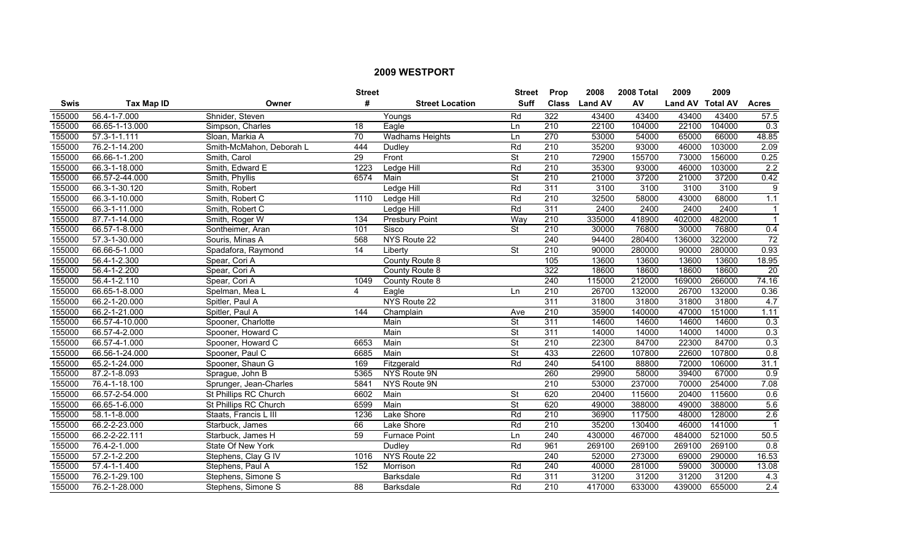# 2009 WESTPORT

| Swis | Tax Map ID | Owner | Street # | Street Location | Street Suff | Prop Class | 2008 Land AV | 2008 Total AV | 2009 Land AV | 2009 Total AV | Acres |
|---|---|---|---|---|---|---|---|---|---|---|---|
| 155000 | 56.4-1-7.000 | Shnider, Steven | | Youngs | Rd | 322 | 43400 | 43400 | 43400 | 43400 | 57.5 |
| 155000 | 66.65-1-13.000 | Simpson, Charles | 18 | Eagle | Ln | 210 | 22100 | 104000 | 22100 | 104000 | 0.3 |
| 155000 | 57.3-1-1.111 | Sloan, Markia A | 70 | Wadhams Heights | Ln | 270 | 53000 | 54000 | 65000 | 66000 | 48.85 |
| 155000 | 76.2-1-14.200 | Smith-McMahon, Deborah L | 444 | Dudley | Rd | 210 | 35200 | 93000 | 46000 | 103000 | 2.09 |
| 155000 | 66.66-1-1.200 | Smith, Carol | 29 | Front | St | 210 | 72900 | 155700 | 73000 | 156000 | 0.25 |
| 155000 | 66.3-1-18.000 | Smith, Edward E | 1223 | Ledge Hill | Rd | 210 | 35300 | 93000 | 46000 | 103000 | 2.2 |
| 155000 | 66.57-2-44.000 | Smith, Phyllis | 6574 | Main | St | 210 | 21000 | 37200 | 21000 | 37200 | 0.42 |
| 155000 | 66.3-1-30.120 | Smith, Robert | | Ledge Hill | Rd | 311 | 3100 | 3100 | 3100 | 3100 | 9 |
| 155000 | 66.3-1-10.000 | Smith, Robert C | 1110 | Ledge Hill | Rd | 210 | 32500 | 58000 | 43000 | 68000 | 1.1 |
| 155000 | 66.3-1-11.000 | Smith, Robert C | | Ledge Hill | Rd | 311 | 2400 | 2400 | 2400 | 2400 | 1 |
| 155000 | 87.7-1-14.000 | Smith, Roger W | 134 | Presbury Point | Way | 210 | 335000 | 418900 | 402000 | 482000 | 1 |
| 155000 | 66.57-1-8.000 | Sontheimer, Aran | 101 | Sisco | St | 210 | 30000 | 76800 | 30000 | 76800 | 0.4 |
| 155000 | 57.3-1-30.000 | Souris, Minas A | 568 | NYS Route 22 | | 240 | 94400 | 280400 | 136000 | 322000 | 72 |
| 155000 | 66.66-5-1.000 | Spadafora, Raymond | 14 | Liberty | St | 210 | 90000 | 280000 | 90000 | 280000 | 0.93 |
| 155000 | 56.4-1-2.300 | Spear, Cori A | | County Route 8 | | 105 | 13600 | 13600 | 13600 | 13600 | 18.95 |
| 155000 | 56.4-1-2.200 | Spear, Cori A | | County Route 8 | | 322 | 18600 | 18600 | 18600 | 18600 | 20 |
| 155000 | 56.4-1-2.110 | Spear, Cori A | 1049 | County Route 8 | | 240 | 115000 | 212000 | 169000 | 266000 | 74.16 |
| 155000 | 66.65-1-8.000 | Spelman, Mea L | 4 | Eagle | Ln | 210 | 26700 | 132000 | 26700 | 132000 | 0.36 |
| 155000 | 66.2-1-20.000 | Spitler, Paul A | | NYS Route 22 | | 311 | 31800 | 31800 | 31800 | 31800 | 4.7 |
| 155000 | 66.2-1-21.000 | Spitler, Paul A | 144 | Champlain | Ave | 210 | 35900 | 140000 | 47000 | 151000 | 1.11 |
| 155000 | 66.57-4-10.000 | Spooner, Charlotte | | Main | St | 311 | 14600 | 14600 | 14600 | 14600 | 0.3 |
| 155000 | 66.57-4-2.000 | Spooner, Howard C | | Main | St | 311 | 14000 | 14000 | 14000 | 14000 | 0.3 |
| 155000 | 66.57-4-1.000 | Spooner, Howard C | 6653 | Main | St | 210 | 22300 | 84700 | 22300 | 84700 | 0.3 |
| 155000 | 66.56-1-24.000 | Spooner, Paul C | 6685 | Main | St | 433 | 22600 | 107800 | 22600 | 107800 | 0.8 |
| 155000 | 65.2-1-24.000 | Spooner, Shaun G | 169 | Fitzgerald | Rd | 240 | 54100 | 88800 | 72000 | 106000 | 31.1 |
| 155000 | 87.2-1-8.093 | Sprague, John B | 5365 | NYS Route 9N | | 260 | 29900 | 58000 | 39400 | 67000 | 0.9 |
| 155000 | 76.4-1-18.100 | Sprunger, Jean-Charles | 5841 | NYS Route 9N | | 210 | 53000 | 237000 | 70000 | 254000 | 7.08 |
| 155000 | 66.57-2-54.000 | St Phillips RC Church | 6602 | Main | St | 620 | 20400 | 115600 | 20400 | 115600 | 0.6 |
| 155000 | 66.65-1-6.000 | St Phillips RC Church | 6599 | Main | St | 620 | 49000 | 388000 | 49000 | 388000 | 5.6 |
| 155000 | 58.1-1-8.000 | Staats, Francis L III | 1236 | Lake Shore | Rd | 210 | 36900 | 117500 | 48000 | 128000 | 2.6 |
| 155000 | 66.2-2-23.000 | Starbuck, James | 66 | Lake Shore | Rd | 210 | 35200 | 130400 | 46000 | 141000 | 1 |
| 155000 | 66.2-2-22.111 | Starbuck, James H | 59 | Furnace Point | Ln | 240 | 430000 | 467000 | 484000 | 521000 | 50.5 |
| 155000 | 76.4-2-1.000 | State Of New York | | Dudley | Rd | 961 | 269100 | 269100 | 269100 | 269100 | 0.8 |
| 155000 | 57.2-1-2.200 | Stephens, Clay G IV | 1016 | NYS Route 22 | | 240 | 52000 | 273000 | 69000 | 290000 | 16.53 |
| 155000 | 57.4-1-1.400 | Stephens, Paul A | 152 | Morrison | Rd | 240 | 40000 | 281000 | 59000 | 300000 | 13.08 |
| 155000 | 76.2-1-29.100 | Stephens, Simone S | | Barksdale | Rd | 311 | 31200 | 31200 | 31200 | 31200 | 4.3 |
| 155000 | 76.2-1-28.000 | Stephens, Simone S | 88 | Barksdale | Rd | 210 | 417000 | 633000 | 439000 | 655000 | 2.4 |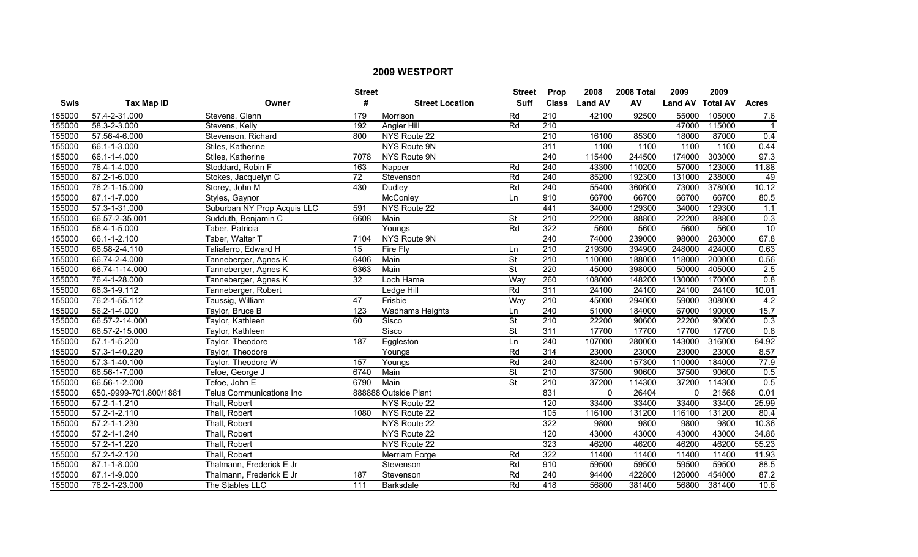## 2009 WESTPORT

| Swis | Tax Map ID | Owner | Street # | Street Location | Street Suff | Prop Class | 2008 Land AV | 2008 Total AV | 2009 Land AV | 2009 Total AV | Acres |
|---|---|---|---|---|---|---|---|---|---|---|---|
| 155000 | 57.4-2-31.000 | Stevens, Glenn | 179 | Morrison | Rd | 210 | 42100 | 92500 | 55000 | 105000 | 7.6 |
| 155000 | 58.3-2-3.000 | Stevens, Kelly | 192 | Angier Hill | Rd | 210 | | | 47000 | 115000 | 1 |
| 155000 | 57.56-4-6.000 | Stevenson, Richard | 800 | NYS Route 22 | | 210 | 16100 | 85300 | 18000 | 87000 | 0.4 |
| 155000 | 66.1-1-3.000 | Stiles, Katherine | | NYS Route 9N | | 311 | 1100 | 1100 | 1100 | 1100 | 0.44 |
| 155000 | 66.1-1-4.000 | Stiles, Katherine | 7078 | NYS Route 9N | | 240 | 115400 | 244500 | 174000 | 303000 | 97.3 |
| 155000 | 76.4-1-4.000 | Stoddard, Robin F | 163 | Napper | Rd | 240 | 43300 | 110200 | 57000 | 123000 | 11.88 |
| 155000 | 87.2-1-6.000 | Stokes, Jacquelyn C | 72 | Stevenson | Rd | 240 | 85200 | 192300 | 131000 | 238000 | 49 |
| 155000 | 76.2-1-15.000 | Storey, John M | 430 | Dudley | Rd | 240 | 55400 | 360600 | 73000 | 378000 | 10.12 |
| 155000 | 87.1-1-7.000 | Styles, Gaynor | | McConley | Ln | 910 | 66700 | 66700 | 66700 | 66700 | 80.5 |
| 155000 | 57.3-1-31.000 | Suburban NY Prop Acquis LLC | 591 | NYS Route 22 | | 441 | 34000 | 129300 | 34000 | 129300 | 1.1 |
| 155000 | 66.57-2-35.001 | Sudduth, Benjamin C | 6608 | Main | St | 210 | 22200 | 88800 | 22200 | 88800 | 0.3 |
| 155000 | 56.4-1-5.000 | Taber, Patricia | | Youngs | Rd | 322 | 5600 | 5600 | 5600 | 5600 | 10 |
| 155000 | 66.1-1-2.100 | Taber, Walter T | 7104 | NYS Route 9N | | 240 | 74000 | 239000 | 98000 | 263000 | 67.8 |
| 155000 | 66.58-2-4.110 | Taliaferro, Edward H | 15 | Fire Fly | Ln | 210 | 219300 | 394900 | 248000 | 424000 | 0.63 |
| 155000 | 66.74-2-4.000 | Tanneberger, Agnes K | 6406 | Main | St | 210 | 110000 | 188000 | 118000 | 200000 | 0.56 |
| 155000 | 66.74-1-14.000 | Tanneberger, Agnes K | 6363 | Main | St | 220 | 45000 | 398000 | 50000 | 405000 | 2.5 |
| 155000 | 76.4-1-28.000 | Tanneberger, Agnes K | 32 | Loch Hame | Way | 260 | 108000 | 148200 | 130000 | 170000 | 0.8 |
| 155000 | 66.3-1-9.112 | Tanneberger, Robert | | Ledge Hill | Rd | 311 | 24100 | 24100 | 24100 | 24100 | 10.01 |
| 155000 | 76.2-1-55.112 | Taussig, William | 47 | Frisbie | Way | 210 | 45000 | 294000 | 59000 | 308000 | 4.2 |
| 155000 | 56.2-1-4.000 | Taylor, Bruce B | 123 | Wadhams Heights | Ln | 240 | 51000 | 184000 | 67000 | 190000 | 15.7 |
| 155000 | 66.57-2-14.000 | Taylor, Kathleen | 60 | Sisco | St | 210 | 22200 | 90600 | 22200 | 90600 | 0.3 |
| 155000 | 66.57-2-15.000 | Taylor, Kathleen | | Sisco | St | 311 | 17700 | 17700 | 17700 | 17700 | 0.8 |
| 155000 | 57.1-1-5.200 | Taylor, Theodore | 187 | Eggleston | Ln | 240 | 107000 | 280000 | 143000 | 316000 | 84.92 |
| 155000 | 57.3-1-40.220 | Taylor, Theodore | | Youngs | Rd | 314 | 23000 | 23000 | 23000 | 23000 | 8.57 |
| 155000 | 57.3-1-40.100 | Taylor, Theodore W | 157 | Youngs | Rd | 240 | 82400 | 157300 | 110000 | 184000 | 77.9 |
| 155000 | 66.56-1-7.000 | Tefoe, George J | 6740 | Main | St | 210 | 37500 | 90600 | 37500 | 90600 | 0.5 |
| 155000 | 66.56-1-2.000 | Tefoe, John E | 6790 | Main | St | 210 | 37200 | 114300 | 37200 | 114300 | 0.5 |
| 155000 | 650.-9999-701.800/1881 | Telus Communications Inc | 888888 | Outside Plant | | 831 | 0 | 26404 | 0 | 21568 | 0.01 |
| 155000 | 57.2-1-1.210 | Thall, Robert | | NYS Route 22 | | 120 | 33400 | 33400 | 33400 | 33400 | 25.99 |
| 155000 | 57.2-1-2.110 | Thall, Robert | 1080 | NYS Route 22 | | 105 | 116100 | 131200 | 116100 | 131200 | 80.4 |
| 155000 | 57.2-1-1.230 | Thall, Robert | | NYS Route 22 | | 322 | 9800 | 9800 | 9800 | 9800 | 10.36 |
| 155000 | 57.2-1-1.240 | Thall, Robert | | NYS Route 22 | | 120 | 43000 | 43000 | 43000 | 43000 | 34.86 |
| 155000 | 57.2-1-1.220 | Thall, Robert | | NYS Route 22 | | 323 | 46200 | 46200 | 46200 | 46200 | 55.23 |
| 155000 | 57.2-1-2.120 | Thall, Robert | | Merriam Forge | Rd | 322 | 11400 | 11400 | 11400 | 11400 | 11.93 |
| 155000 | 87.1-1-8.000 | Thalmann, Frederick E Jr | | Stevenson | Rd | 910 | 59500 | 59500 | 59500 | 59500 | 88.5 |
| 155000 | 87.1-1-9.000 | Thalmann, Frederick E Jr | 187 | Stevenson | Rd | 240 | 94400 | 422800 | 126000 | 454000 | 87.2 |
| 155000 | 76.2-1-23.000 | The Stables LLC | 111 | Barksdale | Rd | 418 | 56800 | 381400 | 56800 | 381400 | 10.6 |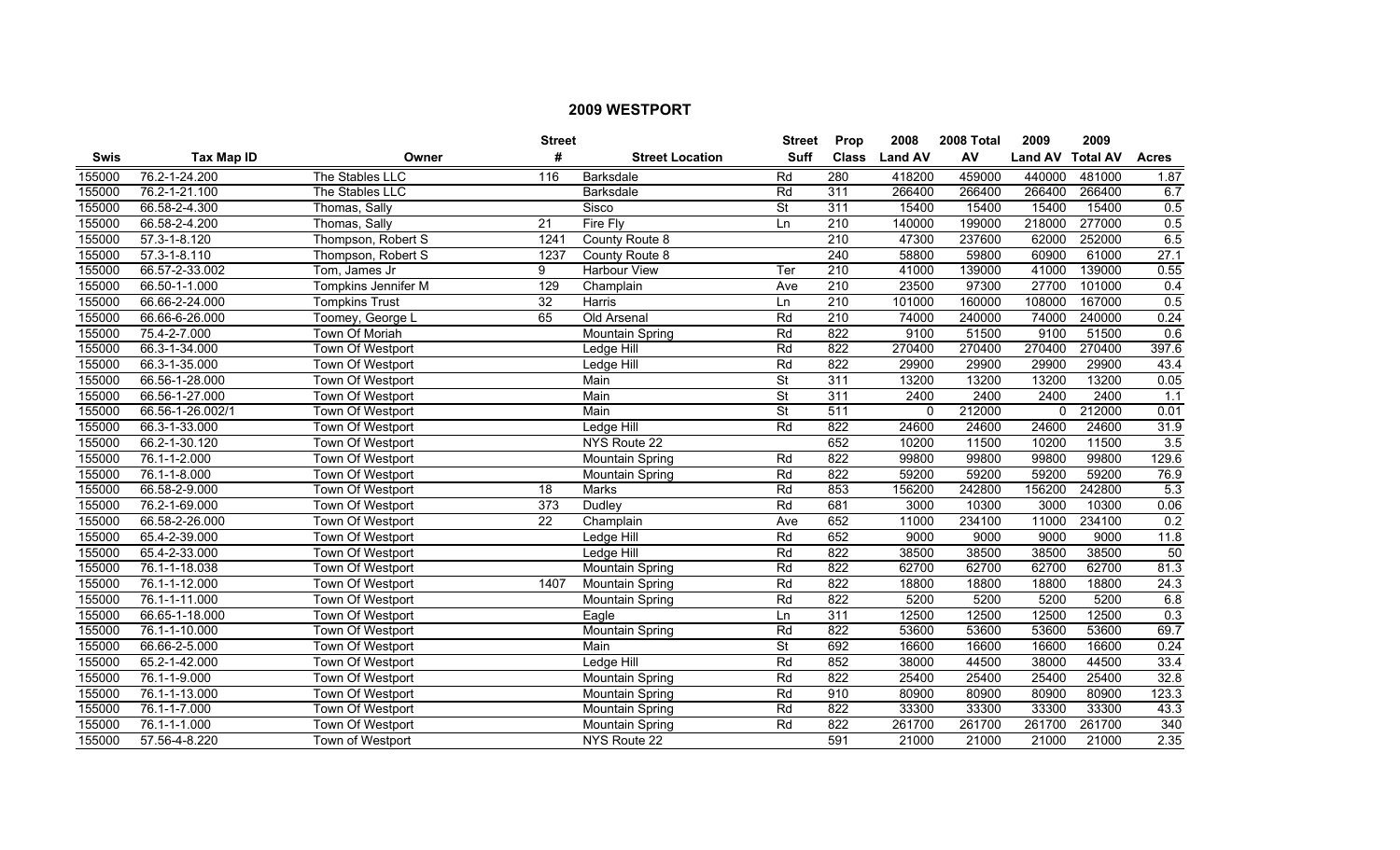# 2009 WESTPORT

| Swis | Tax Map ID | Owner | Street # | Street Location | Street Suff | Prop Class | 2008 Land AV | 2008 Total AV | 2009 Land AV | 2009 Total AV | Acres |
|---|---|---|---|---|---|---|---|---|---|---|---|
| 155000 | 76.2-1-24.200 | The Stables LLC | 116 | Barksdale | Rd | 280 | 418200 | 459000 | 440000 | 481000 | 1.87 |
| 155000 | 76.2-1-21.100 | The Stables LLC | | Barksdale | Rd | 311 | 266400 | 266400 | 266400 | 266400 | 6.7 |
| 155000 | 66.58-2-4.300 | Thomas, Sally | | Sisco | St | 311 | 15400 | 15400 | 15400 | 15400 | 0.5 |
| 155000 | 66.58-2-4.200 | Thomas, Sally | 21 | Fire Fly | Ln | 210 | 140000 | 199000 | 218000 | 277000 | 0.5 |
| 155000 | 57.3-1-8.120 | Thompson, Robert S | 1241 | County Route 8 | | 210 | 47300 | 237600 | 62000 | 252000 | 6.5 |
| 155000 | 57.3-1-8.110 | Thompson, Robert S | 1237 | County Route 8 | | 240 | 58800 | 59800 | 60900 | 61000 | 27.1 |
| 155000 | 66.57-2-33.002 | Tom, James Jr | 9 | Harbour View | Ter | 210 | 41000 | 139000 | 41000 | 139000 | 0.55 |
| 155000 | 66.50-1-1.000 | Tompkins Jennifer M | 129 | Champlain | Ave | 210 | 23500 | 97300 | 27700 | 101000 | 0.4 |
| 155000 | 66.66-2-24.000 | Tompkins Trust | 32 | Harris | Ln | 210 | 101000 | 160000 | 108000 | 167000 | 0.5 |
| 155000 | 66.66-6-26.000 | Toomey, George L | 65 | Old Arsenal | Rd | 210 | 74000 | 240000 | 74000 | 240000 | 0.24 |
| 155000 | 75.4-2-7.000 | Town Of Moriah | | Mountain Spring | Rd | 822 | 9100 | 51500 | 9100 | 51500 | 0.6 |
| 155000 | 66.3-1-34.000 | Town Of Westport | | Ledge Hill | Rd | 822 | 270400 | 270400 | 270400 | 270400 | 397.6 |
| 155000 | 66.3-1-35.000 | Town Of Westport | | Ledge Hill | Rd | 822 | 29900 | 29900 | 29900 | 29900 | 43.4 |
| 155000 | 66.56-1-28.000 | Town Of Westport | | Main | St | 311 | 13200 | 13200 | 13200 | 13200 | 0.05 |
| 155000 | 66.56-1-27.000 | Town Of Westport | | Main | St | 311 | 2400 | 2400 | 2400 | 2400 | 1.1 |
| 155000 | 66.56-1-26.002/1 | Town Of Westport | | Main | St | 511 | 0 | 212000 | 0 | 212000 | 0.01 |
| 155000 | 66.3-1-33.000 | Town Of Westport | | Ledge Hill | Rd | 822 | 24600 | 24600 | 24600 | 24600 | 31.9 |
| 155000 | 66.2-1-30.120 | Town Of Westport | | NYS Route 22 | | 652 | 10200 | 11500 | 10200 | 11500 | 3.5 |
| 155000 | 76.1-1-2.000 | Town Of Westport | | Mountain Spring | Rd | 822 | 99800 | 99800 | 99800 | 99800 | 129.6 |
| 155000 | 76.1-1-8.000 | Town Of Westport | | Mountain Spring | Rd | 822 | 59200 | 59200 | 59200 | 59200 | 76.9 |
| 155000 | 66.58-2-9.000 | Town Of Westport | 18 | Marks | Rd | 853 | 156200 | 242800 | 156200 | 242800 | 5.3 |
| 155000 | 76.2-1-69.000 | Town Of Westport | 373 | Dudley | Rd | 681 | 3000 | 10300 | 3000 | 10300 | 0.06 |
| 155000 | 66.58-2-26.000 | Town Of Westport | 22 | Champlain | Ave | 652 | 11000 | 234100 | 11000 | 234100 | 0.2 |
| 155000 | 65.4-2-39.000 | Town Of Westport | | Ledge Hill | Rd | 652 | 9000 | 9000 | 9000 | 9000 | 11.8 |
| 155000 | 65.4-2-33.000 | Town Of Westport | | Ledge Hill | Rd | 822 | 38500 | 38500 | 38500 | 38500 | 50 |
| 155000 | 76.1-1-18.038 | Town Of Westport | | Mountain Spring | Rd | 822 | 62700 | 62700 | 62700 | 62700 | 81.3 |
| 155000 | 76.1-1-12.000 | Town Of Westport | 1407 | Mountain Spring | Rd | 822 | 18800 | 18800 | 18800 | 18800 | 24.3 |
| 155000 | 76.1-1-11.000 | Town Of Westport | | Mountain Spring | Rd | 822 | 5200 | 5200 | 5200 | 5200 | 6.8 |
| 155000 | 66.65-1-18.000 | Town Of Westport | | Eagle | Ln | 311 | 12500 | 12500 | 12500 | 12500 | 0.3 |
| 155000 | 76.1-1-10.000 | Town Of Westport | | Mountain Spring | Rd | 822 | 53600 | 53600 | 53600 | 53600 | 69.7 |
| 155000 | 66.66-2-5.000 | Town Of Westport | | Main | St | 692 | 16600 | 16600 | 16600 | 16600 | 0.24 |
| 155000 | 65.2-1-42.000 | Town Of Westport | | Ledge Hill | Rd | 852 | 38000 | 44500 | 38000 | 44500 | 33.4 |
| 155000 | 76.1-1-9.000 | Town Of Westport | | Mountain Spring | Rd | 822 | 25400 | 25400 | 25400 | 25400 | 32.8 |
| 155000 | 76.1-1-13.000 | Town Of Westport | | Mountain Spring | Rd | 910 | 80900 | 80900 | 80900 | 80900 | 123.3 |
| 155000 | 76.1-1-7.000 | Town Of Westport | | Mountain Spring | Rd | 822 | 33300 | 33300 | 33300 | 33300 | 43.3 |
| 155000 | 76.1-1-1.000 | Town Of Westport | | Mountain Spring | Rd | 822 | 261700 | 261700 | 261700 | 261700 | 340 |
| 155000 | 57.56-4-8.220 | Town of Westport | | NYS Route 22 | | 591 | 21000 | 21000 | 21000 | 21000 | 2.35 |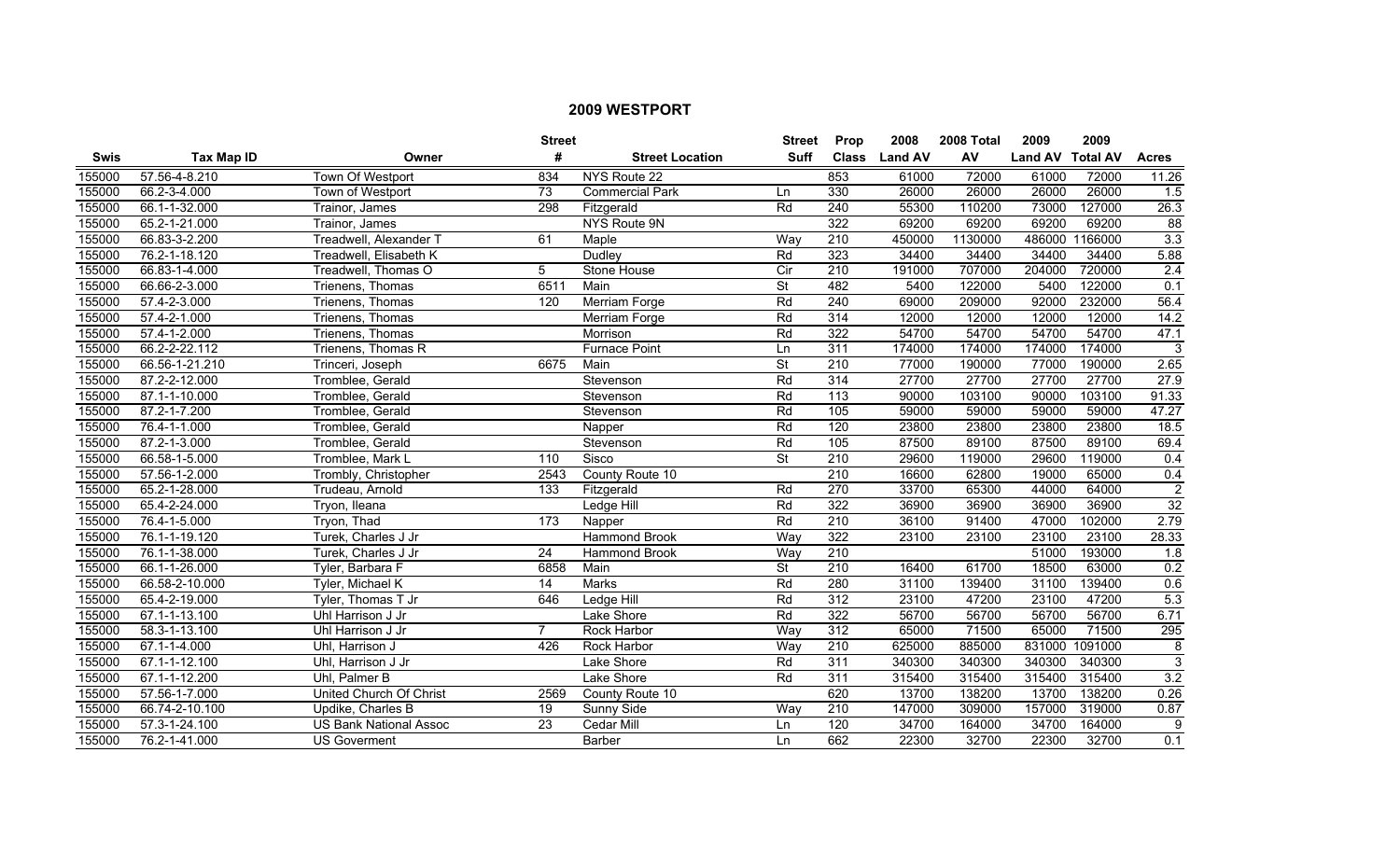# 2009 WESTPORT

| Swis | Tax Map ID | Owner | Street # | Street Location | Street Suff | Prop Class | 2008 Land AV | 2008 Total AV | 2009 Land AV | 2009 Total AV | Acres |
|---|---|---|---|---|---|---|---|---|---|---|---|
| 155000 | 57.56-4-8.210 | Town Of Westport | 834 | NYS Route 22 | | 853 | 61000 | 72000 | 61000 | 72000 | 11.26 |
| 155000 | 66.2-3-4.000 | Town of Westport | 73 | Commercial Park | Ln | 330 | 26000 | 26000 | 26000 | 26000 | 1.5 |
| 155000 | 66.1-1-32.000 | Trainor, James | 298 | Fitzgerald | Rd | 240 | 55300 | 110200 | 73000 | 127000 | 26.3 |
| 155000 | 65.2-1-21.000 | Trainor, James | | NYS Route 9N | | 322 | 69200 | 69200 | 69200 | 69200 | 88 |
| 155000 | 66.83-3-2.200 | Treadwell, Alexander T | 61 | Maple | Way | 210 | 450000 | 1130000 | 486000 | 1166000 | 3.3 |
| 155000 | 76.2-1-18.120 | Treadwell, Elisabeth K | | Dudley | Rd | 323 | 34400 | 34400 | 34400 | 34400 | 5.88 |
| 155000 | 66.83-1-4.000 | Treadwell, Thomas O | 5 | Stone House | Cir | 210 | 191000 | 707000 | 204000 | 720000 | 2.4 |
| 155000 | 66.66-2-3.000 | Trienens, Thomas | 6511 | Main | St | 482 | 5400 | 122000 | 5400 | 122000 | 0.1 |
| 155000 | 57.4-2-3.000 | Trienens, Thomas | 120 | Merriam Forge | Rd | 240 | 69000 | 209000 | 92000 | 232000 | 56.4 |
| 155000 | 57.4-2-1.000 | Trienens, Thomas | | Merriam Forge | Rd | 314 | 12000 | 12000 | 12000 | 12000 | 14.2 |
| 155000 | 57.4-1-2.000 | Trienens, Thomas | | Morrison | Rd | 322 | 54700 | 54700 | 54700 | 54700 | 47.1 |
| 155000 | 66.2-2-22.112 | Trienens, Thomas R | | Furnace Point | Ln | 311 | 174000 | 174000 | 174000 | 174000 | 3 |
| 155000 | 66.56-1-21.210 | Trinceri, Joseph | 6675 | Main | St | 210 | 77000 | 190000 | 77000 | 190000 | 2.65 |
| 155000 | 87.2-2-12.000 | Tromblee, Gerald | | Stevenson | Rd | 314 | 27700 | 27700 | 27700 | 27700 | 27.9 |
| 155000 | 87.1-1-10.000 | Tromblee, Gerald | | Stevenson | Rd | 113 | 90000 | 103100 | 90000 | 103100 | 91.33 |
| 155000 | 87.2-1-7.200 | Tromblee, Gerald | | Stevenson | Rd | 105 | 59000 | 59000 | 59000 | 59000 | 47.27 |
| 155000 | 76.4-1-1.000 | Tromblee, Gerald | | Napper | Rd | 120 | 23800 | 23800 | 23800 | 23800 | 18.5 |
| 155000 | 87.2-1-3.000 | Tromblee, Gerald | | Stevenson | Rd | 105 | 87500 | 89100 | 87500 | 89100 | 69.4 |
| 155000 | 66.58-1-5.000 | Tromblee, Mark L | 110 | Sisco | St | 210 | 29600 | 119000 | 29600 | 119000 | 0.4 |
| 155000 | 57.56-1-2.000 | Trombly, Christopher | 2543 | County Route 10 | | 210 | 16600 | 62800 | 19000 | 65000 | 0.4 |
| 155000 | 65.2-1-28.000 | Trudeau, Arnold | 133 | Fitzgerald | Rd | 270 | 33700 | 65300 | 44000 | 64000 | 2 |
| 155000 | 65.4-2-24.000 | Tryon, Ileana | | Ledge Hill | Rd | 322 | 36900 | 36900 | 36900 | 36900 | 32 |
| 155000 | 76.4-1-5.000 | Tryon, Thad | 173 | Napper | Rd | 210 | 36100 | 91400 | 47000 | 102000 | 2.79 |
| 155000 | 76.1-1-19.120 | Turek, Charles J Jr | | Hammond Brook | Way | 322 | 23100 | 23100 | 23100 | 23100 | 28.33 |
| 155000 | 76.1-1-38.000 | Turek, Charles J Jr | 24 | Hammond Brook | Way | 210 | | | 51000 | 193000 | 1.8 |
| 155000 | 66.1-1-26.000 | Tyler, Barbara F | 6858 | Main | St | 210 | 16400 | 61700 | 18500 | 63000 | 0.2 |
| 155000 | 66.58-2-10.000 | Tyler, Michael K | 14 | Marks | Rd | 280 | 31100 | 139400 | 31100 | 139400 | 0.6 |
| 155000 | 65.4-2-19.000 | Tyler, Thomas T Jr | 646 | Ledge Hill | Rd | 312 | 23100 | 47200 | 23100 | 47200 | 5.3 |
| 155000 | 67.1-1-13.100 | Uhl Harrison J Jr | | Lake Shore | Rd | 322 | 56700 | 56700 | 56700 | 56700 | 6.71 |
| 155000 | 58.3-1-13.100 | Uhl Harrison J Jr | 7 | Rock Harbor | Way | 312 | 65000 | 71500 | 65000 | 71500 | 295 |
| 155000 | 67.1-1-4.000 | Uhl, Harrison J | 426 | Rock Harbor | Way | 210 | 625000 | 885000 | 831000 | 1091000 | 8 |
| 155000 | 67.1-1-12.100 | Uhl, Harrison J Jr | | Lake Shore | Rd | 311 | 340300 | 340300 | 340300 | 340300 | 3 |
| 155000 | 67.1-1-12.200 | Uhl, Palmer B | | Lake Shore | Rd | 311 | 315400 | 315400 | 315400 | 315400 | 3.2 |
| 155000 | 57.56-1-7.000 | United Church Of Christ | 2569 | County Route 10 | | 620 | 13700 | 138200 | 13700 | 138200 | 0.26 |
| 155000 | 66.74-2-10.100 | Updike, Charles B | 19 | Sunny Side | Way | 210 | 147000 | 309000 | 157000 | 319000 | 0.87 |
| 155000 | 57.3-1-24.100 | US Bank National Assoc | 23 | Cedar Mill | Ln | 120 | 34700 | 164000 | 34700 | 164000 | 9 |
| 155000 | 76.2-1-41.000 | US Goverment | | Barber | Ln | 662 | 22300 | 32700 | 22300 | 32700 | 0.1 |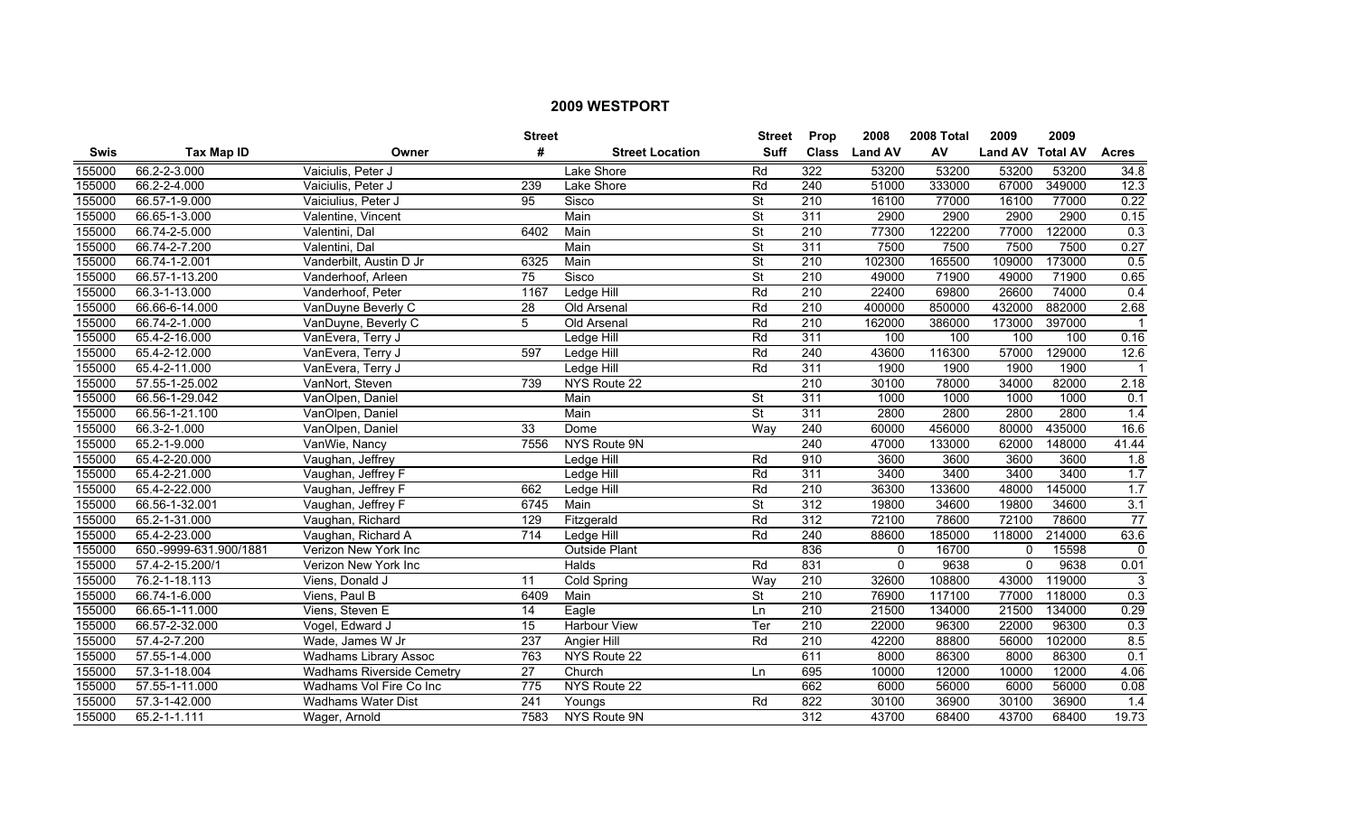## 2009 WESTPORT

| Swis | Tax Map ID | Owner | Street # | Street Location | Street Suff | Prop Class | 2008 Land AV | 2008 Total AV | 2009 Land AV | 2009 Total AV | Acres |
|---|---|---|---|---|---|---|---|---|---|---|---|
| 155000 | 66.2-2-3.000 | Vaiciulis, Peter J | | Lake Shore | Rd | 322 | 53200 | 53200 | 53200 | 53200 | 34.8 |
| 155000 | 66.2-2-4.000 | Vaiciulis, Peter J | 239 | Lake Shore | Rd | 240 | 51000 | 333000 | 67000 | 349000 | 12.3 |
| 155000 | 66.57-1-9.000 | Vaiciulius, Peter J | 95 | Sisco | St | 210 | 16100 | 77000 | 16100 | 77000 | 0.22 |
| 155000 | 66.65-1-3.000 | Valentine, Vincent | | Main | St | 311 | 2900 | 2900 | 2900 | 2900 | 0.15 |
| 155000 | 66.74-2-5.000 | Valentini, Dal | 6402 | Main | St | 210 | 77300 | 122200 | 77000 | 122000 | 0.3 |
| 155000 | 66.74-2-7.200 | Valentini, Dal | | Main | St | 311 | 7500 | 7500 | 7500 | 7500 | 0.27 |
| 155000 | 66.74-1-2.001 | Vanderbilt, Austin D Jr | 6325 | Main | St | 210 | 102300 | 165500 | 109000 | 173000 | 0.5 |
| 155000 | 66.57-1-13.200 | Vanderhoof, Arleen | 75 | Sisco | St | 210 | 49000 | 71900 | 49000 | 71900 | 0.65 |
| 155000 | 66.3-1-13.000 | Vanderhoof, Peter | 1167 | Ledge Hill | Rd | 210 | 22400 | 69800 | 26600 | 74000 | 0.4 |
| 155000 | 66.66-6-14.000 | VanDuyne Beverly C | 28 | Old Arsenal | Rd | 210 | 400000 | 850000 | 432000 | 882000 | 2.68 |
| 155000 | 66.74-2-1.000 | VanDuyne, Beverly C | 5 | Old Arsenal | Rd | 210 | 162000 | 386000 | 173000 | 397000 | 1 |
| 155000 | 65.4-2-16.000 | VanEvera, Terry J | | Ledge Hill | Rd | 311 | 100 | 100 | 100 | 100 | 0.16 |
| 155000 | 65.4-2-12.000 | VanEvera, Terry J | 597 | Ledge Hill | Rd | 240 | 43600 | 116300 | 57000 | 129000 | 12.6 |
| 155000 | 65.4-2-11.000 | VanEvera, Terry J | | Ledge Hill | Rd | 311 | 1900 | 1900 | 1900 | 1900 | 1 |
| 155000 | 57.55-1-25.002 | VanNort, Steven | 739 | NYS Route 22 | | 210 | 30100 | 78000 | 34000 | 82000 | 2.18 |
| 155000 | 66.56-1-29.042 | VanOlpen, Daniel | | Main | St | 311 | 1000 | 1000 | 1000 | 1000 | 0.1 |
| 155000 | 66.56-1-21.100 | VanOlpen, Daniel | | Main | St | 311 | 2800 | 2800 | 2800 | 2800 | 1.4 |
| 155000 | 66.3-2-1.000 | VanOlpen, Daniel | 33 | Dome | Way | 240 | 60000 | 456000 | 80000 | 435000 | 16.6 |
| 155000 | 65.2-1-9.000 | VanWie, Nancy | 7556 | NYS Route 9N | | 240 | 47000 | 133000 | 62000 | 148000 | 41.44 |
| 155000 | 65.4-2-20.000 | Vaughan, Jeffrey | | Ledge Hill | Rd | 910 | 3600 | 3600 | 3600 | 3600 | 1.8 |
| 155000 | 65.4-2-21.000 | Vaughan, Jeffrey F | | Ledge Hill | Rd | 311 | 3400 | 3400 | 3400 | 3400 | 1.7 |
| 155000 | 65.4-2-22.000 | Vaughan, Jeffrey F | 662 | Ledge Hill | Rd | 210 | 36300 | 133600 | 48000 | 145000 | 1.7 |
| 155000 | 66.56-1-32.001 | Vaughan, Jeffrey F | 6745 | Main | St | 312 | 19800 | 34600 | 19800 | 34600 | 3.1 |
| 155000 | 65.2-1-31.000 | Vaughan, Richard | 129 | Fitzgerald | Rd | 312 | 72100 | 78600 | 72100 | 78600 | 77 |
| 155000 | 65.4-2-23.000 | Vaughan, Richard A | 714 | Ledge Hill | Rd | 240 | 88600 | 185000 | 118000 | 214000 | 63.6 |
| 155000 | 650.-9999-631.900/1881 | Verizon New York Inc | | Outside Plant | | 836 | 0 | 16700 | 0 | 15598 | 0 |
| 155000 | 57.4-2-15.200/1 | Verizon New York Inc | | Halds | Rd | 831 | 0 | 9638 | 0 | 9638 | 0.01 |
| 155000 | 76.2-1-18.113 | Viens, Donald J | 11 | Cold Spring | Way | 210 | 32600 | 108800 | 43000 | 119000 | 3 |
| 155000 | 66.74-1-6.000 | Viens, Paul B | 6409 | Main | St | 210 | 76900 | 117100 | 77000 | 118000 | 0.3 |
| 155000 | 66.65-1-11.000 | Viens, Steven E | 14 | Eagle | Ln | 210 | 21500 | 134000 | 21500 | 134000 | 0.29 |
| 155000 | 66.57-2-32.000 | Vogel, Edward J | 15 | Harbour View | Ter | 210 | 22000 | 96300 | 22000 | 96300 | 0.3 |
| 155000 | 57.4-2-7.200 | Wade, James W Jr | 237 | Angier Hill | Rd | 210 | 42200 | 88800 | 56000 | 102000 | 8.5 |
| 155000 | 57.55-1-4.000 | Wadhams Library Assoc | 763 | NYS Route 22 | | 611 | 8000 | 86300 | 8000 | 86300 | 0.1 |
| 155000 | 57.3-1-18.004 | Wadhams Riverside Cemetry | 27 | Church | Ln | 695 | 10000 | 12000 | 10000 | 12000 | 4.06 |
| 155000 | 57.55-1-11.000 | Wadhams Vol Fire Co Inc | 775 | NYS Route 22 | | 662 | 6000 | 56000 | 6000 | 56000 | 0.08 |
| 155000 | 57.3-1-42.000 | Wadhams Water Dist | 241 | Youngs | Rd | 822 | 30100 | 36900 | 30100 | 36900 | 1.4 |
| 155000 | 65.2-1-1.111 | Wager, Arnold | 7583 | NYS Route 9N | | 312 | 43700 | 68400 | 43700 | 68400 | 19.73 |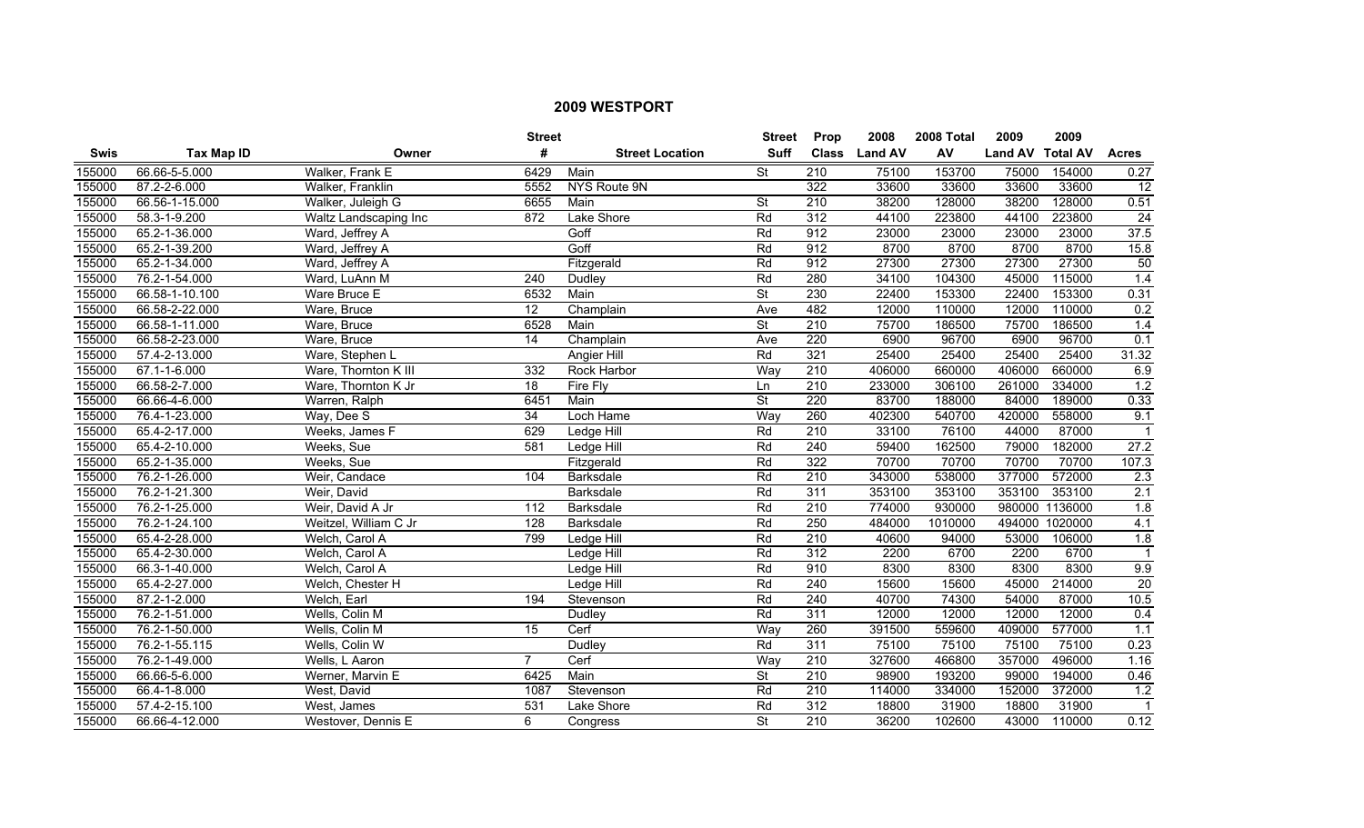# 2009 WESTPORT

| Swis | Tax Map ID | Owner | Street # | Street Location | Street Suff | Prop Class | 2008 Land AV | 2008 Total AV | 2009 Land AV | 2009 Total AV | Acres |
|---|---|---|---|---|---|---|---|---|---|---|---|
| 155000 | 66.66-5-5.000 | Walker, Frank E | 6429 | Main | St | 210 | 75100 | 153700 | 75000 | 154000 | 0.27 |
| 155000 | 87.2-2-6.000 | Walker, Franklin | 5552 | NYS Route 9N | | 322 | 33600 | 33600 | 33600 | 33600 | 12 |
| 155000 | 66.56-1-15.000 | Walker, Juleigh G | 6655 | Main | St | 210 | 38200 | 128000 | 38200 | 128000 | 0.51 |
| 155000 | 58.3-1-9.200 | Waltz Landscaping Inc | 872 | Lake Shore | Rd | 312 | 44100 | 223800 | 44100 | 223800 | 24 |
| 155000 | 65.2-1-36.000 | Ward, Jeffrey A | | Goff | Rd | 912 | 23000 | 23000 | 23000 | 23000 | 37.5 |
| 155000 | 65.2-1-39.200 | Ward, Jeffrey A | | Goff | Rd | 912 | 8700 | 8700 | 8700 | 8700 | 15.8 |
| 155000 | 65.2-1-34.000 | Ward, Jeffrey A | | Fitzgerald | Rd | 912 | 27300 | 27300 | 27300 | 27300 | 50 |
| 155000 | 76.2-1-54.000 | Ward, LuAnn M | 240 | Dudley | Rd | 280 | 34100 | 104300 | 45000 | 115000 | 1.4 |
| 155000 | 66.58-1-10.100 | Ware Bruce E | 6532 | Main | St | 230 | 22400 | 153300 | 22400 | 153300 | 0.31 |
| 155000 | 66.58-2-22.000 | Ware, Bruce | 12 | Champlain | Ave | 482 | 12000 | 110000 | 12000 | 110000 | 0.2 |
| 155000 | 66.58-1-11.000 | Ware, Bruce | 6528 | Main | St | 210 | 75700 | 186500 | 75700 | 186500 | 1.4 |
| 155000 | 66.58-2-23.000 | Ware, Bruce | 14 | Champlain | Ave | 220 | 6900 | 96700 | 6900 | 96700 | 0.1 |
| 155000 | 57.4-2-13.000 | Ware, Stephen L | | Angier Hill | Rd | 321 | 25400 | 25400 | 25400 | 25400 | 31.32 |
| 155000 | 67.1-1-6.000 | Ware, Thornton K III | 332 | Rock Harbor | Way | 210 | 406000 | 660000 | 406000 | 660000 | 6.9 |
| 155000 | 66.58-2-7.000 | Ware, Thornton K Jr | 18 | Fire Fly | Ln | 210 | 233000 | 306100 | 261000 | 334000 | 1.2 |
| 155000 | 66.66-4-6.000 | Warren, Ralph | 6451 | Main | St | 220 | 83700 | 188000 | 84000 | 189000 | 0.33 |
| 155000 | 76.4-1-23.000 | Way, Dee S | 34 | Loch Hame | Way | 260 | 402300 | 540700 | 420000 | 558000 | 9.1 |
| 155000 | 65.4-2-17.000 | Weeks, James F | 629 | Ledge Hill | Rd | 210 | 33100 | 76100 | 44000 | 87000 | 1 |
| 155000 | 65.4-2-10.000 | Weeks, Sue | 581 | Ledge Hill | Rd | 240 | 59400 | 162500 | 79000 | 182000 | 27.2 |
| 155000 | 65.2-1-35.000 | Weeks, Sue | | Fitzgerald | Rd | 322 | 70700 | 70700 | 70700 | 70700 | 107.3 |
| 155000 | 76.2-1-26.000 | Weir, Candace | 104 | Barksdale | Rd | 210 | 343000 | 538000 | 377000 | 572000 | 2.3 |
| 155000 | 76.2-1-21.300 | Weir, David | | Barksdale | Rd | 311 | 353100 | 353100 | 353100 | 353100 | 2.1 |
| 155000 | 76.2-1-25.000 | Weir, David A Jr | 112 | Barksdale | Rd | 210 | 774000 | 930000 | 980000 | 1136000 | 1.8 |
| 155000 | 76.2-1-24.100 | Weitzel, William C Jr | 128 | Barksdale | Rd | 250 | 484000 | 1010000 | 494000 | 1020000 | 4.1 |
| 155000 | 65.4-2-28.000 | Welch, Carol A | 799 | Ledge Hill | Rd | 210 | 40600 | 94000 | 53000 | 106000 | 1.8 |
| 155000 | 65.4-2-30.000 | Welch, Carol A | | Ledge Hill | Rd | 312 | 2200 | 6700 | 2200 | 6700 | 1 |
| 155000 | 66.3-1-40.000 | Welch, Carol A | | Ledge Hill | Rd | 910 | 8300 | 8300 | 8300 | 8300 | 9.9 |
| 155000 | 65.4-2-27.000 | Welch, Chester H | | Ledge Hill | Rd | 240 | 15600 | 15600 | 45000 | 214000 | 20 |
| 155000 | 87.2-1-2.000 | Welch, Earl | 194 | Stevenson | Rd | 240 | 40700 | 74300 | 54000 | 87000 | 10.5 |
| 155000 | 76.2-1-51.000 | Wells, Colin M | | Dudley | Rd | 311 | 12000 | 12000 | 12000 | 12000 | 0.4 |
| 155000 | 76.2-1-50.000 | Wells, Colin M | 15 | Cerf | Way | 260 | 391500 | 559600 | 409000 | 577000 | 1.1 |
| 155000 | 76.2-1-55.115 | Wells, Colin W | | Dudley | Rd | 311 | 75100 | 75100 | 75100 | 75100 | 0.23 |
| 155000 | 76.2-1-49.000 | Wells, L Aaron | 7 | Cerf | Way | 210 | 327600 | 466800 | 357000 | 496000 | 1.16 |
| 155000 | 66.66-5-6.000 | Werner, Marvin E | 6425 | Main | St | 210 | 98900 | 193200 | 99000 | 194000 | 0.46 |
| 155000 | 66.4-1-8.000 | West, David | 1087 | Stevenson | Rd | 210 | 114000 | 334000 | 152000 | 372000 | 1.2 |
| 155000 | 57.4-2-15.100 | West, James | 531 | Lake Shore | Rd | 312 | 18800 | 31900 | 18800 | 31900 | 1 |
| 155000 | 66.66-4-12.000 | Westover, Dennis E | 6 | Congress | St | 210 | 36200 | 102600 | 43000 | 110000 | 0.12 |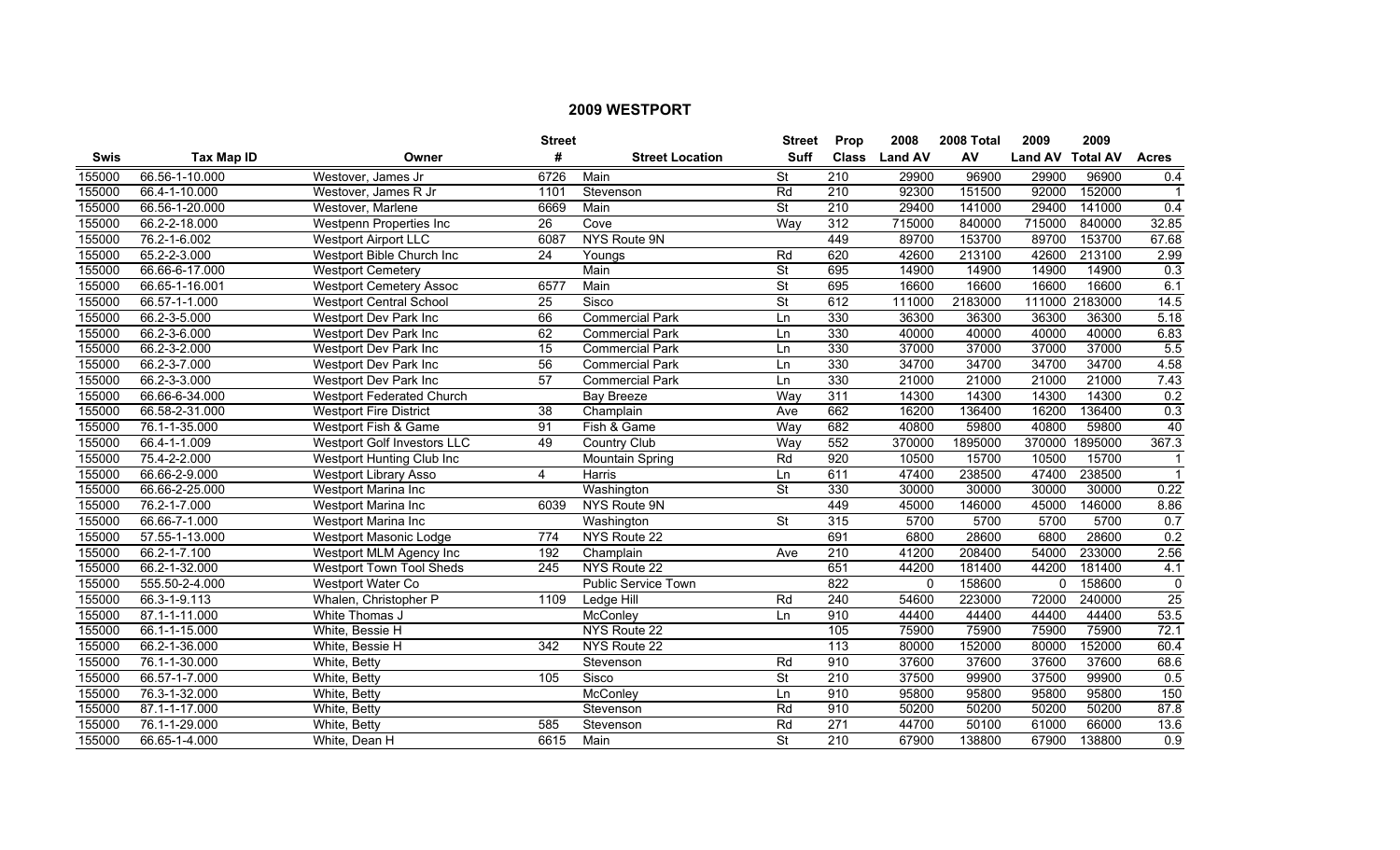# 2009 WESTPORT

| Swis | Tax Map ID | Owner | Street # | Street Location | Street Suff | Prop Class | 2008 Land AV | 2008 Total AV | 2009 Land AV | 2009 Total AV | Acres |
|---|---|---|---|---|---|---|---|---|---|---|---|
| 155000 | 66.56-1-10.000 | Westover, James Jr | 6726 | Main | St | 210 | 29900 | 96900 | 29900 | 96900 | 0.4 |
| 155000 | 66.4-1-10.000 | Westover, James R Jr | 1101 | Stevenson | Rd | 210 | 92300 | 151500 | 92000 | 152000 | 1 |
| 155000 | 66.56-1-20.000 | Westover, Marlene | 6669 | Main | St | 210 | 29400 | 141000 | 29400 | 141000 | 0.4 |
| 155000 | 66.2-2-18.000 | Westpenn Properties Inc | 26 | Cove | Way | 312 | 715000 | 840000 | 715000 | 840000 | 32.85 |
| 155000 | 76.2-1-6.002 | Westport Airport LLC | 6087 | NYS Route 9N | | 449 | 89700 | 153700 | 89700 | 153700 | 67.68 |
| 155000 | 65.2-2-3.000 | Westport Bible Church Inc | 24 | Youngs | Rd | 620 | 42600 | 213100 | 42600 | 213100 | 2.99 |
| 155000 | 66.66-6-17.000 | Westport Cemetery | | Main | St | 695 | 14900 | 14900 | 14900 | 14900 | 0.3 |
| 155000 | 66.65-1-16.001 | Westport Cemetery Assoc | 6577 | Main | St | 695 | 16600 | 16600 | 16600 | 16600 | 6.1 |
| 155000 | 66.57-1-1.000 | Westport Central School | 25 | Sisco | St | 612 | 111000 | 2183000 | 111000 | 2183000 | 14.5 |
| 155000 | 66.2-3-5.000 | Westport Dev Park Inc | 66 | Commercial Park | Ln | 330 | 36300 | 36300 | 36300 | 36300 | 5.18 |
| 155000 | 66.2-3-6.000 | Westport Dev Park Inc | 62 | Commercial Park | Ln | 330 | 40000 | 40000 | 40000 | 40000 | 6.83 |
| 155000 | 66.2-3-2.000 | Westport Dev Park Inc | 15 | Commercial Park | Ln | 330 | 37000 | 37000 | 37000 | 37000 | 5.5 |
| 155000 | 66.2-3-7.000 | Westport Dev Park Inc | 56 | Commercial Park | Ln | 330 | 34700 | 34700 | 34700 | 34700 | 4.58 |
| 155000 | 66.2-3-3.000 | Westport Dev Park Inc | 57 | Commercial Park | Ln | 330 | 21000 | 21000 | 21000 | 21000 | 7.43 |
| 155000 | 66.66-6-34.000 | Westport Federated Church | | Bay Breeze | Way | 311 | 14300 | 14300 | 14300 | 14300 | 0.2 |
| 155000 | 66.58-2-31.000 | Westport Fire District | 38 | Champlain | Ave | 662 | 16200 | 136400 | 16200 | 136400 | 0.3 |
| 155000 | 76.1-1-35.000 | Westport Fish & Game | 91 | Fish & Game | Way | 682 | 40800 | 59800 | 40800 | 59800 | 40 |
| 155000 | 66.4-1-1.009 | Westport Golf Investors LLC | 49 | Country Club | Way | 552 | 370000 | 1895000 | 370000 | 1895000 | 367.3 |
| 155000 | 75.4-2-2.000 | Westport Hunting Club Inc | | Mountain Spring | Rd | 920 | 10500 | 15700 | 10500 | 15700 | 1 |
| 155000 | 66.66-2-9.000 | Westport Library Asso | 4 | Harris | Ln | 611 | 47400 | 238500 | 47400 | 238500 | 1 |
| 155000 | 66.66-2-25.000 | Westport Marina Inc | | Washington | St | 330 | 30000 | 30000 | 30000 | 30000 | 0.22 |
| 155000 | 76.2-1-7.000 | Westport Marina Inc | 6039 | NYS Route 9N | | 449 | 45000 | 146000 | 45000 | 146000 | 8.86 |
| 155000 | 66.66-7-1.000 | Westport Marina Inc | | Washington | St | 315 | 5700 | 5700 | 5700 | 5700 | 0.7 |
| 155000 | 57.55-1-13.000 | Westport Masonic Lodge | 774 | NYS Route 22 | | 691 | 6800 | 28600 | 6800 | 28600 | 0.2 |
| 155000 | 66.2-1-7.100 | Westport MLM Agency Inc | 192 | Champlain | Ave | 210 | 41200 | 208400 | 54000 | 233000 | 2.56 |
| 155000 | 66.2-1-32.000 | Westport Town Tool Sheds | 245 | NYS Route 22 | | 651 | 44200 | 181400 | 44200 | 181400 | 4.1 |
| 155000 | 555.50-2-4.000 | Westport Water Co | | Public Service Town | | 822 | 0 | 158600 | 0 | 158600 | 0 |
| 155000 | 66.3-1-9.113 | Whalen, Christopher P | 1109 | Ledge Hill | Rd | 240 | 54600 | 223000 | 72000 | 240000 | 25 |
| 155000 | 87.1-1-11.000 | White Thomas J | | McConley | Ln | 910 | 44400 | 44400 | 44400 | 44400 | 53.5 |
| 155000 | 66.1-1-15.000 | White, Bessie H | | NYS Route 22 | | 105 | 75900 | 75900 | 75900 | 75900 | 72.1 |
| 155000 | 66.2-1-36.000 | White, Bessie H | 342 | NYS Route 22 | | 113 | 80000 | 152000 | 80000 | 152000 | 60.4 |
| 155000 | 76.1-1-30.000 | White, Betty | | Stevenson | Rd | 910 | 37600 | 37600 | 37600 | 37600 | 68.6 |
| 155000 | 66.57-1-7.000 | White, Betty | 105 | Sisco | St | 210 | 37500 | 99900 | 37500 | 99900 | 0.5 |
| 155000 | 76.3-1-32.000 | White, Betty | | McConley | Ln | 910 | 95800 | 95800 | 95800 | 95800 | 150 |
| 155000 | 87.1-1-17.000 | White, Betty | | Stevenson | Rd | 910 | 50200 | 50200 | 50200 | 50200 | 87.8 |
| 155000 | 76.1-1-29.000 | White, Betty | 585 | Stevenson | Rd | 271 | 44700 | 50100 | 61000 | 66000 | 13.6 |
| 155000 | 66.65-1-4.000 | White, Dean H | 6615 | Main | St | 210 | 67900 | 138800 | 67900 | 138800 | 0.9 |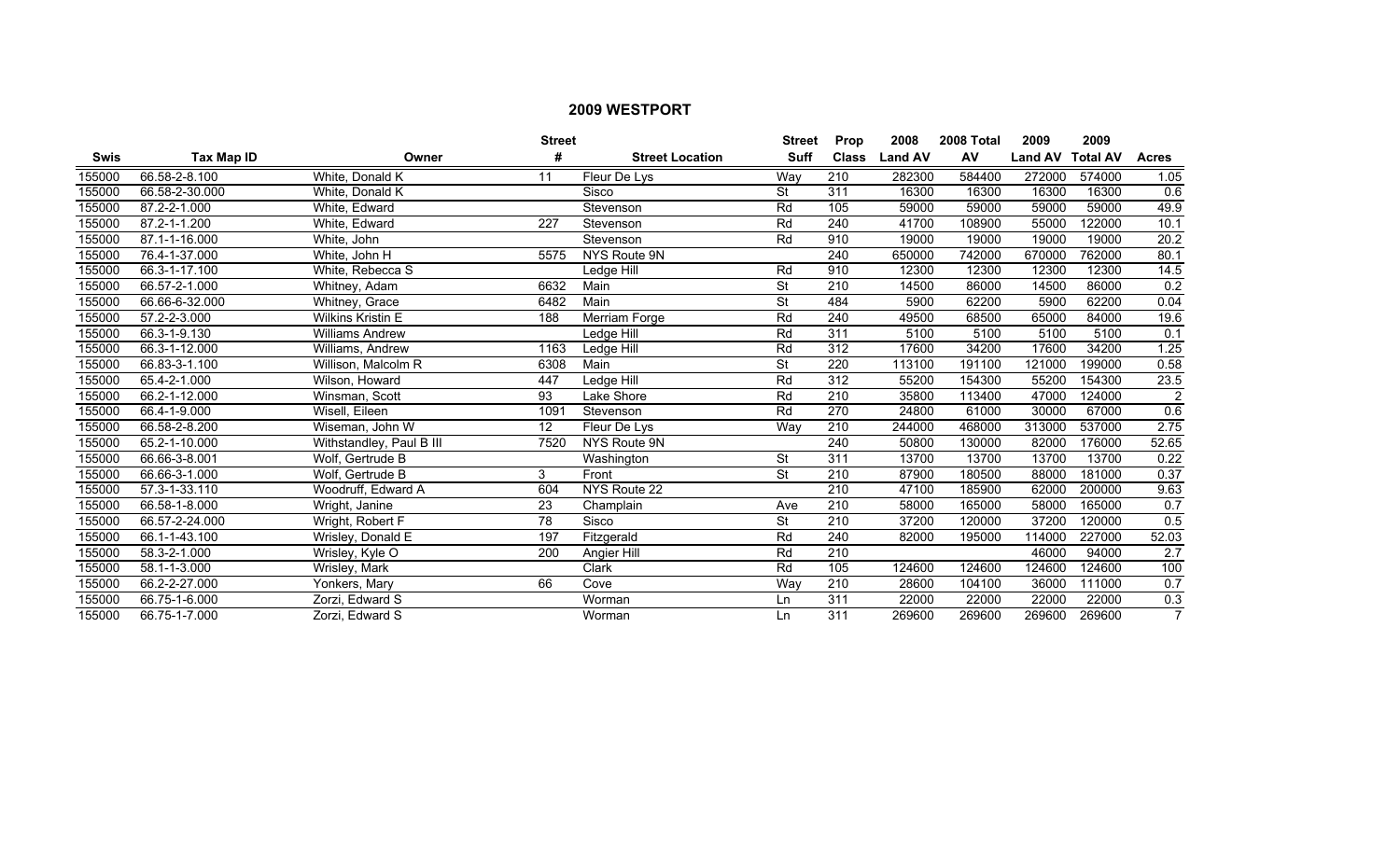## 2009 WESTPORT

| Swis | Tax Map ID | Owner | Street # | Street Location | Street Suff | Prop Class | 2008 Land AV | 2008 Total AV | 2009 Land AV | 2009 Total AV | Acres |
|---|---|---|---|---|---|---|---|---|---|---|---|
| 155000 | 66.58-2-8.100 | White, Donald K | 11 | Fleur De Lys | Way | 210 | 282300 | 584400 | 272000 | 574000 | 1.05 |
| 155000 | 66.58-2-30.000 | White, Donald K | | Sisco | St | 311 | 16300 | 16300 | 16300 | 16300 | 0.6 |
| 155000 | 87.2-2-1.000 | White, Edward | | Stevenson | Rd | 105 | 59000 | 59000 | 59000 | 59000 | 49.9 |
| 155000 | 87.2-1-1.200 | White, Edward | 227 | Stevenson | Rd | 240 | 41700 | 108900 | 55000 | 122000 | 10.1 |
| 155000 | 87.1-1-16.000 | White, John | | Stevenson | Rd | 910 | 19000 | 19000 | 19000 | 19000 | 20.2 |
| 155000 | 76.4-1-37.000 | White, John H | 5575 | NYS Route 9N | | 240 | 650000 | 742000 | 670000 | 762000 | 80.1 |
| 155000 | 66.3-1-17.100 | White, Rebecca S | | Ledge Hill | Rd | 910 | 12300 | 12300 | 12300 | 12300 | 14.5 |
| 155000 | 66.57-2-1.000 | Whitney, Adam | 6632 | Main | St | 210 | 14500 | 86000 | 14500 | 86000 | 0.2 |
| 155000 | 66.66-6-32.000 | Whitney, Grace | 6482 | Main | St | 484 | 5900 | 62200 | 5900 | 62200 | 0.04 |
| 155000 | 57.2-2-3.000 | Wilkins Kristin E | 188 | Merriam Forge | Rd | 240 | 49500 | 68500 | 65000 | 84000 | 19.6 |
| 155000 | 66.3-1-9.130 | Williams Andrew | | Ledge Hill | Rd | 311 | 5100 | 5100 | 5100 | 5100 | 0.1 |
| 155000 | 66.3-1-12.000 | Williams, Andrew | 1163 | Ledge Hill | Rd | 312 | 17600 | 34200 | 17600 | 34200 | 1.25 |
| 155000 | 66.83-3-1.100 | Willison, Malcolm R | 6308 | Main | St | 220 | 113100 | 191100 | 121000 | 199000 | 0.58 |
| 155000 | 65.4-2-1.000 | Wilson, Howard | 447 | Ledge Hill | Rd | 312 | 55200 | 154300 | 55200 | 154300 | 23.5 |
| 155000 | 66.2-1-12.000 | Winsman, Scott | 93 | Lake Shore | Rd | 210 | 35800 | 113400 | 47000 | 124000 | 2 |
| 155000 | 66.4-1-9.000 | Wisell, Eileen | 1091 | Stevenson | Rd | 270 | 24800 | 61000 | 30000 | 67000 | 0.6 |
| 155000 | 66.58-2-8.200 | Wiseman, John W | 12 | Fleur De Lys | Way | 210 | 244000 | 468000 | 313000 | 537000 | 2.75 |
| 155000 | 65.2-1-10.000 | Withstandley, Paul B III | 7520 | NYS Route 9N | | 240 | 50800 | 130000 | 82000 | 176000 | 52.65 |
| 155000 | 66.66-3-8.001 | Wolf, Gertrude B | | Washington | St | 311 | 13700 | 13700 | 13700 | 13700 | 0.22 |
| 155000 | 66.66-3-1.000 | Wolf, Gertrude B | 3 | Front | St | 210 | 87900 | 180500 | 88000 | 181000 | 0.37 |
| 155000 | 57.3-1-33.110 | Woodruff, Edward A | 604 | NYS Route 22 | | 210 | 47100 | 185900 | 62000 | 200000 | 9.63 |
| 155000 | 66.58-1-8.000 | Wright, Janine | 23 | Champlain | Ave | 210 | 58000 | 165000 | 58000 | 165000 | 0.7 |
| 155000 | 66.57-2-24.000 | Wright, Robert F | 78 | Sisco | St | 210 | 37200 | 120000 | 37200 | 120000 | 0.5 |
| 155000 | 66.1-1-43.100 | Wrisley, Donald E | 197 | Fitzgerald | Rd | 240 | 82000 | 195000 | 114000 | 227000 | 52.03 |
| 155000 | 58.3-2-1.000 | Wrisley, Kyle O | 200 | Angier Hill | Rd | 210 | | | 46000 | 94000 | 2.7 |
| 155000 | 58.1-1-3.000 | Wrisley, Mark | | Clark | Rd | 105 | 124600 | 124600 | 124600 | 124600 | 100 |
| 155000 | 66.2-2-27.000 | Yonkers, Mary | 66 | Cove | Way | 210 | 28600 | 104100 | 36000 | 111000 | 0.7 |
| 155000 | 66.75-1-6.000 | Zorzi, Edward S | | Worman | Ln | 311 | 22000 | 22000 | 22000 | 22000 | 0.3 |
| 155000 | 66.75-1-7.000 | Zorzi, Edward S | | Worman | Ln | 311 | 269600 | 269600 | 269600 | 269600 | 7 |